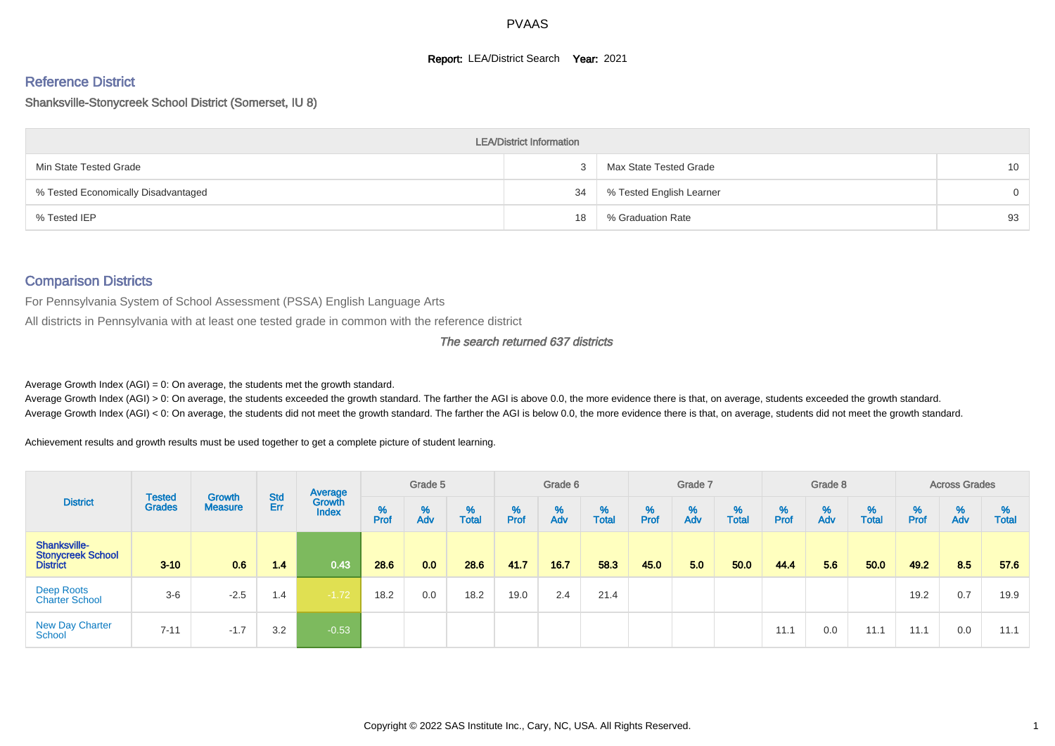# PVAAS

**Report:** LEA/District Search **Year:** 2021

## Reference District

Shanksville-Stonycreek School District (Somerset, IU 8)

| LEA/District Information | | | |
|---|---|---|---|
| Min State Tested Grade | 3 | Max State Tested Grade | 10 |
| % Tested Economically Disadvantaged | 34 | % Tested English Learner | 0 |
| % Tested IEP | 18 | % Graduation Rate | 93 |

## Comparison Districts

For Pennsylvania System of School Assessment (PSSA) English Language Arts

All districts in Pennsylvania with at least one tested grade in common with the reference district

*The search returned 637 districts*

Average Growth Index (AGI) = 0: On average, the students met the growth standard.

Average Growth Index (AGI) > 0: On average, the students exceeded the growth standard. The farther the AGI is above 0.0, the more evidence there is that, on average, students exceeded the growth standard.

Average Growth Index (AGI) < 0: On average, the students did not meet the growth standard. The farther the AGI is below 0.0, the more evidence there is that, on average, students did not meet the growth standard.

Achievement results and growth results must be used together to get a complete picture of student learning.

| District | Tested Grades | Growth Measure | Std Err | Average Growth Index | Grade 5 | | | Grade 6 | | | Grade 7 | | | Grade 8 | | | Across Grades | | |
|---|---|---|---|---|---|---|---|---|---|---|---|---|---|---|---|---|---|---|---|
| | | | | | % Prof | % Adv | % Total | % Prof | % Adv | % Total | % Prof | % Adv | % Total | % Prof | % Adv | % Total | % Prof | % Adv | % Total |
| **Shanksville-Stonycreek School District** | **3-10** | **0.6** | **1.4** | **0.43** | **28.6** | **0.0** | **28.6** | **41.7** | **16.7** | **58.3** | **45.0** | **5.0** | **50.0** | **44.4** | **5.6** | **50.0** | **49.2** | **8.5** | **57.6** |
| Deep Roots Charter School | 3-6 | -2.5 | 1.4 | -1.72 | 18.2 | 0.0 | 18.2 | 19.0 | 2.4 | 21.4 | | | | | | | 19.2 | 0.7 | 19.9 |
| New Day Charter School | 7-11 | -1.7 | 3.2 | -0.53 | | | | | | | | | | 11.1 | 0.0 | 11.1 | 11.1 | 0.0 | 11.1 |

Copyright © 2022 SAS Institute Inc., Cary, NC, USA. All Rights Reserved.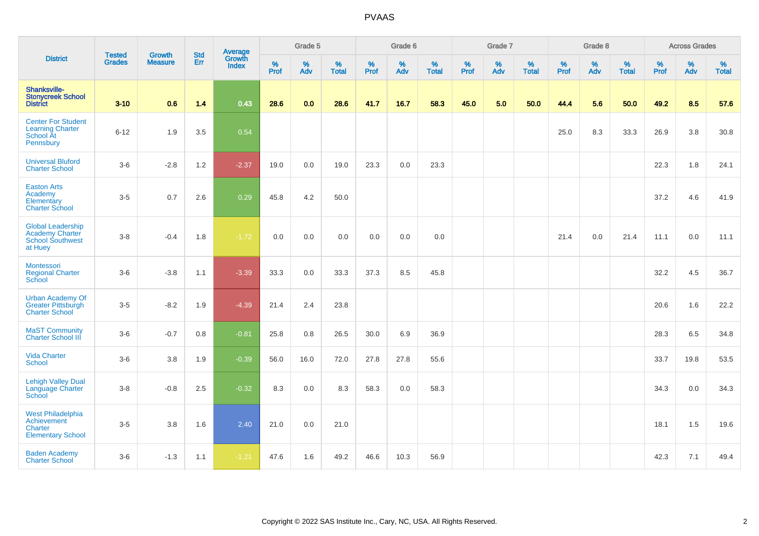# PVAAS

| District | Tested Grades | Growth Measure | Std Err | Average Growth Index | Grade 5 | | | Grade 6 | | | Grade 7 | | | Grade 8 | | | Across Grades | | |
|---|---|---|---|---|---|---|---|---|---|---|---|---|---|---|---|---|---|---|---|
| | | | | | % Prof | % Adv | % Total | % Prof | % Adv | % Total | % Prof | % Adv | % Total | % Prof | % Adv | % Total | % Prof | % Adv | % Total |
| **Shanksville-Stonycreek School District** | **3-10** | **0.6** | **1.4** | **0.43** | **28.6** | **0.0** | **28.6** | **41.7** | **16.7** | **58.3** | **45.0** | **5.0** | **50.0** | **44.4** | **5.6** | **50.0** | **49.2** | **8.5** | **57.6** |
| Center For Student Learning Charter School At Pennsbury | 6-12 | 1.9 | 3.5 | 0.54 | | | | | | | | | | 25.0 | 8.3 | 33.3 | 26.9 | 3.8 | 30.8 |
| Universal Bluford Charter School | 3-6 | -2.8 | 1.2 | -2.37 | 19.0 | 0.0 | 19.0 | 23.3 | 0.0 | 23.3 | | | | | | | 22.3 | 1.8 | 24.1 |
| Easton Arts Academy Elementary Charter School | 3-5 | 0.7 | 2.6 | 0.29 | 45.8 | 4.2 | 50.0 | | | | | | | | | | 37.2 | 4.6 | 41.9 |
| Global Leadership Academy Charter School Southwest at Huey | 3-8 | -0.4 | 1.8 | -1.72 | 0.0 | 0.0 | 0.0 | 0.0 | 0.0 | 0.0 | | | | 21.4 | 0.0 | 21.4 | 11.1 | 0.0 | 11.1 |
| Montessori Regional Charter School | 3-6 | -3.8 | 1.1 | -3.39 | 33.3 | 0.0 | 33.3 | 37.3 | 8.5 | 45.8 | | | | | | | 32.2 | 4.5 | 36.7 |
| Urban Academy Of Greater Pittsburgh Charter School | 3-5 | -8.2 | 1.9 | -4.39 | 21.4 | 2.4 | 23.8 | | | | | | | | | | 20.6 | 1.6 | 22.2 |
| MaST Community Charter School III | 3-6 | -0.7 | 0.8 | -0.81 | 25.8 | 0.8 | 26.5 | 30.0 | 6.9 | 36.9 | | | | | | | 28.3 | 6.5 | 34.8 |
| Vida Charter School | 3-6 | 3.8 | 1.9 | -0.39 | 56.0 | 16.0 | 72.0 | 27.8 | 27.8 | 55.6 | | | | | | | 33.7 | 19.8 | 53.5 |
| Lehigh Valley Dual Language Charter School | 3-8 | -0.8 | 2.5 | -0.32 | 8.3 | 0.0 | 8.3 | 58.3 | 0.0 | 58.3 | | | | | | | 34.3 | 0.0 | 34.3 |
| West Philadelphia Achievement Charter Elementary School | 3-5 | 3.8 | 1.6 | 2.40 | 21.0 | 0.0 | 21.0 | | | | | | | | | | 18.1 | 1.5 | 19.6 |
| Baden Academy Charter School | 3-6 | -1.3 | 1.1 | -1.21 | 47.6 | 1.6 | 49.2 | 46.6 | 10.3 | 56.9 | | | | | | | 42.3 | 7.1 | 49.4 |

Copyright © 2022 SAS Institute Inc., Cary, NC, USA. All Rights Reserved.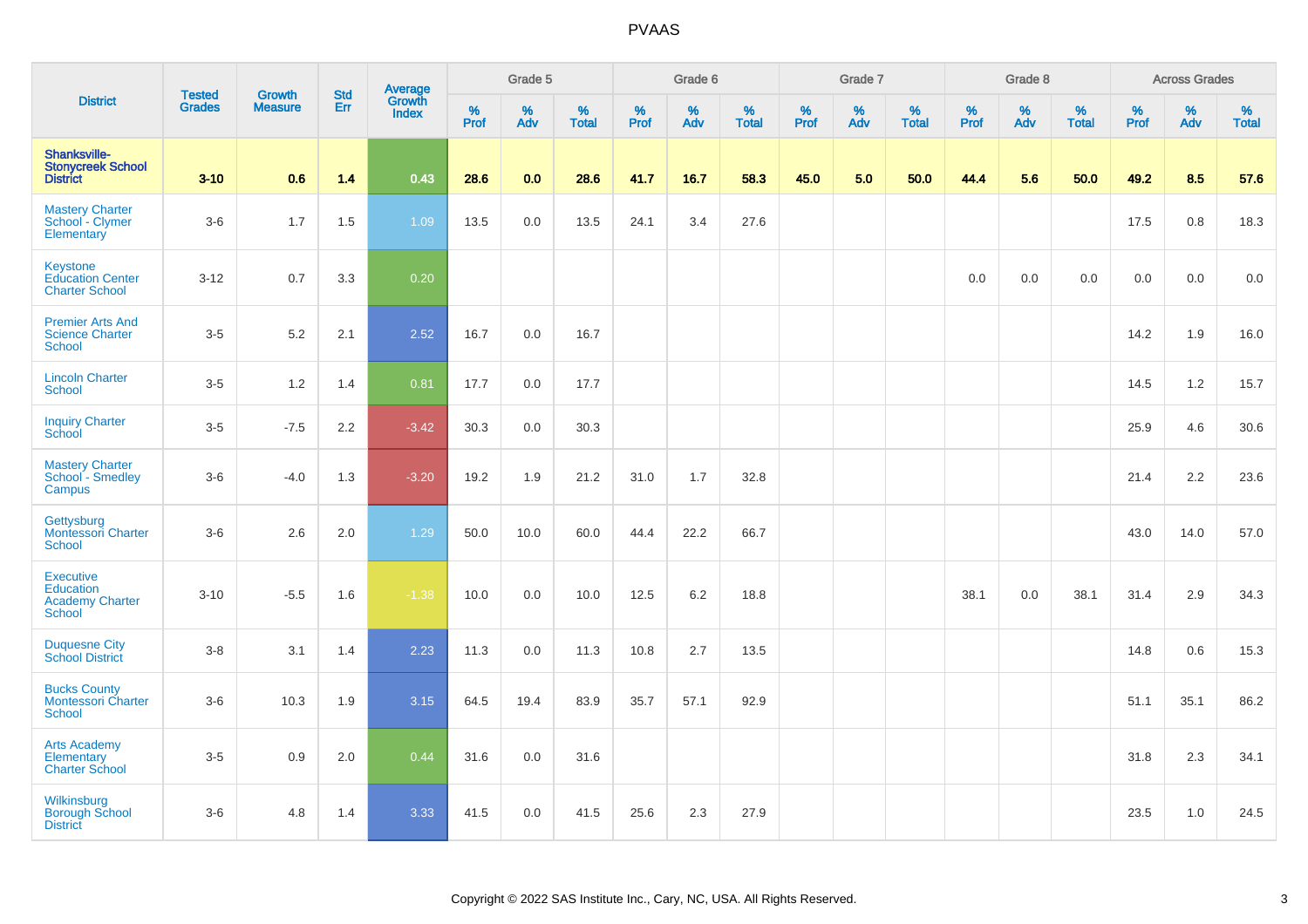# PVAAS

| District | Tested Grades | Growth Measure | Std Err | Average Growth Index | Grade 5 | | | Grade 6 | | | Grade 7 | | | Grade 8 | | | Across Grades | | |
|---|---|---|---|---|---|---|---|---|---|---|---|---|---|---|---|---|---|---|---|
| | | | | | % Prof | % Adv | % Total | % Prof | % Adv | % Total | % Prof | % Adv | % Total | % Prof | % Adv | % Total | % Prof | % Adv | % Total |
| **Shanksville-Stonycreek School District** | **3-10** | **0.6** | **1.4** | **0.43** | **28.6** | **0.0** | **28.6** | **41.7** | **16.7** | **58.3** | **45.0** | **5.0** | **50.0** | **44.4** | **5.6** | **50.0** | **49.2** | **8.5** | **57.6** |
| Mastery Charter School - Clymer Elementary | 3-6 | 1.7 | 1.5 | 1.09 | 13.5 | 0.0 | 13.5 | 24.1 | 3.4 | 27.6 | | | | | | | 17.5 | 0.8 | 18.3 |
| Keystone Education Center Charter School | 3-12 | 0.7 | 3.3 | 0.20 | | | | | | | | | | 0.0 | 0.0 | 0.0 | 0.0 | 0.0 | 0.0 |
| Premier Arts And Science Charter School | 3-5 | 5.2 | 2.1 | 2.52 | 16.7 | 0.0 | 16.7 | | | | | | | | | | 14.2 | 1.9 | 16.0 |
| Lincoln Charter School | 3-5 | 1.2 | 1.4 | 0.81 | 17.7 | 0.0 | 17.7 | | | | | | | | | | 14.5 | 1.2 | 15.7 |
| Inquiry Charter School | 3-5 | -7.5 | 2.2 | -3.42 | 30.3 | 0.0 | 30.3 | | | | | | | | | | 25.9 | 4.6 | 30.6 |
| Mastery Charter School - Smedley Campus | 3-6 | -4.0 | 1.3 | -3.20 | 19.2 | 1.9 | 21.2 | 31.0 | 1.7 | 32.8 | | | | | | | 21.4 | 2.2 | 23.6 |
| Gettysburg Montessori Charter School | 3-6 | 2.6 | 2.0 | 1.29 | 50.0 | 10.0 | 60.0 | 44.4 | 22.2 | 66.7 | | | | | | | 43.0 | 14.0 | 57.0 |
| Executive Education Academy Charter School | 3-10 | -5.5 | 1.6 | -1.38 | 10.0 | 0.0 | 10.0 | 12.5 | 6.2 | 18.8 | | | | 38.1 | 0.0 | 38.1 | 31.4 | 2.9 | 34.3 |
| Duquesne City School District | 3-8 | 3.1 | 1.4 | 2.23 | 11.3 | 0.0 | 11.3 | 10.8 | 2.7 | 13.5 | | | | | | | 14.8 | 0.6 | 15.3 |
| Bucks County Montessori Charter School | 3-6 | 10.3 | 1.9 | 3.15 | 64.5 | 19.4 | 83.9 | 35.7 | 57.1 | 92.9 | | | | | | | 51.1 | 35.1 | 86.2 |
| Arts Academy Elementary Charter School | 3-5 | 0.9 | 2.0 | 0.44 | 31.6 | 0.0 | 31.6 | | | | | | | | | | 31.8 | 2.3 | 34.1 |
| Wilkinsburg Borough School District | 3-6 | 4.8 | 1.4 | 3.33 | 41.5 | 0.0 | 41.5 | 25.6 | 2.3 | 27.9 | | | | | | | 23.5 | 1.0 | 24.5 |

Copyright © 2022 SAS Institute Inc., Cary, NC, USA. All Rights Reserved.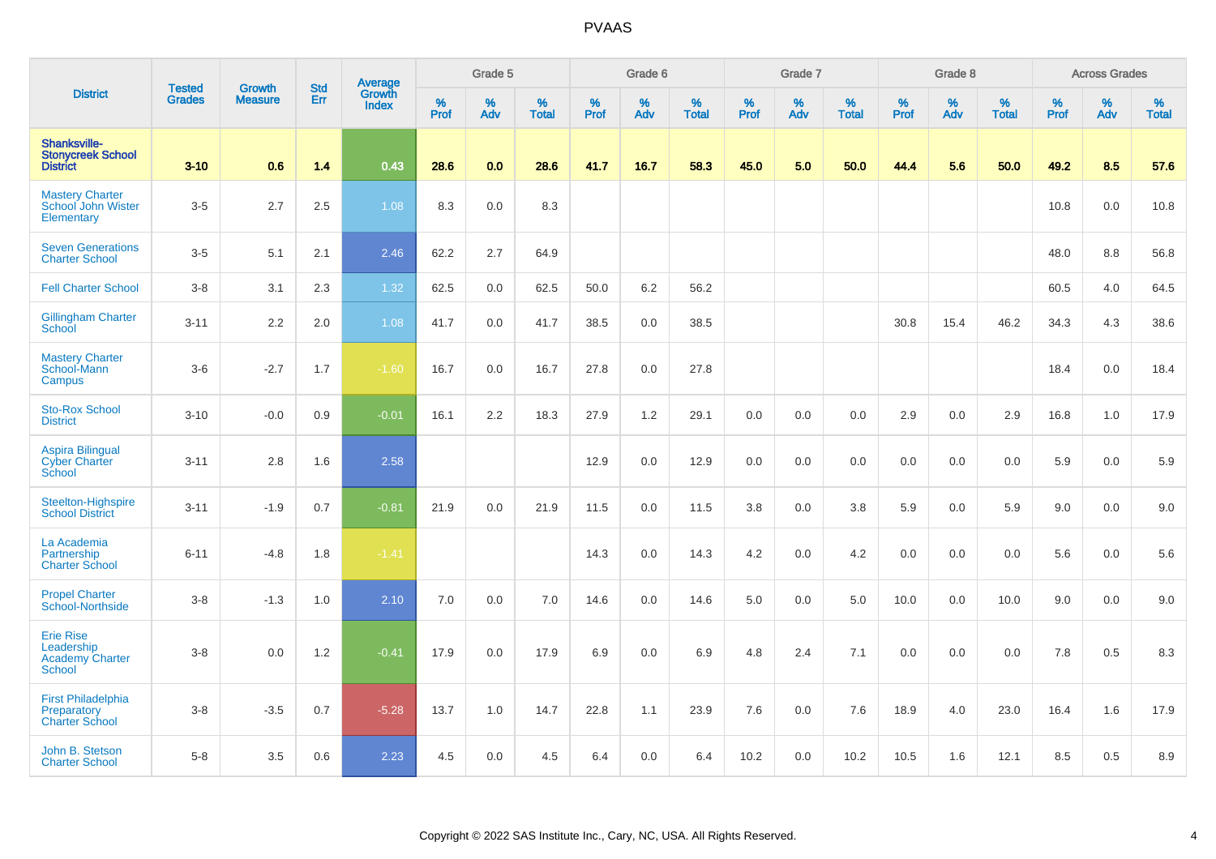# PVAAS

| District | Tested Grades | Growth Measure | Std Err | Average Growth Index | Grade 5 | | | Grade 6 | | | Grade 7 | | | Grade 8 | | | Across Grades | | |
|---|---|---|---|---|---|---|---|---|---|---|---|---|---|---|---|---|---|---|---|
| | | | | | % Prof | % Adv | % Total | % Prof | % Adv | % Total | % Prof | % Adv | % Total | % Prof | % Adv | % Total | % Prof | % Adv | % Total |
| **Shanksville-Stonycreek School District** | **3-10** | **0.6** | **1.4** | **0.43** | **28.6** | **0.0** | **28.6** | **41.7** | **16.7** | **58.3** | **45.0** | **5.0** | **50.0** | **44.4** | **5.6** | **50.0** | **49.2** | **8.5** | **57.6** |
| Mastery Charter School John Wister Elementary | 3-5 | 2.7 | 2.5 | 1.08 | 8.3 | 0.0 | 8.3 | | | | | | | | | | 10.8 | 0.0 | 10.8 |
| Seven Generations Charter School | 3-5 | 5.1 | 2.1 | 2.46 | 62.2 | 2.7 | 64.9 | | | | | | | | | | 48.0 | 8.8 | 56.8 |
| Fell Charter School | 3-8 | 3.1 | 2.3 | 1.32 | 62.5 | 0.0 | 62.5 | 50.0 | 6.2 | 56.2 | | | | | | | 60.5 | 4.0 | 64.5 |
| Gillingham Charter School | 3-11 | 2.2 | 2.0 | 1.08 | 41.7 | 0.0 | 41.7 | 38.5 | 0.0 | 38.5 | | | | 30.8 | 15.4 | 46.2 | 34.3 | 4.3 | 38.6 |
| Mastery Charter School-Mann Campus | 3-6 | -2.7 | 1.7 | -1.60 | 16.7 | 0.0 | 16.7 | 27.8 | 0.0 | 27.8 | | | | | | | 18.4 | 0.0 | 18.4 |
| Sto-Rox School District | 3-10 | -0.0 | 0.9 | -0.01 | 16.1 | 2.2 | 18.3 | 27.9 | 1.2 | 29.1 | 0.0 | 0.0 | 0.0 | 2.9 | 0.0 | 2.9 | 16.8 | 1.0 | 17.9 |
| Aspira Bilingual Cyber Charter School | 3-11 | 2.8 | 1.6 | 2.58 | | | | 12.9 | 0.0 | 12.9 | 0.0 | 0.0 | 0.0 | 0.0 | 0.0 | 0.0 | 5.9 | 0.0 | 5.9 |
| Steelton-Highspire School District | 3-11 | -1.9 | 0.7 | -0.81 | 21.9 | 0.0 | 21.9 | 11.5 | 0.0 | 11.5 | 3.8 | 0.0 | 3.8 | 5.9 | 0.0 | 5.9 | 9.0 | 0.0 | 9.0 |
| La Academia Partnership Charter School | 6-11 | -4.8 | 1.8 | -1.41 | | | | 14.3 | 0.0 | 14.3 | 4.2 | 0.0 | 4.2 | 0.0 | 0.0 | 0.0 | 5.6 | 0.0 | 5.6 |
| Propel Charter School-Northside | 3-8 | -1.3 | 1.0 | 2.10 | 7.0 | 0.0 | 7.0 | 14.6 | 0.0 | 14.6 | 5.0 | 0.0 | 5.0 | 10.0 | 0.0 | 10.0 | 9.0 | 0.0 | 9.0 |
| Erie Rise Leadership Academy Charter School | 3-8 | 0.0 | 1.2 | -0.41 | 17.9 | 0.0 | 17.9 | 6.9 | 0.0 | 6.9 | 4.8 | 2.4 | 7.1 | 0.0 | 0.0 | 0.0 | 7.8 | 0.5 | 8.3 |
| First Philadelphia Preparatory Charter School | 3-8 | -3.5 | 0.7 | -5.28 | 13.7 | 1.0 | 14.7 | 22.8 | 1.1 | 23.9 | 7.6 | 0.0 | 7.6 | 18.9 | 4.0 | 23.0 | 16.4 | 1.6 | 17.9 |
| John B. Stetson Charter School | 5-8 | 3.5 | 0.6 | 2.23 | 4.5 | 0.0 | 4.5 | 6.4 | 0.0 | 6.4 | 10.2 | 0.0 | 10.2 | 10.5 | 1.6 | 12.1 | 8.5 | 0.5 | 8.9 |

Copyright © 2022 SAS Institute Inc., Cary, NC, USA. All Rights Reserved.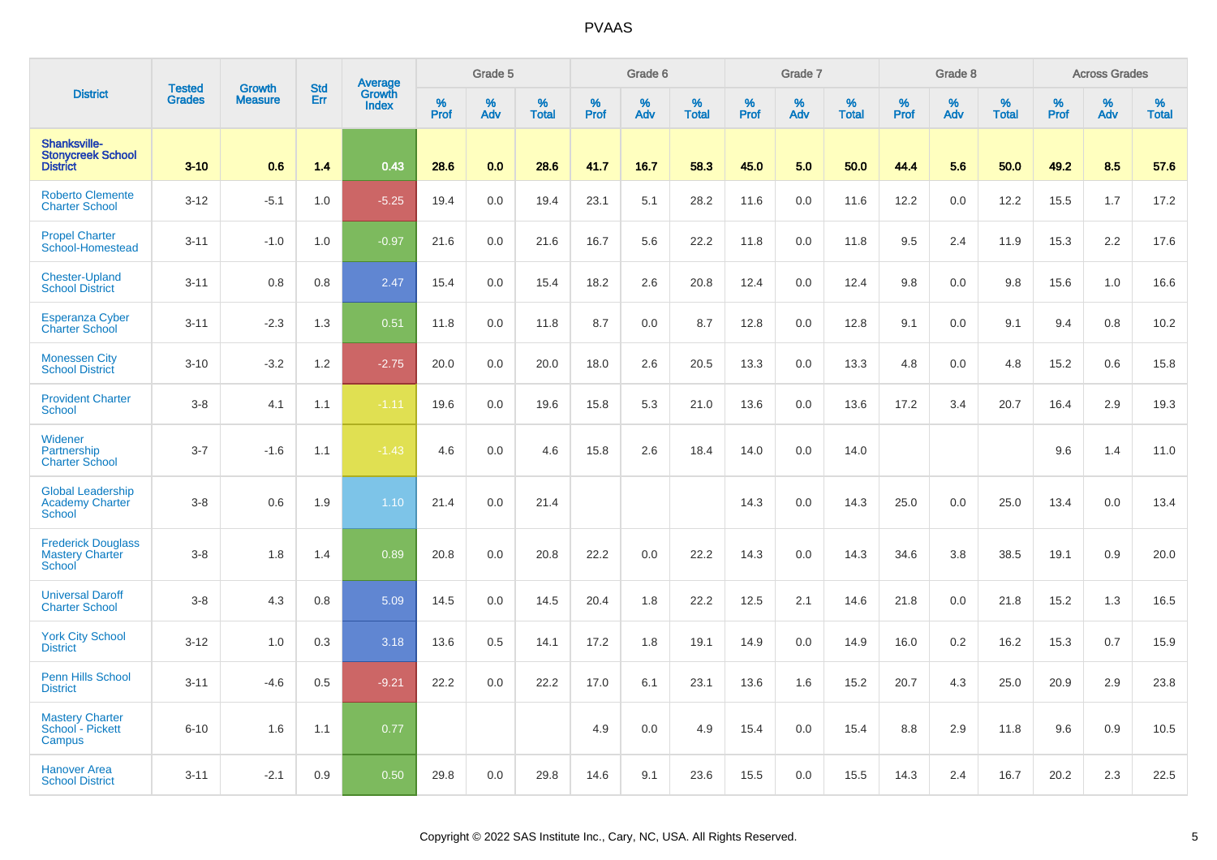| District | Tested Grades | Growth Measure | Std Err | Average Growth Index | Grade 5 | | | Grade 6 | | | Grade 7 | | | Grade 8 | | | Across Grades | | |
|---|---|---|---|---|---|---|---|---|---|---|---|---|---|---|---|---|---|---|---|
| | | | | | % Prof | % Adv | % Total | % Prof | % Adv | % Total | % Prof | % Adv | % Total | % Prof | % Adv | % Total | % Prof | % Adv | % Total |
| **Shanksville-Stonycreek School District** | **3-10** | **0.6** | **1.4** | **0.43** | **28.6** | **0.0** | **28.6** | **41.7** | **16.7** | **58.3** | **45.0** | **5.0** | **50.0** | **44.4** | **5.6** | **50.0** | **49.2** | **8.5** | **57.6** |
| Roberto Clemente Charter School | 3-12 | -5.1 | 1.0 | -5.25 | 19.4 | 0.0 | 19.4 | 23.1 | 5.1 | 28.2 | 11.6 | 0.0 | 11.6 | 12.2 | 0.0 | 12.2 | 15.5 | 1.7 | 17.2 |
| Propel Charter School-Homestead | 3-11 | -1.0 | 1.0 | -0.97 | 21.6 | 0.0 | 21.6 | 16.7 | 5.6 | 22.2 | 11.8 | 0.0 | 11.8 | 9.5 | 2.4 | 11.9 | 15.3 | 2.2 | 17.6 |
| Chester-Upland School District | 3-11 | 0.8 | 0.8 | 2.47 | 15.4 | 0.0 | 15.4 | 18.2 | 2.6 | 20.8 | 12.4 | 0.0 | 12.4 | 9.8 | 0.0 | 9.8 | 15.6 | 1.0 | 16.6 |
| Esperanza Cyber Charter School | 3-11 | -2.3 | 1.3 | 0.51 | 11.8 | 0.0 | 11.8 | 8.7 | 0.0 | 8.7 | 12.8 | 0.0 | 12.8 | 9.1 | 0.0 | 9.1 | 9.4 | 0.8 | 10.2 |
| Monessen City School District | 3-10 | -3.2 | 1.2 | -2.75 | 20.0 | 0.0 | 20.0 | 18.0 | 2.6 | 20.5 | 13.3 | 0.0 | 13.3 | 4.8 | 0.0 | 4.8 | 15.2 | 0.6 | 15.8 |
| Provident Charter School | 3-8 | 4.1 | 1.1 | -1.11 | 19.6 | 0.0 | 19.6 | 15.8 | 5.3 | 21.0 | 13.6 | 0.0 | 13.6 | 17.2 | 3.4 | 20.7 | 16.4 | 2.9 | 19.3 |
| Widener Partnership Charter School | 3-7 | -1.6 | 1.1 | -1.43 | 4.6 | 0.0 | 4.6 | 15.8 | 2.6 | 18.4 | 14.0 | 0.0 | 14.0 | | | | 9.6 | 1.4 | 11.0 |
| Global Leadership Academy Charter School | 3-8 | 0.6 | 1.9 | 1.10 | 21.4 | 0.0 | 21.4 | | | | 14.3 | 0.0 | 14.3 | 25.0 | 0.0 | 25.0 | 13.4 | 0.0 | 13.4 |
| Frederick Douglass Mastery Charter School | 3-8 | 1.8 | 1.4 | 0.89 | 20.8 | 0.0 | 20.8 | 22.2 | 0.0 | 22.2 | 14.3 | 0.0 | 14.3 | 34.6 | 3.8 | 38.5 | 19.1 | 0.9 | 20.0 |
| Universal Daroff Charter School | 3-8 | 4.3 | 0.8 | 5.09 | 14.5 | 0.0 | 14.5 | 20.4 | 1.8 | 22.2 | 12.5 | 2.1 | 14.6 | 21.8 | 0.0 | 21.8 | 15.2 | 1.3 | 16.5 |
| York City School District | 3-12 | 1.0 | 0.3 | 3.18 | 13.6 | 0.5 | 14.1 | 17.2 | 1.8 | 19.1 | 14.9 | 0.0 | 14.9 | 16.0 | 0.2 | 16.2 | 15.3 | 0.7 | 15.9 |
| Penn Hills School District | 3-11 | -4.6 | 0.5 | -9.21 | 22.2 | 0.0 | 22.2 | 17.0 | 6.1 | 23.1 | 13.6 | 1.6 | 15.2 | 20.7 | 4.3 | 25.0 | 20.9 | 2.9 | 23.8 |
| Mastery Charter School - Pickett Campus | 6-10 | 1.6 | 1.1 | 0.77 | | | | 4.9 | 0.0 | 4.9 | 15.4 | 0.0 | 15.4 | 8.8 | 2.9 | 11.8 | 9.6 | 0.9 | 10.5 |
| Hanover Area School District | 3-11 | -2.1 | 0.9 | 0.50 | 29.8 | 0.0 | 29.8 | 14.6 | 9.1 | 23.6 | 15.5 | 0.0 | 15.5 | 14.3 | 2.4 | 16.7 | 20.2 | 2.3 | 22.5 |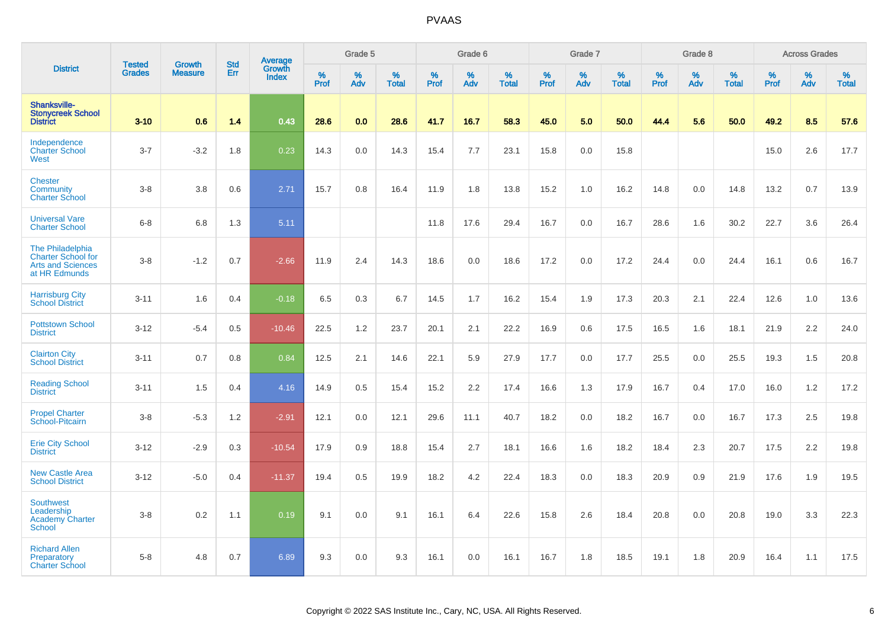# PVAAS

| District | Tested Grades | Growth Measure | Std Err | Average Growth Index | Grade 5 | | | Grade 6 | | | Grade 7 | | | Grade 8 | | | Across Grades | | |
|---|---|---|---|---|---|---|---|---|---|---|---|---|---|---|---|---|---|---|---|
| | | | | | % Prof | % Adv | % Total | % Prof | % Adv | % Total | % Prof | % Adv | % Total | % Prof | % Adv | % Total | % Prof | % Adv | % Total |
| **Shanksville-Stonycreek School District** | **3-10** | **0.6** | **1.4** | **0.43** | **28.6** | **0.0** | **28.6** | **41.7** | **16.7** | **58.3** | **45.0** | **5.0** | **50.0** | **44.4** | **5.6** | **50.0** | **49.2** | **8.5** | **57.6** |
| Independence Charter School West | 3-7 | -3.2 | 1.8 | 0.23 | 14.3 | 0.0 | 14.3 | 15.4 | 7.7 | 23.1 | 15.8 | 0.0 | 15.8 | | | | 15.0 | 2.6 | 17.7 |
| Chester Community Charter School | 3-8 | 3.8 | 0.6 | 2.71 | 15.7 | 0.8 | 16.4 | 11.9 | 1.8 | 13.8 | 15.2 | 1.0 | 16.2 | 14.8 | 0.0 | 14.8 | 13.2 | 0.7 | 13.9 |
| Universal Vare Charter School | 6-8 | 6.8 | 1.3 | 5.11 | | | | 11.8 | 17.6 | 29.4 | 16.7 | 0.0 | 16.7 | 28.6 | 1.6 | 30.2 | 22.7 | 3.6 | 26.4 |
| The Philadelphia Charter School for Arts and Sciences at HR Edmunds | 3-8 | -1.2 | 0.7 | -2.66 | 11.9 | 2.4 | 14.3 | 18.6 | 0.0 | 18.6 | 17.2 | 0.0 | 17.2 | 24.4 | 0.0 | 24.4 | 16.1 | 0.6 | 16.7 |
| Harrisburg City School District | 3-11 | 1.6 | 0.4 | -0.18 | 6.5 | 0.3 | 6.7 | 14.5 | 1.7 | 16.2 | 15.4 | 1.9 | 17.3 | 20.3 | 2.1 | 22.4 | 12.6 | 1.0 | 13.6 |
| Pottstown School District | 3-12 | -5.4 | 0.5 | -10.46 | 22.5 | 1.2 | 23.7 | 20.1 | 2.1 | 22.2 | 16.9 | 0.6 | 17.5 | 16.5 | 1.6 | 18.1 | 21.9 | 2.2 | 24.0 |
| Clairton City School District | 3-11 | 0.7 | 0.8 | 0.84 | 12.5 | 2.1 | 14.6 | 22.1 | 5.9 | 27.9 | 17.7 | 0.0 | 17.7 | 25.5 | 0.0 | 25.5 | 19.3 | 1.5 | 20.8 |
| Reading School District | 3-11 | 1.5 | 0.4 | 4.16 | 14.9 | 0.5 | 15.4 | 15.2 | 2.2 | 17.4 | 16.6 | 1.3 | 17.9 | 16.7 | 0.4 | 17.0 | 16.0 | 1.2 | 17.2 |
| Propel Charter School-Pitcairn | 3-8 | -5.3 | 1.2 | -2.91 | 12.1 | 0.0 | 12.1 | 29.6 | 11.1 | 40.7 | 18.2 | 0.0 | 18.2 | 16.7 | 0.0 | 16.7 | 17.3 | 2.5 | 19.8 |
| Erie City School District | 3-12 | -2.9 | 0.3 | -10.54 | 17.9 | 0.9 | 18.8 | 15.4 | 2.7 | 18.1 | 16.6 | 1.6 | 18.2 | 18.4 | 2.3 | 20.7 | 17.5 | 2.2 | 19.8 |
| New Castle Area School District | 3-12 | -5.0 | 0.4 | -11.37 | 19.4 | 0.5 | 19.9 | 18.2 | 4.2 | 22.4 | 18.3 | 0.0 | 18.3 | 20.9 | 0.9 | 21.9 | 17.6 | 1.9 | 19.5 |
| Southwest Leadership Academy Charter School | 3-8 | 0.2 | 1.1 | 0.19 | 9.1 | 0.0 | 9.1 | 16.1 | 6.4 | 22.6 | 15.8 | 2.6 | 18.4 | 20.8 | 0.0 | 20.8 | 19.0 | 3.3 | 22.3 |
| Richard Allen Preparatory Charter School | 5-8 | 4.8 | 0.7 | 6.89 | 9.3 | 0.0 | 9.3 | 16.1 | 0.0 | 16.1 | 16.7 | 1.8 | 18.5 | 19.1 | 1.8 | 20.9 | 16.4 | 1.1 | 17.5 |

Copyright © 2022 SAS Institute Inc., Cary, NC, USA. All Rights Reserved.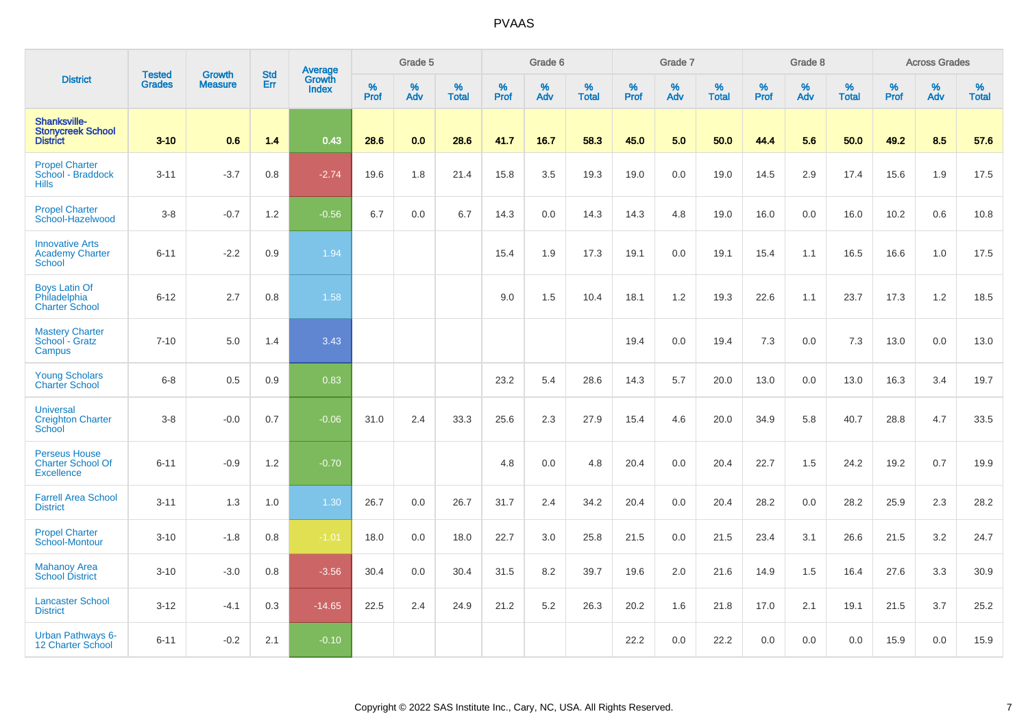# PVAAS

| District | Tested Grades | Growth Measure | Std Err | Average Growth Index | Grade 5 | | | Grade 6 | | | Grade 7 | | | Grade 8 | | | Across Grades | | |
|---|---|---|---|---|---|---|---|---|---|---|---|---|---|---|---|---|---|---|---|
| | | | | | % Prof | % Adv | % Total | % Prof | % Adv | % Total | % Prof | % Adv | % Total | % Prof | % Adv | % Total | % Prof | % Adv | % Total |
| **Shanksville-Stonycreek School District** | **3-10** | **0.6** | **1.4** | **0.43** | **28.6** | **0.0** | **28.6** | **41.7** | **16.7** | **58.3** | **45.0** | **5.0** | **50.0** | **44.4** | **5.6** | **50.0** | **49.2** | **8.5** | **57.6** |
| Propel Charter School - Braddock Hills | 3-11 | -3.7 | 0.8 | -2.74 | 19.6 | 1.8 | 21.4 | 15.8 | 3.5 | 19.3 | 19.0 | 0.0 | 19.0 | 14.5 | 2.9 | 17.4 | 15.6 | 1.9 | 17.5 |
| Propel Charter School-Hazelwood | 3-8 | -0.7 | 1.2 | -0.56 | 6.7 | 0.0 | 6.7 | 14.3 | 0.0 | 14.3 | 14.3 | 4.8 | 19.0 | 16.0 | 0.0 | 16.0 | 10.2 | 0.6 | 10.8 |
| Innovative Arts Academy Charter School | 6-11 | -2.2 | 0.9 | 1.94 | | | | 15.4 | 1.9 | 17.3 | 19.1 | 0.0 | 19.1 | 15.4 | 1.1 | 16.5 | 16.6 | 1.0 | 17.5 |
| Boys Latin Of Philadelphia Charter School | 6-12 | 2.7 | 0.8 | 1.58 | | | | 9.0 | 1.5 | 10.4 | 18.1 | 1.2 | 19.3 | 22.6 | 1.1 | 23.7 | 17.3 | 1.2 | 18.5 |
| Mastery Charter School - Gratz Campus | 7-10 | 5.0 | 1.4 | 3.43 | | | | | | | 19.4 | 0.0 | 19.4 | 7.3 | 0.0 | 7.3 | 13.0 | 0.0 | 13.0 |
| Young Scholars Charter School | 6-8 | 0.5 | 0.9 | 0.83 | | | | 23.2 | 5.4 | 28.6 | 14.3 | 5.7 | 20.0 | 13.0 | 0.0 | 13.0 | 16.3 | 3.4 | 19.7 |
| Universal Creighton Charter School | 3-8 | -0.0 | 0.7 | -0.06 | 31.0 | 2.4 | 33.3 | 25.6 | 2.3 | 27.9 | 15.4 | 4.6 | 20.0 | 34.9 | 5.8 | 40.7 | 28.8 | 4.7 | 33.5 |
| Perseus House Charter School Of Excellence | 6-11 | -0.9 | 1.2 | -0.70 | | | | 4.8 | 0.0 | 4.8 | 20.4 | 0.0 | 20.4 | 22.7 | 1.5 | 24.2 | 19.2 | 0.7 | 19.9 |
| Farrell Area School District | 3-11 | 1.3 | 1.0 | 1.30 | 26.7 | 0.0 | 26.7 | 31.7 | 2.4 | 34.2 | 20.4 | 0.0 | 20.4 | 28.2 | 0.0 | 28.2 | 25.9 | 2.3 | 28.2 |
| Propel Charter School-Montour | 3-10 | -1.8 | 0.8 | -1.01 | 18.0 | 0.0 | 18.0 | 22.7 | 3.0 | 25.8 | 21.5 | 0.0 | 21.5 | 23.4 | 3.1 | 26.6 | 21.5 | 3.2 | 24.7 |
| Mahanoy Area School District | 3-10 | -3.0 | 0.8 | -3.56 | 30.4 | 0.0 | 30.4 | 31.5 | 8.2 | 39.7 | 19.6 | 2.0 | 21.6 | 14.9 | 1.5 | 16.4 | 27.6 | 3.3 | 30.9 |
| Lancaster School District | 3-12 | -4.1 | 0.3 | -14.65 | 22.5 | 2.4 | 24.9 | 21.2 | 5.2 | 26.3 | 20.2 | 1.6 | 21.8 | 17.0 | 2.1 | 19.1 | 21.5 | 3.7 | 25.2 |
| Urban Pathways 6-12 Charter School | 6-11 | -0.2 | 2.1 | -0.10 | | | | | | | 22.2 | 0.0 | 22.2 | 0.0 | 0.0 | 0.0 | 15.9 | 0.0 | 15.9 |

Copyright © 2022 SAS Institute Inc., Cary, NC, USA. All Rights Reserved.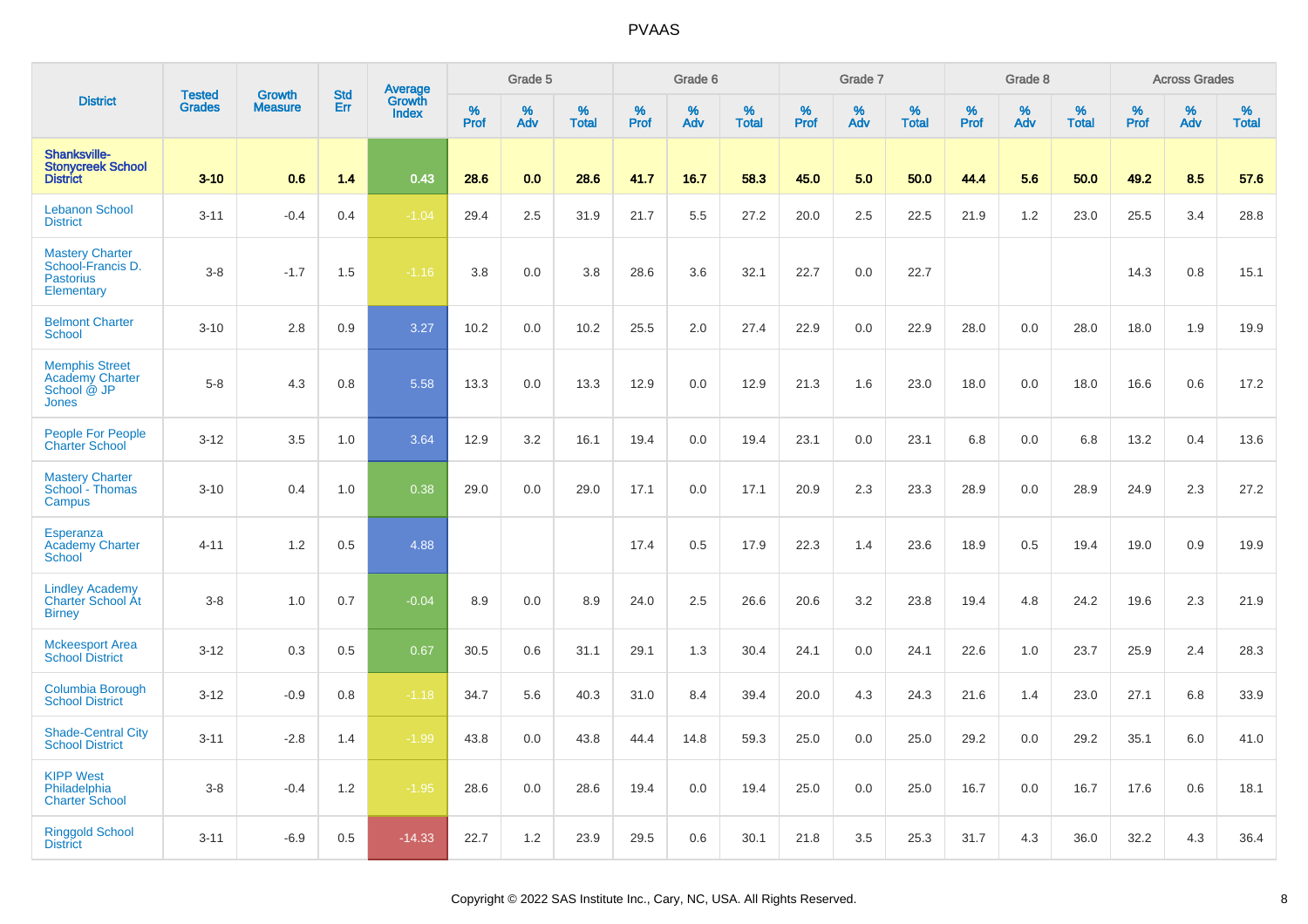# PVAAS

| District | Tested Grades | Growth Measure | Std Err | Average Growth Index | Grade 5 | | | Grade 6 | | | Grade 7 | | | Grade 8 | | | Across Grades | | |
|---|---|---|---|---|---|---|---|---|---|---|---|---|---|---|---|---|---|---|---|
| | | | | | % Prof | % Adv | % Total | % Prof | % Adv | % Total | % Prof | % Adv | % Total | % Prof | % Adv | % Total | % Prof | % Adv | % Total |
| **Shanksville-Stonycreek School District** | **3-10** | **0.6** | **1.4** | **0.43** | **28.6** | **0.0** | **28.6** | **41.7** | **16.7** | **58.3** | **45.0** | **5.0** | **50.0** | **44.4** | **5.6** | **50.0** | **49.2** | **8.5** | **57.6** |
| Lebanon School District | 3-11 | -0.4 | 0.4 | -1.04 | 29.4 | 2.5 | 31.9 | 21.7 | 5.5 | 27.2 | 20.0 | 2.5 | 22.5 | 21.9 | 1.2 | 23.0 | 25.5 | 3.4 | 28.8 |
| Mastery Charter School-Francis D. Pastorius Elementary | 3-8 | -1.7 | 1.5 | -1.16 | 3.8 | 0.0 | 3.8 | 28.6 | 3.6 | 32.1 | 22.7 | 0.0 | 22.7 | | | | 14.3 | 0.8 | 15.1 |
| Belmont Charter School | 3-10 | 2.8 | 0.9 | 3.27 | 10.2 | 0.0 | 10.2 | 25.5 | 2.0 | 27.4 | 22.9 | 0.0 | 22.9 | 28.0 | 0.0 | 28.0 | 18.0 | 1.9 | 19.9 |
| Memphis Street Academy Charter School @ JP Jones | 5-8 | 4.3 | 0.8 | 5.58 | 13.3 | 0.0 | 13.3 | 12.9 | 0.0 | 12.9 | 21.3 | 1.6 | 23.0 | 18.0 | 0.0 | 18.0 | 16.6 | 0.6 | 17.2 |
| People For People Charter School | 3-12 | 3.5 | 1.0 | 3.64 | 12.9 | 3.2 | 16.1 | 19.4 | 0.0 | 19.4 | 23.1 | 0.0 | 23.1 | 6.8 | 0.0 | 6.8 | 13.2 | 0.4 | 13.6 |
| Mastery Charter School - Thomas Campus | 3-10 | 0.4 | 1.0 | 0.38 | 29.0 | 0.0 | 29.0 | 17.1 | 0.0 | 17.1 | 20.9 | 2.3 | 23.3 | 28.9 | 0.0 | 28.9 | 24.9 | 2.3 | 27.2 |
| Esperanza Academy Charter School | 4-11 | 1.2 | 0.5 | 4.88 | | | | 17.4 | 0.5 | 17.9 | 22.3 | 1.4 | 23.6 | 18.9 | 0.5 | 19.4 | 19.0 | 0.9 | 19.9 |
| Lindley Academy Charter School At Birney | 3-8 | 1.0 | 0.7 | -0.04 | 8.9 | 0.0 | 8.9 | 24.0 | 2.5 | 26.6 | 20.6 | 3.2 | 23.8 | 19.4 | 4.8 | 24.2 | 19.6 | 2.3 | 21.9 |
| Mckeesport Area School District | 3-12 | 0.3 | 0.5 | 0.67 | 30.5 | 0.6 | 31.1 | 29.1 | 1.3 | 30.4 | 24.1 | 0.0 | 24.1 | 22.6 | 1.0 | 23.7 | 25.9 | 2.4 | 28.3 |
| Columbia Borough School District | 3-12 | -0.9 | 0.8 | -1.18 | 34.7 | 5.6 | 40.3 | 31.0 | 8.4 | 39.4 | 20.0 | 4.3 | 24.3 | 21.6 | 1.4 | 23.0 | 27.1 | 6.8 | 33.9 |
| Shade-Central City School District | 3-11 | -2.8 | 1.4 | -1.99 | 43.8 | 0.0 | 43.8 | 44.4 | 14.8 | 59.3 | 25.0 | 0.0 | 25.0 | 29.2 | 0.0 | 29.2 | 35.1 | 6.0 | 41.0 |
| KIPP West Philadelphia Charter School | 3-8 | -0.4 | 1.2 | -1.95 | 28.6 | 0.0 | 28.6 | 19.4 | 0.0 | 19.4 | 25.0 | 0.0 | 25.0 | 16.7 | 0.0 | 16.7 | 17.6 | 0.6 | 18.1 |
| Ringgold School District | 3-11 | -6.9 | 0.5 | -14.33 | 22.7 | 1.2 | 23.9 | 29.5 | 0.6 | 30.1 | 21.8 | 3.5 | 25.3 | 31.7 | 4.3 | 36.0 | 32.2 | 4.3 | 36.4 |

Copyright © 2022 SAS Institute Inc., Cary, NC, USA. All Rights Reserved.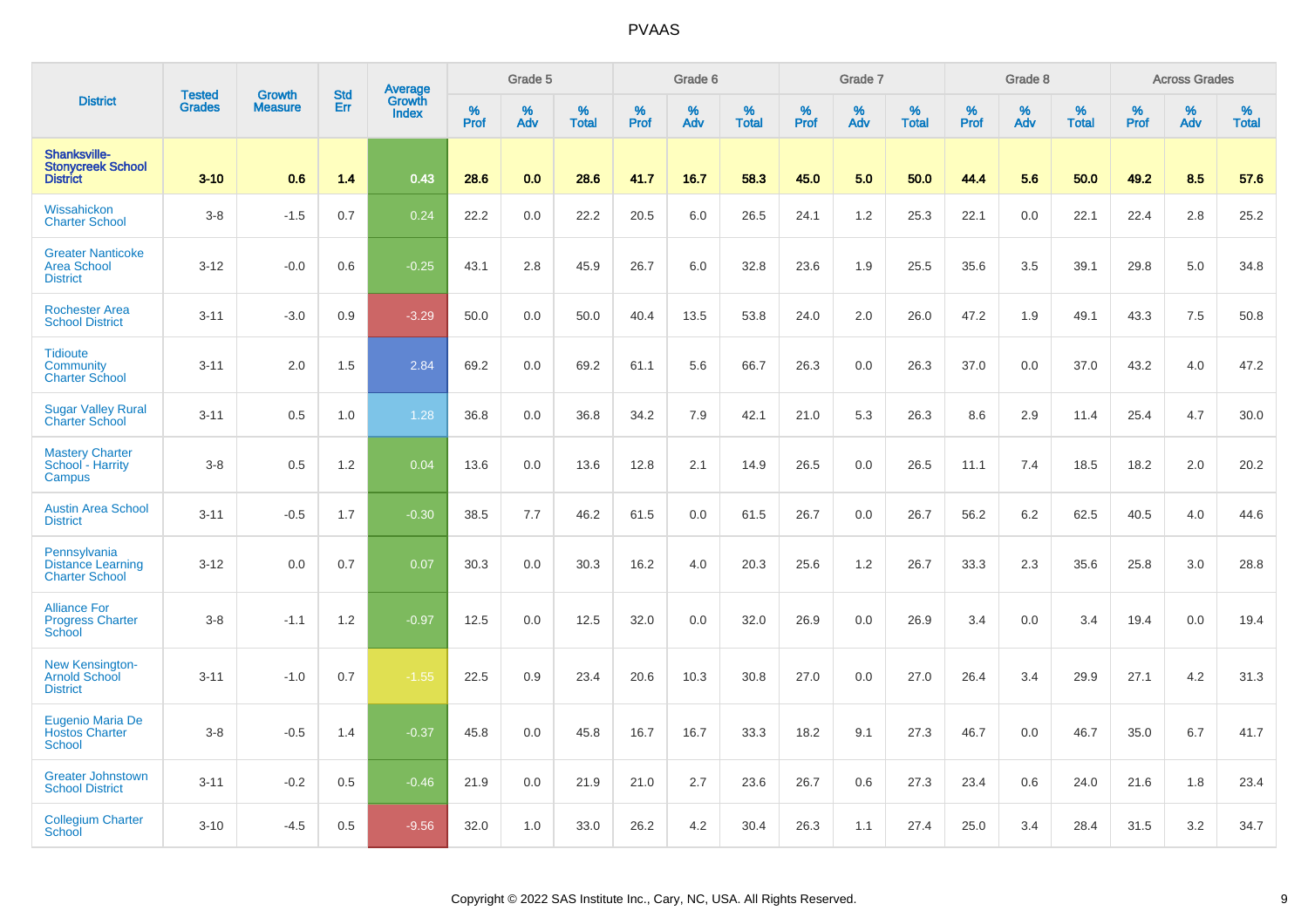# PVAAS

| District | Tested Grades | Growth Measure | Std Err | Average Growth Index | Grade 5 | | | Grade 6 | | | Grade 7 | | | Grade 8 | | | Across Grades | | |
|---|---|---|---|---|---|---|---|---|---|---|---|---|---|---|---|---|---|---|---|
| | | | | | % Prof | % Adv | % Total | % Prof | % Adv | % Total | % Prof | % Adv | % Total | % Prof | % Adv | % Total | % Prof | % Adv | % Total |
| **Shanksville-Stonycreek School District** | **3-10** | **0.6** | **1.4** | **0.43** | **28.6** | **0.0** | **28.6** | **41.7** | **16.7** | **58.3** | **45.0** | **5.0** | **50.0** | **44.4** | **5.6** | **50.0** | **49.2** | **8.5** | **57.6** |
| Wissahickon Charter School | 3-8 | -1.5 | 0.7 | 0.24 | 22.2 | 0.0 | 22.2 | 20.5 | 6.0 | 26.5 | 24.1 | 1.2 | 25.3 | 22.1 | 0.0 | 22.1 | 22.4 | 2.8 | 25.2 |
| Greater Nanticoke Area School District | 3-12 | -0.0 | 0.6 | -0.25 | 43.1 | 2.8 | 45.9 | 26.7 | 6.0 | 32.8 | 23.6 | 1.9 | 25.5 | 35.6 | 3.5 | 39.1 | 29.8 | 5.0 | 34.8 |
| Rochester Area School District | 3-11 | -3.0 | 0.9 | -3.29 | 50.0 | 0.0 | 50.0 | 40.4 | 13.5 | 53.8 | 24.0 | 2.0 | 26.0 | 47.2 | 1.9 | 49.1 | 43.3 | 7.5 | 50.8 |
| Tidioute Community Charter School | 3-11 | 2.0 | 1.5 | 2.84 | 69.2 | 0.0 | 69.2 | 61.1 | 5.6 | 66.7 | 26.3 | 0.0 | 26.3 | 37.0 | 0.0 | 37.0 | 43.2 | 4.0 | 47.2 |
| Sugar Valley Rural Charter School | 3-11 | 0.5 | 1.0 | 1.28 | 36.8 | 0.0 | 36.8 | 34.2 | 7.9 | 42.1 | 21.0 | 5.3 | 26.3 | 8.6 | 2.9 | 11.4 | 25.4 | 4.7 | 30.0 |
| Mastery Charter School - Harrity Campus | 3-8 | 0.5 | 1.2 | 0.04 | 13.6 | 0.0 | 13.6 | 12.8 | 2.1 | 14.9 | 26.5 | 0.0 | 26.5 | 11.1 | 7.4 | 18.5 | 18.2 | 2.0 | 20.2 |
| Austin Area School District | 3-11 | -0.5 | 1.7 | -0.30 | 38.5 | 7.7 | 46.2 | 61.5 | 0.0 | 61.5 | 26.7 | 0.0 | 26.7 | 56.2 | 6.2 | 62.5 | 40.5 | 4.0 | 44.6 |
| Pennsylvania Distance Learning Charter School | 3-12 | 0.0 | 0.7 | 0.07 | 30.3 | 0.0 | 30.3 | 16.2 | 4.0 | 20.3 | 25.6 | 1.2 | 26.7 | 33.3 | 2.3 | 35.6 | 25.8 | 3.0 | 28.8 |
| Alliance For Progress Charter School | 3-8 | -1.1 | 1.2 | -0.97 | 12.5 | 0.0 | 12.5 | 32.0 | 0.0 | 32.0 | 26.9 | 0.0 | 26.9 | 3.4 | 0.0 | 3.4 | 19.4 | 0.0 | 19.4 |
| New Kensington-Arnold School District | 3-11 | -1.0 | 0.7 | -1.55 | 22.5 | 0.9 | 23.4 | 20.6 | 10.3 | 30.8 | 27.0 | 0.0 | 27.0 | 26.4 | 3.4 | 29.9 | 27.1 | 4.2 | 31.3 |
| Eugenio Maria De Hostos Charter School | 3-8 | -0.5 | 1.4 | -0.37 | 45.8 | 0.0 | 45.8 | 16.7 | 16.7 | 33.3 | 18.2 | 9.1 | 27.3 | 46.7 | 0.0 | 46.7 | 35.0 | 6.7 | 41.7 |
| Greater Johnstown School District | 3-11 | -0.2 | 0.5 | -0.46 | 21.9 | 0.0 | 21.9 | 21.0 | 2.7 | 23.6 | 26.7 | 0.6 | 27.3 | 23.4 | 0.6 | 24.0 | 21.6 | 1.8 | 23.4 |
| Collegium Charter School | 3-10 | -4.5 | 0.5 | -9.56 | 32.0 | 1.0 | 33.0 | 26.2 | 4.2 | 30.4 | 26.3 | 1.1 | 27.4 | 25.0 | 3.4 | 28.4 | 31.5 | 3.2 | 34.7 |

Copyright © 2022 SAS Institute Inc., Cary, NC, USA. All Rights Reserved.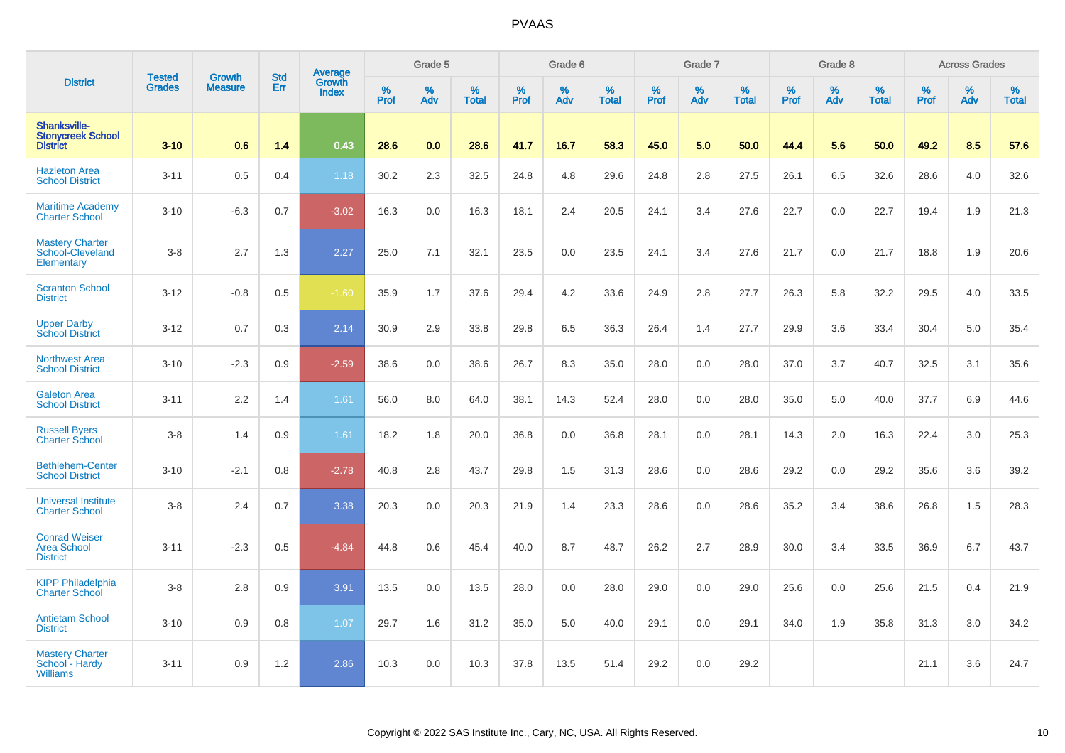# PVAAS

| District | Tested Grades | Growth Measure | Std Err | Average Growth Index | Grade 5 | | | Grade 6 | | | Grade 7 | | | Grade 8 | | | Across Grades | | |
|---|---|---|---|---|---|---|---|---|---|---|---|---|---|---|---|---|---|---|---|
| | | | | | % Prof | % Adv | % Total | % Prof | % Adv | % Total | % Prof | % Adv | % Total | % Prof | % Adv | % Total | % Prof | % Adv | % Total |
| **Shanksville-Stonycreek School District** | **3-10** | **0.6** | **1.4** | **0.43** | **28.6** | **0.0** | **28.6** | **41.7** | **16.7** | **58.3** | **45.0** | **5.0** | **50.0** | **44.4** | **5.6** | **50.0** | **49.2** | **8.5** | **57.6** |
| Hazleton Area School District | 3-11 | 0.5 | 0.4 | 1.18 | 30.2 | 2.3 | 32.5 | 24.8 | 4.8 | 29.6 | 24.8 | 2.8 | 27.5 | 26.1 | 6.5 | 32.6 | 28.6 | 4.0 | 32.6 |
| Maritime Academy Charter School | 3-10 | -6.3 | 0.7 | -3.02 | 16.3 | 0.0 | 16.3 | 18.1 | 2.4 | 20.5 | 24.1 | 3.4 | 27.6 | 22.7 | 0.0 | 22.7 | 19.4 | 1.9 | 21.3 |
| Mastery Charter School-Cleveland Elementary | 3-8 | 2.7 | 1.3 | 2.27 | 25.0 | 7.1 | 32.1 | 23.5 | 0.0 | 23.5 | 24.1 | 3.4 | 27.6 | 21.7 | 0.0 | 21.7 | 18.8 | 1.9 | 20.6 |
| Scranton School District | 3-12 | -0.8 | 0.5 | -1.60 | 35.9 | 1.7 | 37.6 | 29.4 | 4.2 | 33.6 | 24.9 | 2.8 | 27.7 | 26.3 | 5.8 | 32.2 | 29.5 | 4.0 | 33.5 |
| Upper Darby School District | 3-12 | 0.7 | 0.3 | 2.14 | 30.9 | 2.9 | 33.8 | 29.8 | 6.5 | 36.3 | 26.4 | 1.4 | 27.7 | 29.9 | 3.6 | 33.4 | 30.4 | 5.0 | 35.4 |
| Northwest Area School District | 3-10 | -2.3 | 0.9 | -2.59 | 38.6 | 0.0 | 38.6 | 26.7 | 8.3 | 35.0 | 28.0 | 0.0 | 28.0 | 37.0 | 3.7 | 40.7 | 32.5 | 3.1 | 35.6 |
| Galeton Area School District | 3-11 | 2.2 | 1.4 | 1.61 | 56.0 | 8.0 | 64.0 | 38.1 | 14.3 | 52.4 | 28.0 | 0.0 | 28.0 | 35.0 | 5.0 | 40.0 | 37.7 | 6.9 | 44.6 |
| Russell Byers Charter School | 3-8 | 1.4 | 0.9 | 1.61 | 18.2 | 1.8 | 20.0 | 36.8 | 0.0 | 36.8 | 28.1 | 0.0 | 28.1 | 14.3 | 2.0 | 16.3 | 22.4 | 3.0 | 25.3 |
| Bethlehem-Center School District | 3-10 | -2.1 | 0.8 | -2.78 | 40.8 | 2.8 | 43.7 | 29.8 | 1.5 | 31.3 | 28.6 | 0.0 | 28.6 | 29.2 | 0.0 | 29.2 | 35.6 | 3.6 | 39.2 |
| Universal Institute Charter School | 3-8 | 2.4 | 0.7 | 3.38 | 20.3 | 0.0 | 20.3 | 21.9 | 1.4 | 23.3 | 28.6 | 0.0 | 28.6 | 35.2 | 3.4 | 38.6 | 26.8 | 1.5 | 28.3 |
| Conrad Weiser Area School District | 3-11 | -2.3 | 0.5 | -4.84 | 44.8 | 0.6 | 45.4 | 40.0 | 8.7 | 48.7 | 26.2 | 2.7 | 28.9 | 30.0 | 3.4 | 33.5 | 36.9 | 6.7 | 43.7 |
| KIPP Philadelphia Charter School | 3-8 | 2.8 | 0.9 | 3.91 | 13.5 | 0.0 | 13.5 | 28.0 | 0.0 | 28.0 | 29.0 | 0.0 | 29.0 | 25.6 | 0.0 | 25.6 | 21.5 | 0.4 | 21.9 |
| Antietam School District | 3-10 | 0.9 | 0.8 | 1.07 | 29.7 | 1.6 | 31.2 | 35.0 | 5.0 | 40.0 | 29.1 | 0.0 | 29.1 | 34.0 | 1.9 | 35.8 | 31.3 | 3.0 | 34.2 |
| Mastery Charter School - Hardy Williams | 3-11 | 0.9 | 1.2 | 2.86 | 10.3 | 0.0 | 10.3 | 37.8 | 13.5 | 51.4 | 29.2 | 0.0 | 29.2 | | | | 21.1 | 3.6 | 24.7 |

Copyright © 2022 SAS Institute Inc., Cary, NC, USA. All Rights Reserved.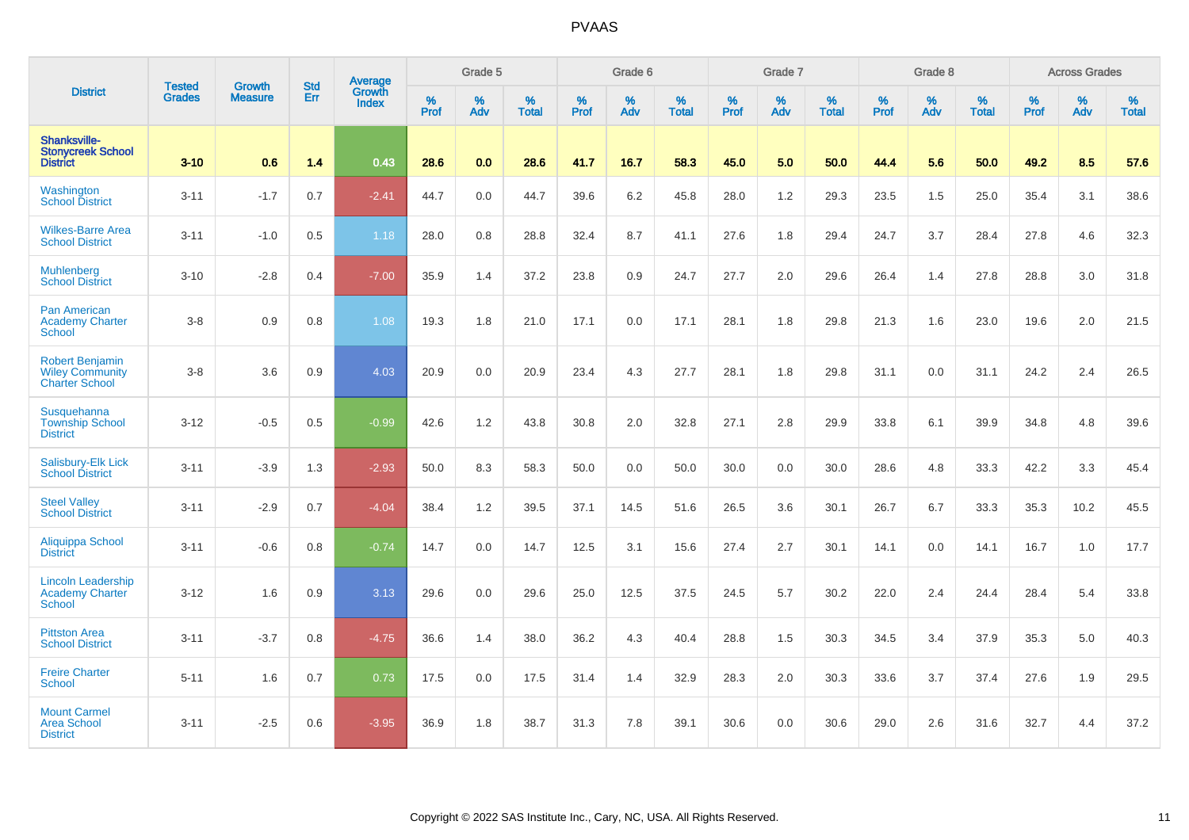# PVAAS

| District | Tested Grades | Growth Measure | Std Err | Average Growth Index | Grade 5 | | | Grade 6 | | | Grade 7 | | | Grade 8 | | | Across Grades | | |
|---|---|---|---|---|---|---|---|---|---|---|---|---|---|---|---|---|---|---|---|
| | | | | | % Prof | % Adv | % Total | % Prof | % Adv | % Total | % Prof | % Adv | % Total | % Prof | % Adv | % Total | % Prof | % Adv | % Total |
| **Shanksville-Stonycreek School District** | **3-10** | **0.6** | **1.4** | **0.43** | **28.6** | **0.0** | **28.6** | **41.7** | **16.7** | **58.3** | **45.0** | **5.0** | **50.0** | **44.4** | **5.6** | **50.0** | **49.2** | **8.5** | **57.6** |
| Washington School District | 3-11 | -1.7 | 0.7 | -2.41 | 44.7 | 0.0 | 44.7 | 39.6 | 6.2 | 45.8 | 28.0 | 1.2 | 29.3 | 23.5 | 1.5 | 25.0 | 35.4 | 3.1 | 38.6 |
| Wilkes-Barre Area School District | 3-11 | -1.0 | 0.5 | 1.18 | 28.0 | 0.8 | 28.8 | 32.4 | 8.7 | 41.1 | 27.6 | 1.8 | 29.4 | 24.7 | 3.7 | 28.4 | 27.8 | 4.6 | 32.3 |
| Muhlenberg School District | 3-10 | -2.8 | 0.4 | -7.00 | 35.9 | 1.4 | 37.2 | 23.8 | 0.9 | 24.7 | 27.7 | 2.0 | 29.6 | 26.4 | 1.4 | 27.8 | 28.8 | 3.0 | 31.8 |
| Pan American Academy Charter School | 3-8 | 0.9 | 0.8 | 1.08 | 19.3 | 1.8 | 21.0 | 17.1 | 0.0 | 17.1 | 28.1 | 1.8 | 29.8 | 21.3 | 1.6 | 23.0 | 19.6 | 2.0 | 21.5 |
| Robert Benjamin Wiley Community Charter School | 3-8 | 3.6 | 0.9 | 4.03 | 20.9 | 0.0 | 20.9 | 23.4 | 4.3 | 27.7 | 28.1 | 1.8 | 29.8 | 31.1 | 0.0 | 31.1 | 24.2 | 2.4 | 26.5 |
| Susquehanna Township School District | 3-12 | -0.5 | 0.5 | -0.99 | 42.6 | 1.2 | 43.8 | 30.8 | 2.0 | 32.8 | 27.1 | 2.8 | 29.9 | 33.8 | 6.1 | 39.9 | 34.8 | 4.8 | 39.6 |
| Salisbury-Elk Lick School District | 3-11 | -3.9 | 1.3 | -2.93 | 50.0 | 8.3 | 58.3 | 50.0 | 0.0 | 50.0 | 30.0 | 0.0 | 30.0 | 28.6 | 4.8 | 33.3 | 42.2 | 3.3 | 45.4 |
| Steel Valley School District | 3-11 | -2.9 | 0.7 | -4.04 | 38.4 | 1.2 | 39.5 | 37.1 | 14.5 | 51.6 | 26.5 | 3.6 | 30.1 | 26.7 | 6.7 | 33.3 | 35.3 | 10.2 | 45.5 |
| Aliquippa School District | 3-11 | -0.6 | 0.8 | -0.74 | 14.7 | 0.0 | 14.7 | 12.5 | 3.1 | 15.6 | 27.4 | 2.7 | 30.1 | 14.1 | 0.0 | 14.1 | 16.7 | 1.0 | 17.7 |
| Lincoln Leadership Academy Charter School | 3-12 | 1.6 | 0.9 | 3.13 | 29.6 | 0.0 | 29.6 | 25.0 | 12.5 | 37.5 | 24.5 | 5.7 | 30.2 | 22.0 | 2.4 | 24.4 | 28.4 | 5.4 | 33.8 |
| Pittston Area School District | 3-11 | -3.7 | 0.8 | -4.75 | 36.6 | 1.4 | 38.0 | 36.2 | 4.3 | 40.4 | 28.8 | 1.5 | 30.3 | 34.5 | 3.4 | 37.9 | 35.3 | 5.0 | 40.3 |
| Freire Charter School | 5-11 | 1.6 | 0.7 | 0.73 | 17.5 | 0.0 | 17.5 | 31.4 | 1.4 | 32.9 | 28.3 | 2.0 | 30.3 | 33.6 | 3.7 | 37.4 | 27.6 | 1.9 | 29.5 |
| Mount Carmel Area School District | 3-11 | -2.5 | 0.6 | -3.95 | 36.9 | 1.8 | 38.7 | 31.3 | 7.8 | 39.1 | 30.6 | 0.0 | 30.6 | 29.0 | 2.6 | 31.6 | 32.7 | 4.4 | 37.2 |

Copyright © 2022 SAS Institute Inc., Cary, NC, USA. All Rights Reserved.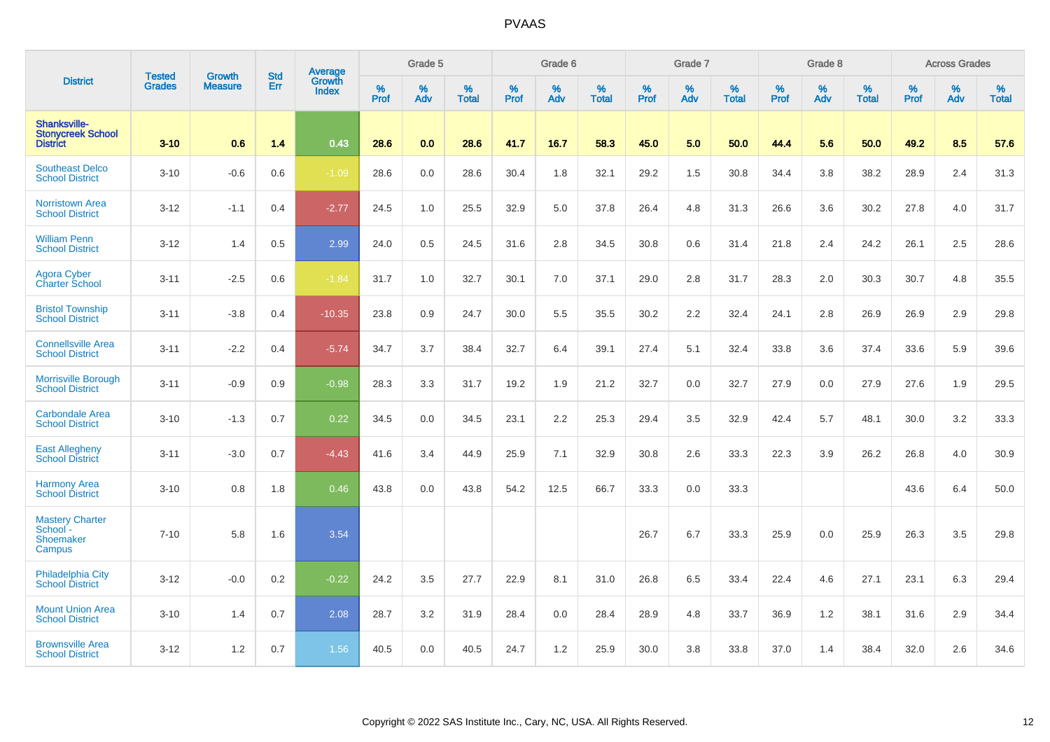# PVAAS

| District | Tested Grades | Growth Measure | Std Err | Average Growth Index | Grade 5 | | | Grade 6 | | | Grade 7 | | | Grade 8 | | | Across Grades | | |
|---|---|---|---|---|---|---|---|---|---|---|---|---|---|---|---|---|---|---|---|
| | | | | | % Prof | % Adv | % Total | % Prof | % Adv | % Total | % Prof | % Adv | % Total | % Prof | % Adv | % Total | % Prof | % Adv | % Total |
| **Shanksville-Stonycreek School District** | **3-10** | **0.6** | **1.4** | **0.43** | **28.6** | **0.0** | **28.6** | **41.7** | **16.7** | **58.3** | **45.0** | **5.0** | **50.0** | **44.4** | **5.6** | **50.0** | **49.2** | **8.5** | **57.6** |
| Southeast Delco School District | 3-10 | -0.6 | 0.6 | -1.09 | 28.6 | 0.0 | 28.6 | 30.4 | 1.8 | 32.1 | 29.2 | 1.5 | 30.8 | 34.4 | 3.8 | 38.2 | 28.9 | 2.4 | 31.3 |
| Norristown Area School District | 3-12 | -1.1 | 0.4 | -2.77 | 24.5 | 1.0 | 25.5 | 32.9 | 5.0 | 37.8 | 26.4 | 4.8 | 31.3 | 26.6 | 3.6 | 30.2 | 27.8 | 4.0 | 31.7 |
| William Penn School District | 3-12 | 1.4 | 0.5 | 2.99 | 24.0 | 0.5 | 24.5 | 31.6 | 2.8 | 34.5 | 30.8 | 0.6 | 31.4 | 21.8 | 2.4 | 24.2 | 26.1 | 2.5 | 28.6 |
| Agora Cyber Charter School | 3-11 | -2.5 | 0.6 | -1.84 | 31.7 | 1.0 | 32.7 | 30.1 | 7.0 | 37.1 | 29.0 | 2.8 | 31.7 | 28.3 | 2.0 | 30.3 | 30.7 | 4.8 | 35.5 |
| Bristol Township School District | 3-11 | -3.8 | 0.4 | -10.35 | 23.8 | 0.9 | 24.7 | 30.0 | 5.5 | 35.5 | 30.2 | 2.2 | 32.4 | 24.1 | 2.8 | 26.9 | 26.9 | 2.9 | 29.8 |
| Connellsville Area School District | 3-11 | -2.2 | 0.4 | -5.74 | 34.7 | 3.7 | 38.4 | 32.7 | 6.4 | 39.1 | 27.4 | 5.1 | 32.4 | 33.8 | 3.6 | 37.4 | 33.6 | 5.9 | 39.6 |
| Morrisville Borough School District | 3-11 | -0.9 | 0.9 | -0.98 | 28.3 | 3.3 | 31.7 | 19.2 | 1.9 | 21.2 | 32.7 | 0.0 | 32.7 | 27.9 | 0.0 | 27.9 | 27.6 | 1.9 | 29.5 |
| Carbondale Area School District | 3-10 | -1.3 | 0.7 | 0.22 | 34.5 | 0.0 | 34.5 | 23.1 | 2.2 | 25.3 | 29.4 | 3.5 | 32.9 | 42.4 | 5.7 | 48.1 | 30.0 | 3.2 | 33.3 |
| East Allegheny School District | 3-11 | -3.0 | 0.7 | -4.43 | 41.6 | 3.4 | 44.9 | 25.9 | 7.1 | 32.9 | 30.8 | 2.6 | 33.3 | 22.3 | 3.9 | 26.2 | 26.8 | 4.0 | 30.9 |
| Harmony Area School District | 3-10 | 0.8 | 1.8 | 0.46 | 43.8 | 0.0 | 43.8 | 54.2 | 12.5 | 66.7 | 33.3 | 0.0 | 33.3 | | | | 43.6 | 6.4 | 50.0 |
| Mastery Charter School - Shoemaker Campus | 7-10 | 5.8 | 1.6 | 3.54 | | | | | | | 26.7 | 6.7 | 33.3 | 25.9 | 0.0 | 25.9 | 26.3 | 3.5 | 29.8 |
| Philadelphia City School District | 3-12 | -0.0 | 0.2 | -0.22 | 24.2 | 3.5 | 27.7 | 22.9 | 8.1 | 31.0 | 26.8 | 6.5 | 33.4 | 22.4 | 4.6 | 27.1 | 23.1 | 6.3 | 29.4 |
| Mount Union Area School District | 3-10 | 1.4 | 0.7 | 2.08 | 28.7 | 3.2 | 31.9 | 28.4 | 0.0 | 28.4 | 28.9 | 4.8 | 33.7 | 36.9 | 1.2 | 38.1 | 31.6 | 2.9 | 34.4 |
| Brownsville Area School District | 3-12 | 1.2 | 0.7 | 1.56 | 40.5 | 0.0 | 40.5 | 24.7 | 1.2 | 25.9 | 30.0 | 3.8 | 33.8 | 37.0 | 1.4 | 38.4 | 32.0 | 2.6 | 34.6 |

Copyright © 2022 SAS Institute Inc., Cary, NC, USA. All Rights Reserved.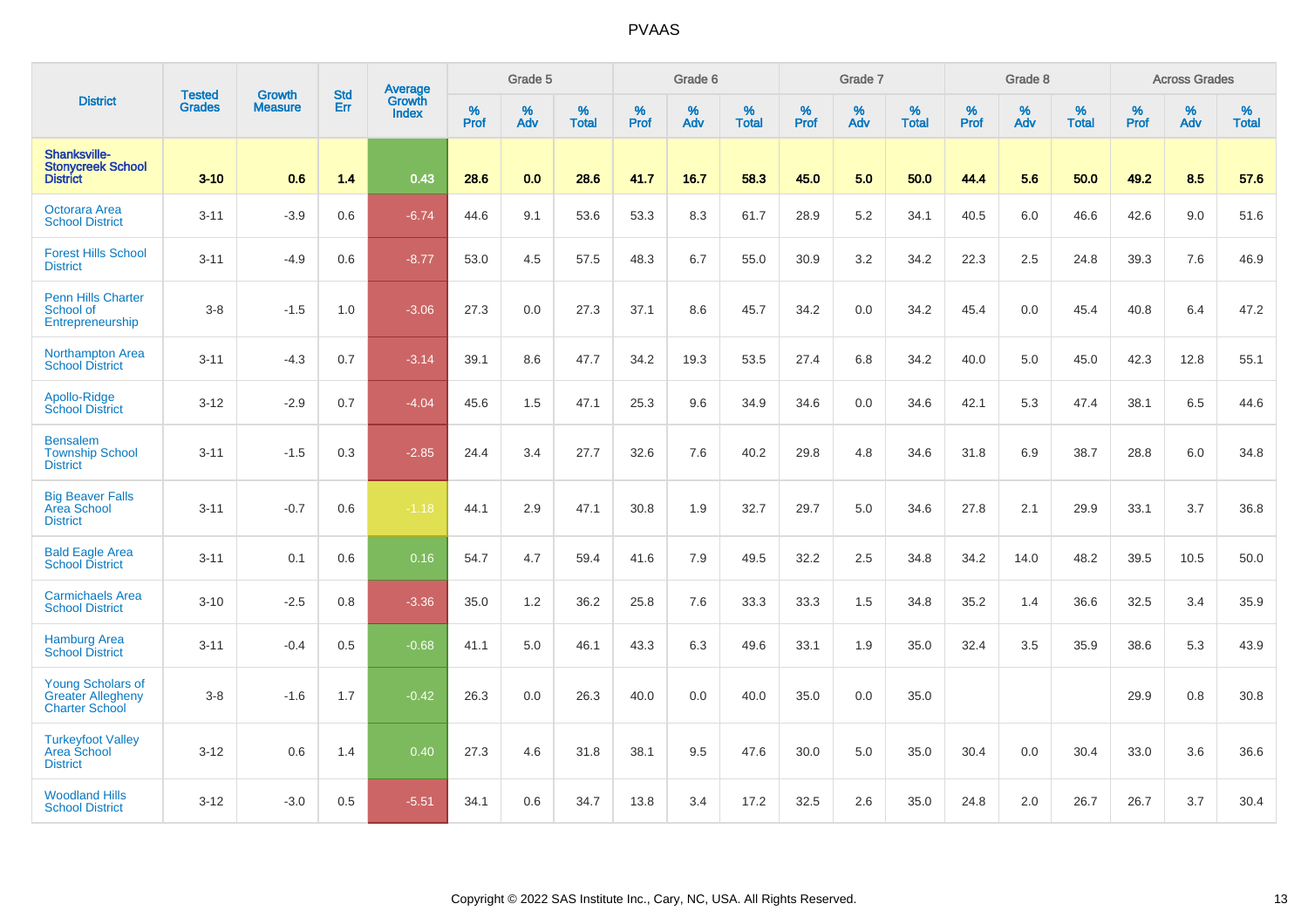# PVAAS

| District | Tested Grades | Growth Measure | Std Err | Average Growth Index | Grade 5 | | | Grade 6 | | | Grade 7 | | | Grade 8 | | | Across Grades | | |
|---|---|---|---|---|---|---|---|---|---|---|---|---|---|---|---|---|---|---|---|
| | | | | | % Prof | % Adv | % Total | % Prof | % Adv | % Total | % Prof | % Adv | % Total | % Prof | % Adv | % Total | % Prof | % Adv | % Total |
| **Shanksville-Stonycreek School District** | **3-10** | **0.6** | **1.4** | **0.43** | **28.6** | **0.0** | **28.6** | **41.7** | **16.7** | **58.3** | **45.0** | **5.0** | **50.0** | **44.4** | **5.6** | **50.0** | **49.2** | **8.5** | **57.6** |
| Octorara Area School District | 3-11 | -3.9 | 0.6 | -6.74 | 44.6 | 9.1 | 53.6 | 53.3 | 8.3 | 61.7 | 28.9 | 5.2 | 34.1 | 40.5 | 6.0 | 46.6 | 42.6 | 9.0 | 51.6 |
| Forest Hills School District | 3-11 | -4.9 | 0.6 | -8.77 | 53.0 | 4.5 | 57.5 | 48.3 | 6.7 | 55.0 | 30.9 | 3.2 | 34.2 | 22.3 | 2.5 | 24.8 | 39.3 | 7.6 | 46.9 |
| Penn Hills Charter School of Entrepreneurship | 3-8 | -1.5 | 1.0 | -3.06 | 27.3 | 0.0 | 27.3 | 37.1 | 8.6 | 45.7 | 34.2 | 0.0 | 34.2 | 45.4 | 0.0 | 45.4 | 40.8 | 6.4 | 47.2 |
| Northampton Area School District | 3-11 | -4.3 | 0.7 | -3.14 | 39.1 | 8.6 | 47.7 | 34.2 | 19.3 | 53.5 | 27.4 | 6.8 | 34.2 | 40.0 | 5.0 | 45.0 | 42.3 | 12.8 | 55.1 |
| Apollo-Ridge School District | 3-12 | -2.9 | 0.7 | -4.04 | 45.6 | 1.5 | 47.1 | 25.3 | 9.6 | 34.9 | 34.6 | 0.0 | 34.6 | 42.1 | 5.3 | 47.4 | 38.1 | 6.5 | 44.6 |
| Bensalem Township School District | 3-11 | -1.5 | 0.3 | -2.85 | 24.4 | 3.4 | 27.7 | 32.6 | 7.6 | 40.2 | 29.8 | 4.8 | 34.6 | 31.8 | 6.9 | 38.7 | 28.8 | 6.0 | 34.8 |
| Big Beaver Falls Area School District | 3-11 | -0.7 | 0.6 | -1.18 | 44.1 | 2.9 | 47.1 | 30.8 | 1.9 | 32.7 | 29.7 | 5.0 | 34.6 | 27.8 | 2.1 | 29.9 | 33.1 | 3.7 | 36.8 |
| Bald Eagle Area School District | 3-11 | 0.1 | 0.6 | 0.16 | 54.7 | 4.7 | 59.4 | 41.6 | 7.9 | 49.5 | 32.2 | 2.5 | 34.8 | 34.2 | 14.0 | 48.2 | 39.5 | 10.5 | 50.0 |
| Carmichaels Area School District | 3-10 | -2.5 | 0.8 | -3.36 | 35.0 | 1.2 | 36.2 | 25.8 | 7.6 | 33.3 | 33.3 | 1.5 | 34.8 | 35.2 | 1.4 | 36.6 | 32.5 | 3.4 | 35.9 |
| Hamburg Area School District | 3-11 | -0.4 | 0.5 | -0.68 | 41.1 | 5.0 | 46.1 | 43.3 | 6.3 | 49.6 | 33.1 | 1.9 | 35.0 | 32.4 | 3.5 | 35.9 | 38.6 | 5.3 | 43.9 |
| Young Scholars of Greater Allegheny Charter School | 3-8 | -1.6 | 1.7 | -0.42 | 26.3 | 0.0 | 26.3 | 40.0 | 0.0 | 40.0 | 35.0 | 0.0 | 35.0 | | | | 29.9 | 0.8 | 30.8 |
| Turkeyfoot Valley Area School District | 3-12 | 0.6 | 1.4 | 0.40 | 27.3 | 4.6 | 31.8 | 38.1 | 9.5 | 47.6 | 30.0 | 5.0 | 35.0 | 30.4 | 0.0 | 30.4 | 33.0 | 3.6 | 36.6 |
| Woodland Hills School District | 3-12 | -3.0 | 0.5 | -5.51 | 34.1 | 0.6 | 34.7 | 13.8 | 3.4 | 17.2 | 32.5 | 2.6 | 35.0 | 24.8 | 2.0 | 26.7 | 26.7 | 3.7 | 30.4 |

Copyright © 2022 SAS Institute Inc., Cary, NC, USA. All Rights Reserved.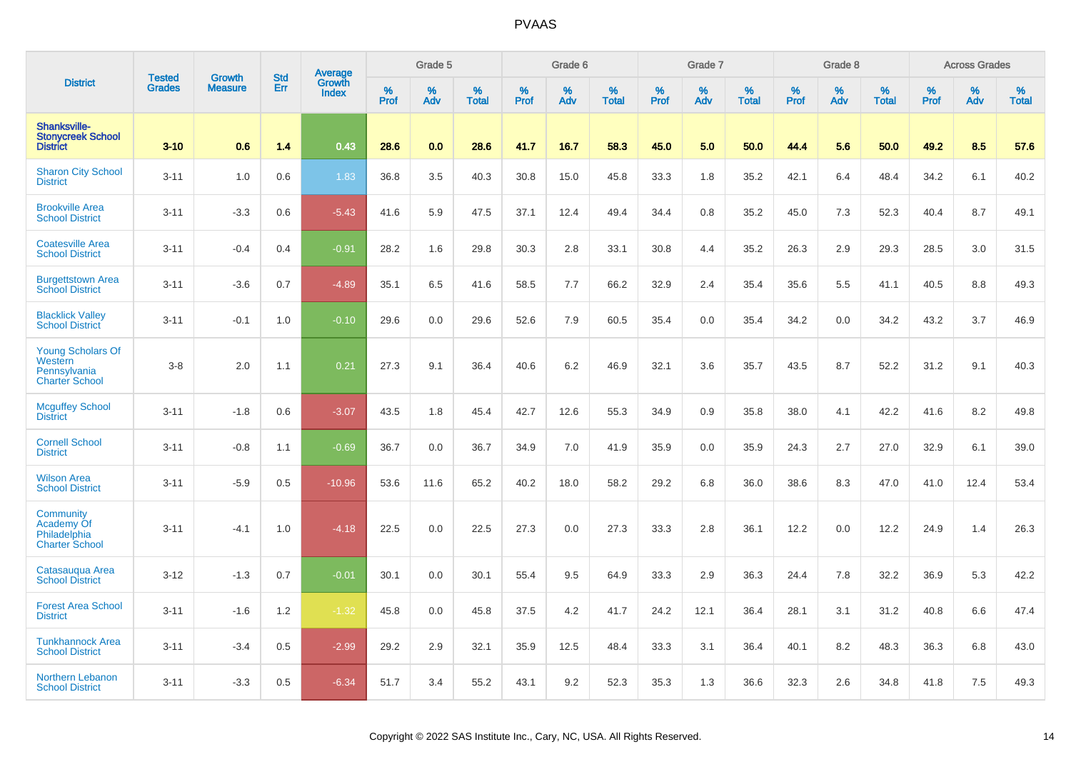# PVAAS

| District | Tested Grades | Growth Measure | Std Err | Average Growth Index | Grade 5 | | | Grade 6 | | | Grade 7 | | | Grade 8 | | | Across Grades | | |
|---|---|---|---|---|---|---|---|---|---|---|---|---|---|---|---|---|---|---|---|
| | | | | | % Prof | % Adv | % Total | % Prof | % Adv | % Total | % Prof | % Adv | % Total | % Prof | % Adv | % Total | % Prof | % Adv | % Total |
| **Shanksville-Stonycreek School District** | **3-10** | **0.6** | **1.4** | **0.43** | **28.6** | **0.0** | **28.6** | **41.7** | **16.7** | **58.3** | **45.0** | **5.0** | **50.0** | **44.4** | **5.6** | **50.0** | **49.2** | **8.5** | **57.6** |
| Sharon City School District | 3-11 | 1.0 | 0.6 | 1.83 | 36.8 | 3.5 | 40.3 | 30.8 | 15.0 | 45.8 | 33.3 | 1.8 | 35.2 | 42.1 | 6.4 | 48.4 | 34.2 | 6.1 | 40.2 |
| Brookville Area School District | 3-11 | -3.3 | 0.6 | -5.43 | 41.6 | 5.9 | 47.5 | 37.1 | 12.4 | 49.4 | 34.4 | 0.8 | 35.2 | 45.0 | 7.3 | 52.3 | 40.4 | 8.7 | 49.1 |
| Coatesville Area School District | 3-11 | -0.4 | 0.4 | -0.91 | 28.2 | 1.6 | 29.8 | 30.3 | 2.8 | 33.1 | 30.8 | 4.4 | 35.2 | 26.3 | 2.9 | 29.3 | 28.5 | 3.0 | 31.5 |
| Burgettstown Area School District | 3-11 | -3.6 | 0.7 | -4.89 | 35.1 | 6.5 | 41.6 | 58.5 | 7.7 | 66.2 | 32.9 | 2.4 | 35.4 | 35.6 | 5.5 | 41.1 | 40.5 | 8.8 | 49.3 |
| Blacklick Valley School District | 3-11 | -0.1 | 1.0 | -0.10 | 29.6 | 0.0 | 29.6 | 52.6 | 7.9 | 60.5 | 35.4 | 0.0 | 35.4 | 34.2 | 0.0 | 34.2 | 43.2 | 3.7 | 46.9 |
| Young Scholars Of Western Pennsylvania Charter School | 3-8 | 2.0 | 1.1 | 0.21 | 27.3 | 9.1 | 36.4 | 40.6 | 6.2 | 46.9 | 32.1 | 3.6 | 35.7 | 43.5 | 8.7 | 52.2 | 31.2 | 9.1 | 40.3 |
| Mcguffey School District | 3-11 | -1.8 | 0.6 | -3.07 | 43.5 | 1.8 | 45.4 | 42.7 | 12.6 | 55.3 | 34.9 | 0.9 | 35.8 | 38.0 | 4.1 | 42.2 | 41.6 | 8.2 | 49.8 |
| Cornell School District | 3-11 | -0.8 | 1.1 | -0.69 | 36.7 | 0.0 | 36.7 | 34.9 | 7.0 | 41.9 | 35.9 | 0.0 | 35.9 | 24.3 | 2.7 | 27.0 | 32.9 | 6.1 | 39.0 |
| Wilson Area School District | 3-11 | -5.9 | 0.5 | -10.96 | 53.6 | 11.6 | 65.2 | 40.2 | 18.0 | 58.2 | 29.2 | 6.8 | 36.0 | 38.6 | 8.3 | 47.0 | 41.0 | 12.4 | 53.4 |
| Community Academy Of Philadelphia Charter School | 3-11 | -4.1 | 1.0 | -4.18 | 22.5 | 0.0 | 22.5 | 27.3 | 0.0 | 27.3 | 33.3 | 2.8 | 36.1 | 12.2 | 0.0 | 12.2 | 24.9 | 1.4 | 26.3 |
| Catasauqua Area School District | 3-12 | -1.3 | 0.7 | -0.01 | 30.1 | 0.0 | 30.1 | 55.4 | 9.5 | 64.9 | 33.3 | 2.9 | 36.3 | 24.4 | 7.8 | 32.2 | 36.9 | 5.3 | 42.2 |
| Forest Area School District | 3-11 | -1.6 | 1.2 | -1.32 | 45.8 | 0.0 | 45.8 | 37.5 | 4.2 | 41.7 | 24.2 | 12.1 | 36.4 | 28.1 | 3.1 | 31.2 | 40.8 | 6.6 | 47.4 |
| Tunkhannock Area School District | 3-11 | -3.4 | 0.5 | -2.99 | 29.2 | 2.9 | 32.1 | 35.9 | 12.5 | 48.4 | 33.3 | 3.1 | 36.4 | 40.1 | 8.2 | 48.3 | 36.3 | 6.8 | 43.0 |
| Northern Lebanon School District | 3-11 | -3.3 | 0.5 | -6.34 | 51.7 | 3.4 | 55.2 | 43.1 | 9.2 | 52.3 | 35.3 | 1.3 | 36.6 | 32.3 | 2.6 | 34.8 | 41.8 | 7.5 | 49.3 |

Copyright © 2022 SAS Institute Inc., Cary, NC, USA. All Rights Reserved.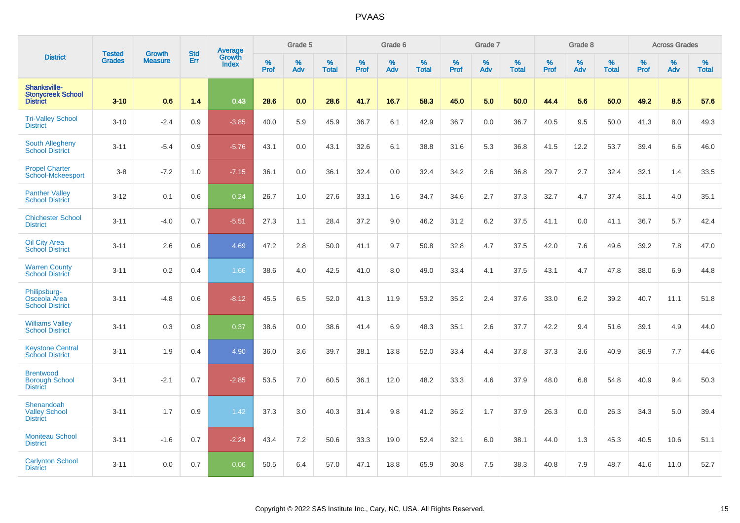# PVAAS

| District | Tested Grades | Growth Measure | Std Err | Average Growth Index | Grade 5 | | | Grade 6 | | | Grade 7 | | | Grade 8 | | | Across Grades | | |
|---|---|---|---|---|---|---|---|---|---|---|---|---|---|---|---|---|---|---|---|
| | | | | | % Prof | % Adv | % Total | % Prof | % Adv | % Total | % Prof | % Adv | % Total | % Prof | % Adv | % Total | % Prof | % Adv | % Total |
| **Shanksville-Stonycreek School District** | **3-10** | **0.6** | **1.4** | **0.43** | **28.6** | **0.0** | **28.6** | **41.7** | **16.7** | **58.3** | **45.0** | **5.0** | **50.0** | **44.4** | **5.6** | **50.0** | **49.2** | **8.5** | **57.6** |
| Tri-Valley School District | 3-10 | -2.4 | 0.9 | -3.85 | 40.0 | 5.9 | 45.9 | 36.7 | 6.1 | 42.9 | 36.7 | 0.0 | 36.7 | 40.5 | 9.5 | 50.0 | 41.3 | 8.0 | 49.3 |
| South Allegheny School District | 3-11 | -5.4 | 0.9 | -5.76 | 43.1 | 0.0 | 43.1 | 32.6 | 6.1 | 38.8 | 31.6 | 5.3 | 36.8 | 41.5 | 12.2 | 53.7 | 39.4 | 6.6 | 46.0 |
| Propel Charter School-Mckeesport | 3-8 | -7.2 | 1.0 | -7.15 | 36.1 | 0.0 | 36.1 | 32.4 | 0.0 | 32.4 | 34.2 | 2.6 | 36.8 | 29.7 | 2.7 | 32.4 | 32.1 | 1.4 | 33.5 |
| Panther Valley School District | 3-12 | 0.1 | 0.6 | 0.24 | 26.7 | 1.0 | 27.6 | 33.1 | 1.6 | 34.7 | 34.6 | 2.7 | 37.3 | 32.7 | 4.7 | 37.4 | 31.1 | 4.0 | 35.1 |
| Chichester School District | 3-11 | -4.0 | 0.7 | -5.51 | 27.3 | 1.1 | 28.4 | 37.2 | 9.0 | 46.2 | 31.2 | 6.2 | 37.5 | 41.1 | 0.0 | 41.1 | 36.7 | 5.7 | 42.4 |
| Oil City Area School District | 3-11 | 2.6 | 0.6 | 4.69 | 47.2 | 2.8 | 50.0 | 41.1 | 9.7 | 50.8 | 32.8 | 4.7 | 37.5 | 42.0 | 7.6 | 49.6 | 39.2 | 7.8 | 47.0 |
| Warren County School District | 3-11 | 0.2 | 0.4 | 1.66 | 38.6 | 4.0 | 42.5 | 41.0 | 8.0 | 49.0 | 33.4 | 4.1 | 37.5 | 43.1 | 4.7 | 47.8 | 38.0 | 6.9 | 44.8 |
| Philipsburg-Osceola Area School District | 3-11 | -4.8 | 0.6 | -8.12 | 45.5 | 6.5 | 52.0 | 41.3 | 11.9 | 53.2 | 35.2 | 2.4 | 37.6 | 33.0 | 6.2 | 39.2 | 40.7 | 11.1 | 51.8 |
| Williams Valley School District | 3-11 | 0.3 | 0.8 | 0.37 | 38.6 | 0.0 | 38.6 | 41.4 | 6.9 | 48.3 | 35.1 | 2.6 | 37.7 | 42.2 | 9.4 | 51.6 | 39.1 | 4.9 | 44.0 |
| Keystone Central School District | 3-11 | 1.9 | 0.4 | 4.90 | 36.0 | 3.6 | 39.7 | 38.1 | 13.8 | 52.0 | 33.4 | 4.4 | 37.8 | 37.3 | 3.6 | 40.9 | 36.9 | 7.7 | 44.6 |
| Brentwood Borough School District | 3-11 | -2.1 | 0.7 | -2.85 | 53.5 | 7.0 | 60.5 | 36.1 | 12.0 | 48.2 | 33.3 | 4.6 | 37.9 | 48.0 | 6.8 | 54.8 | 40.9 | 9.4 | 50.3 |
| Shenandoah Valley School District | 3-11 | 1.7 | 0.9 | 1.42 | 37.3 | 3.0 | 40.3 | 31.4 | 9.8 | 41.2 | 36.2 | 1.7 | 37.9 | 26.3 | 0.0 | 26.3 | 34.3 | 5.0 | 39.4 |
| Moniteau School District | 3-11 | -1.6 | 0.7 | -2.24 | 43.4 | 7.2 | 50.6 | 33.3 | 19.0 | 52.4 | 32.1 | 6.0 | 38.1 | 44.0 | 1.3 | 45.3 | 40.5 | 10.6 | 51.1 |
| Carlynton School District | 3-11 | 0.0 | 0.7 | 0.06 | 50.5 | 6.4 | 57.0 | 47.1 | 18.8 | 65.9 | 30.8 | 7.5 | 38.3 | 40.8 | 7.9 | 48.7 | 41.6 | 11.0 | 52.7 |

Copyright © 2022 SAS Institute Inc., Cary, NC, USA. All Rights Reserved.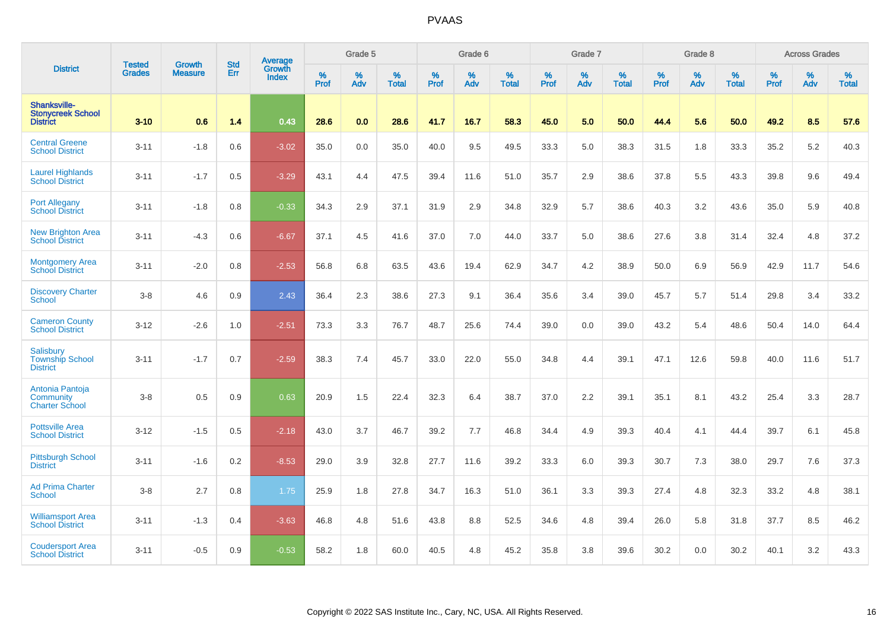# PVAAS

| District | Tested Grades | Growth Measure | Std Err | Average Growth Index | Grade 5 | | | Grade 6 | | | Grade 7 | | | Grade 8 | | | Across Grades | | |
|---|---|---|---|---|---|---|---|---|---|---|---|---|---|---|---|---|---|---|---|
| | | | | | % Prof | % Adv | % Total | % Prof | % Adv | % Total | % Prof | % Adv | % Total | % Prof | % Adv | % Total | % Prof | % Adv | % Total |
| **Shanksville-Stonycreek School District** | **3-10** | **0.6** | **1.4** | **0.43** | **28.6** | **0.0** | **28.6** | **41.7** | **16.7** | **58.3** | **45.0** | **5.0** | **50.0** | **44.4** | **5.6** | **50.0** | **49.2** | **8.5** | **57.6** |
| Central Greene School District | 3-11 | -1.8 | 0.6 | -3.02 | 35.0 | 0.0 | 35.0 | 40.0 | 9.5 | 49.5 | 33.3 | 5.0 | 38.3 | 31.5 | 1.8 | 33.3 | 35.2 | 5.2 | 40.3 |
| Laurel Highlands School District | 3-11 | -1.7 | 0.5 | -3.29 | 43.1 | 4.4 | 47.5 | 39.4 | 11.6 | 51.0 | 35.7 | 2.9 | 38.6 | 37.8 | 5.5 | 43.3 | 39.8 | 9.6 | 49.4 |
| Port Allegany School District | 3-11 | -1.8 | 0.8 | -0.33 | 34.3 | 2.9 | 37.1 | 31.9 | 2.9 | 34.8 | 32.9 | 5.7 | 38.6 | 40.3 | 3.2 | 43.6 | 35.0 | 5.9 | 40.8 |
| New Brighton Area School District | 3-11 | -4.3 | 0.6 | -6.67 | 37.1 | 4.5 | 41.6 | 37.0 | 7.0 | 44.0 | 33.7 | 5.0 | 38.6 | 27.6 | 3.8 | 31.4 | 32.4 | 4.8 | 37.2 |
| Montgomery Area School District | 3-11 | -2.0 | 0.8 | -2.53 | 56.8 | 6.8 | 63.5 | 43.6 | 19.4 | 62.9 | 34.7 | 4.2 | 38.9 | 50.0 | 6.9 | 56.9 | 42.9 | 11.7 | 54.6 |
| Discovery Charter School | 3-8 | 4.6 | 0.9 | 2.43 | 36.4 | 2.3 | 38.6 | 27.3 | 9.1 | 36.4 | 35.6 | 3.4 | 39.0 | 45.7 | 5.7 | 51.4 | 29.8 | 3.4 | 33.2 |
| Cameron County School District | 3-12 | -2.6 | 1.0 | -2.51 | 73.3 | 3.3 | 76.7 | 48.7 | 25.6 | 74.4 | 39.0 | 0.0 | 39.0 | 43.2 | 5.4 | 48.6 | 50.4 | 14.0 | 64.4 |
| Salisbury Township School District | 3-11 | -1.7 | 0.7 | -2.59 | 38.3 | 7.4 | 45.7 | 33.0 | 22.0 | 55.0 | 34.8 | 4.4 | 39.1 | 47.1 | 12.6 | 59.8 | 40.0 | 11.6 | 51.7 |
| Antonia Pantoja Community Charter School | 3-8 | 0.5 | 0.9 | 0.63 | 20.9 | 1.5 | 22.4 | 32.3 | 6.4 | 38.7 | 37.0 | 2.2 | 39.1 | 35.1 | 8.1 | 43.2 | 25.4 | 3.3 | 28.7 |
| Pottsville Area School District | 3-12 | -1.5 | 0.5 | -2.18 | 43.0 | 3.7 | 46.7 | 39.2 | 7.7 | 46.8 | 34.4 | 4.9 | 39.3 | 40.4 | 4.1 | 44.4 | 39.7 | 6.1 | 45.8 |
| Pittsburgh School District | 3-11 | -1.6 | 0.2 | -8.53 | 29.0 | 3.9 | 32.8 | 27.7 | 11.6 | 39.2 | 33.3 | 6.0 | 39.3 | 30.7 | 7.3 | 38.0 | 29.7 | 7.6 | 37.3 |
| Ad Prima Charter School | 3-8 | 2.7 | 0.8 | 1.75 | 25.9 | 1.8 | 27.8 | 34.7 | 16.3 | 51.0 | 36.1 | 3.3 | 39.3 | 27.4 | 4.8 | 32.3 | 33.2 | 4.8 | 38.1 |
| Williamsport Area School District | 3-11 | -1.3 | 0.4 | -3.63 | 46.8 | 4.8 | 51.6 | 43.8 | 8.8 | 52.5 | 34.6 | 4.8 | 39.4 | 26.0 | 5.8 | 31.8 | 37.7 | 8.5 | 46.2 |
| Coudersport Area School District | 3-11 | -0.5 | 0.9 | -0.53 | 58.2 | 1.8 | 60.0 | 40.5 | 4.8 | 45.2 | 35.8 | 3.8 | 39.6 | 30.2 | 0.0 | 30.2 | 40.1 | 3.2 | 43.3 |

Copyright © 2022 SAS Institute Inc., Cary, NC, USA. All Rights Reserved.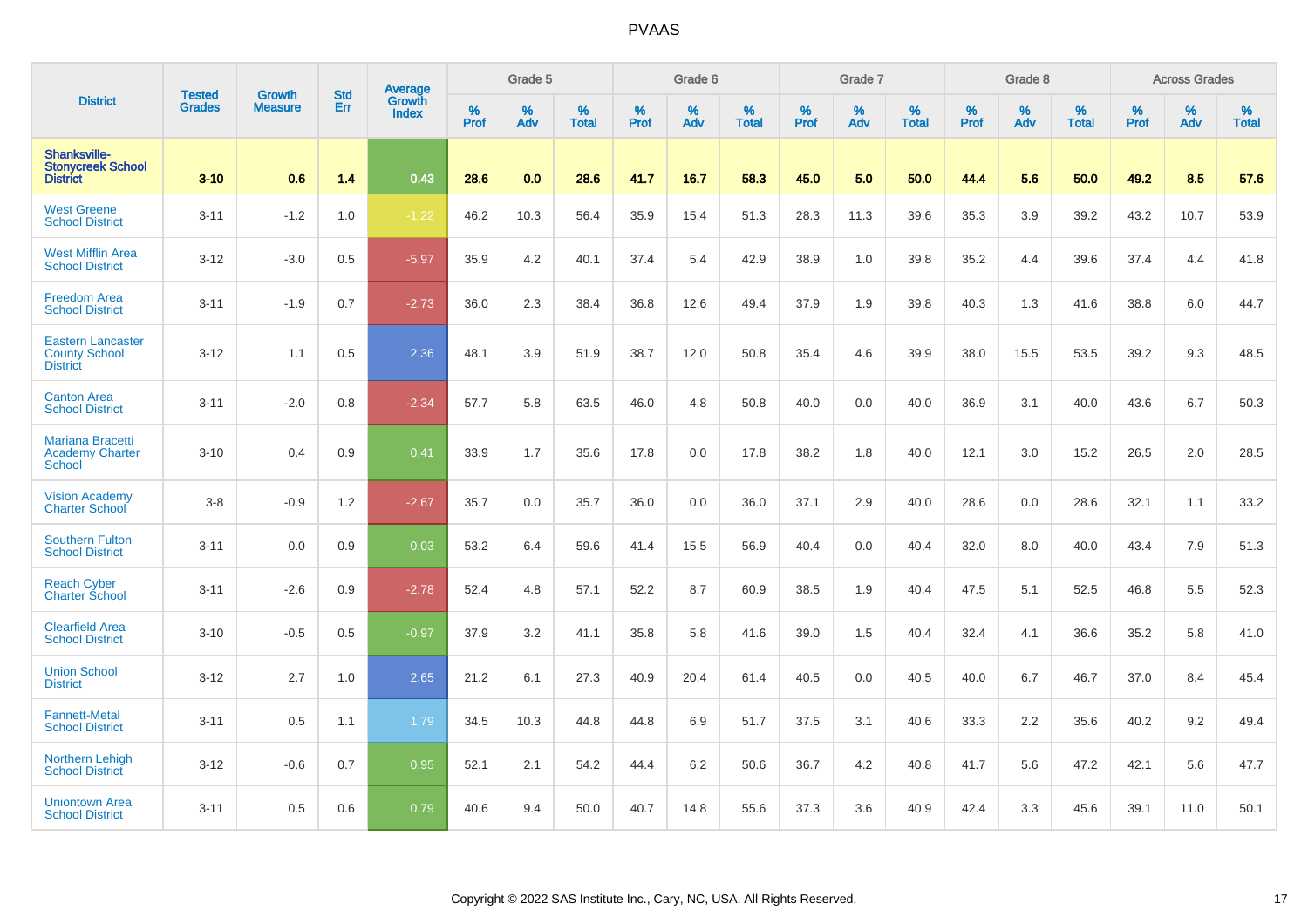# PVAAS

| District | Tested Grades | Growth Measure | Std Err | Average Growth Index | Grade 5 | | | Grade 6 | | | Grade 7 | | | Grade 8 | | | Across Grades | | |
|---|---|---|---|---|---|---|---|---|---|---|---|---|---|---|---|---|---|---|---|
| | | | | | % Prof | % Adv | % Total | % Prof | % Adv | % Total | % Prof | % Adv | % Total | % Prof | % Adv | % Total | % Prof | % Adv | % Total |
| **Shanksville-Stonycreek School District** | **3-10** | **0.6** | **1.4** | **0.43** | **28.6** | **0.0** | **28.6** | **41.7** | **16.7** | **58.3** | **45.0** | **5.0** | **50.0** | **44.4** | **5.6** | **50.0** | **49.2** | **8.5** | **57.6** |
| West Greene School District | 3-11 | -1.2 | 1.0 | -1.22 | 46.2 | 10.3 | 56.4 | 35.9 | 15.4 | 51.3 | 28.3 | 11.3 | 39.6 | 35.3 | 3.9 | 39.2 | 43.2 | 10.7 | 53.9 |
| West Mifflin Area School District | 3-12 | -3.0 | 0.5 | -5.97 | 35.9 | 4.2 | 40.1 | 37.4 | 5.4 | 42.9 | 38.9 | 1.0 | 39.8 | 35.2 | 4.4 | 39.6 | 37.4 | 4.4 | 41.8 |
| Freedom Area School District | 3-11 | -1.9 | 0.7 | -2.73 | 36.0 | 2.3 | 38.4 | 36.8 | 12.6 | 49.4 | 37.9 | 1.9 | 39.8 | 40.3 | 1.3 | 41.6 | 38.8 | 6.0 | 44.7 |
| Eastern Lancaster County School District | 3-12 | 1.1 | 0.5 | 2.36 | 48.1 | 3.9 | 51.9 | 38.7 | 12.0 | 50.8 | 35.4 | 4.6 | 39.9 | 38.0 | 15.5 | 53.5 | 39.2 | 9.3 | 48.5 |
| Canton Area School District | 3-11 | -2.0 | 0.8 | -2.34 | 57.7 | 5.8 | 63.5 | 46.0 | 4.8 | 50.8 | 40.0 | 0.0 | 40.0 | 36.9 | 3.1 | 40.0 | 43.6 | 6.7 | 50.3 |
| Mariana Bracetti Academy Charter School | 3-10 | 0.4 | 0.9 | 0.41 | 33.9 | 1.7 | 35.6 | 17.8 | 0.0 | 17.8 | 38.2 | 1.8 | 40.0 | 12.1 | 3.0 | 15.2 | 26.5 | 2.0 | 28.5 |
| Vision Academy Charter School | 3-8 | -0.9 | 1.2 | -2.67 | 35.7 | 0.0 | 35.7 | 36.0 | 0.0 | 36.0 | 37.1 | 2.9 | 40.0 | 28.6 | 0.0 | 28.6 | 32.1 | 1.1 | 33.2 |
| Southern Fulton School District | 3-11 | 0.0 | 0.9 | 0.03 | 53.2 | 6.4 | 59.6 | 41.4 | 15.5 | 56.9 | 40.4 | 0.0 | 40.4 | 32.0 | 8.0 | 40.0 | 43.4 | 7.9 | 51.3 |
| Reach Cyber Charter School | 3-11 | -2.6 | 0.9 | -2.78 | 52.4 | 4.8 | 57.1 | 52.2 | 8.7 | 60.9 | 38.5 | 1.9 | 40.4 | 47.5 | 5.1 | 52.5 | 46.8 | 5.5 | 52.3 |
| Clearfield Area School District | 3-10 | -0.5 | 0.5 | -0.97 | 37.9 | 3.2 | 41.1 | 35.8 | 5.8 | 41.6 | 39.0 | 1.5 | 40.4 | 32.4 | 4.1 | 36.6 | 35.2 | 5.8 | 41.0 |
| Union School District | 3-12 | 2.7 | 1.0 | 2.65 | 21.2 | 6.1 | 27.3 | 40.9 | 20.4 | 61.4 | 40.5 | 0.0 | 40.5 | 40.0 | 6.7 | 46.7 | 37.0 | 8.4 | 45.4 |
| Fannett-Metal School District | 3-11 | 0.5 | 1.1 | 1.79 | 34.5 | 10.3 | 44.8 | 44.8 | 6.9 | 51.7 | 37.5 | 3.1 | 40.6 | 33.3 | 2.2 | 35.6 | 40.2 | 9.2 | 49.4 |
| Northern Lehigh School District | 3-12 | -0.6 | 0.7 | 0.95 | 52.1 | 2.1 | 54.2 | 44.4 | 6.2 | 50.6 | 36.7 | 4.2 | 40.8 | 41.7 | 5.6 | 47.2 | 42.1 | 5.6 | 47.7 |
| Uniontown Area School District | 3-11 | 0.5 | 0.6 | 0.79 | 40.6 | 9.4 | 50.0 | 40.7 | 14.8 | 55.6 | 37.3 | 3.6 | 40.9 | 42.4 | 3.3 | 45.6 | 39.1 | 11.0 | 50.1 |

Copyright © 2022 SAS Institute Inc., Cary, NC, USA. All Rights Reserved.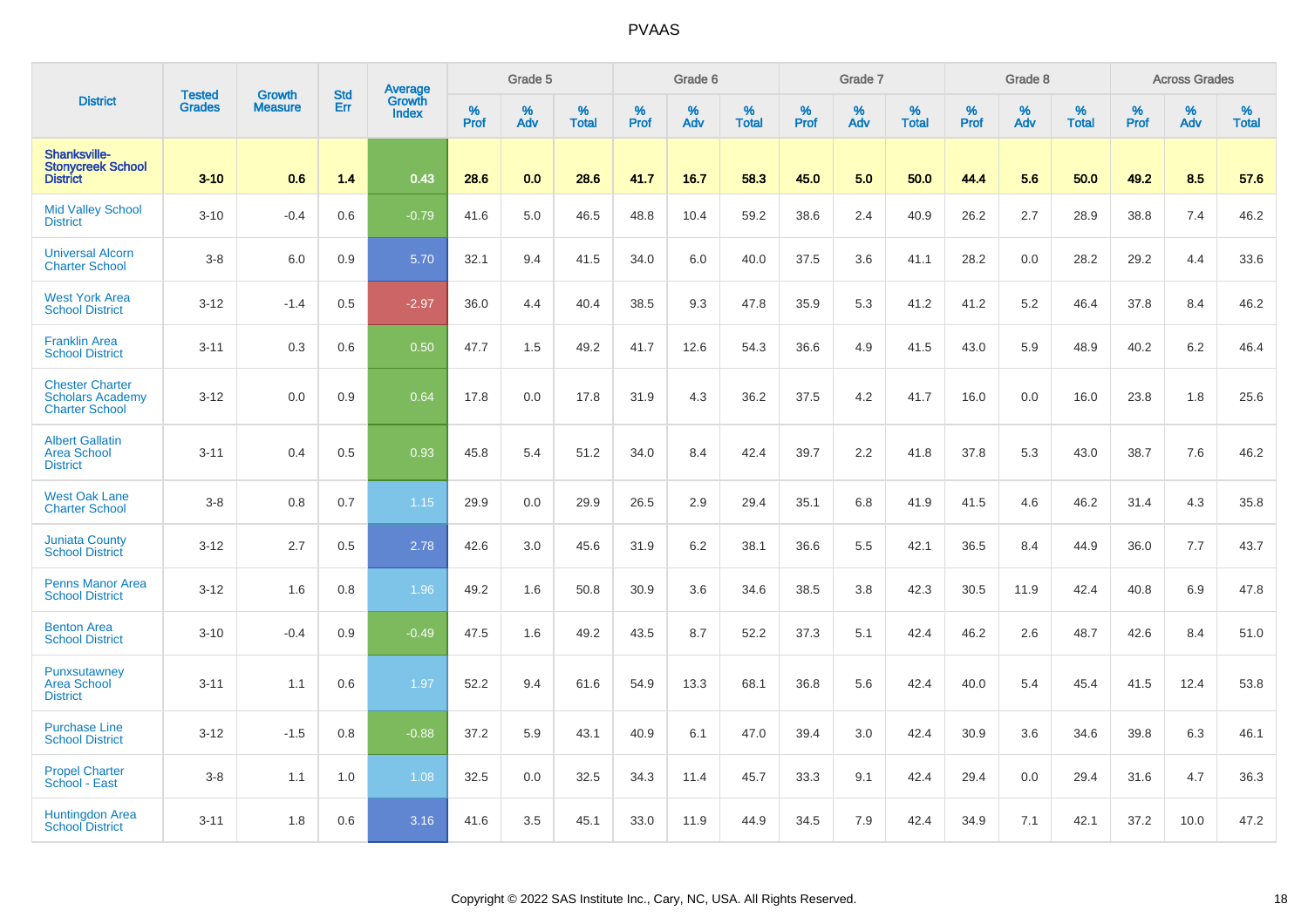# PVAAS

| District | Tested Grades | Growth Measure | Std Err | Average Growth Index | Grade 5 | | | Grade 6 | | | Grade 7 | | | Grade 8 | | | Across Grades | | |
|---|---|---|---|---|---|---|---|---|---|---|---|---|---|---|---|---|---|---|---|
| | | | | | % Prof | % Adv | % Total | % Prof | % Adv | % Total | % Prof | % Adv | % Total | % Prof | % Adv | % Total | % Prof | % Adv | % Total |
| **Shanksville-Stonycreek School District** | **3-10** | **0.6** | **1.4** | **0.43** | **28.6** | **0.0** | **28.6** | **41.7** | **16.7** | **58.3** | **45.0** | **5.0** | **50.0** | **44.4** | **5.6** | **50.0** | **49.2** | **8.5** | **57.6** |
| Mid Valley School District | 3-10 | -0.4 | 0.6 | -0.79 | 41.6 | 5.0 | 46.5 | 48.8 | 10.4 | 59.2 | 38.6 | 2.4 | 40.9 | 26.2 | 2.7 | 28.9 | 38.8 | 7.4 | 46.2 |
| Universal Alcorn Charter School | 3-8 | 6.0 | 0.9 | 5.70 | 32.1 | 9.4 | 41.5 | 34.0 | 6.0 | 40.0 | 37.5 | 3.6 | 41.1 | 28.2 | 0.0 | 28.2 | 29.2 | 4.4 | 33.6 |
| West York Area School District | 3-12 | -1.4 | 0.5 | -2.97 | 36.0 | 4.4 | 40.4 | 38.5 | 9.3 | 47.8 | 35.9 | 5.3 | 41.2 | 41.2 | 5.2 | 46.4 | 37.8 | 8.4 | 46.2 |
| Franklin Area School District | 3-11 | 0.3 | 0.6 | 0.50 | 47.7 | 1.5 | 49.2 | 41.7 | 12.6 | 54.3 | 36.6 | 4.9 | 41.5 | 43.0 | 5.9 | 48.9 | 40.2 | 6.2 | 46.4 |
| Chester Charter Scholars Academy Charter School | 3-12 | 0.0 | 0.9 | 0.64 | 17.8 | 0.0 | 17.8 | 31.9 | 4.3 | 36.2 | 37.5 | 4.2 | 41.7 | 16.0 | 0.0 | 16.0 | 23.8 | 1.8 | 25.6 |
| Albert Gallatin Area School District | 3-11 | 0.4 | 0.5 | 0.93 | 45.8 | 5.4 | 51.2 | 34.0 | 8.4 | 42.4 | 39.7 | 2.2 | 41.8 | 37.8 | 5.3 | 43.0 | 38.7 | 7.6 | 46.2 |
| West Oak Lane Charter School | 3-8 | 0.8 | 0.7 | 1.15 | 29.9 | 0.0 | 29.9 | 26.5 | 2.9 | 29.4 | 35.1 | 6.8 | 41.9 | 41.5 | 4.6 | 46.2 | 31.4 | 4.3 | 35.8 |
| Juniata County School District | 3-12 | 2.7 | 0.5 | 2.78 | 42.6 | 3.0 | 45.6 | 31.9 | 6.2 | 38.1 | 36.6 | 5.5 | 42.1 | 36.5 | 8.4 | 44.9 | 36.0 | 7.7 | 43.7 |
| Penns Manor Area School District | 3-12 | 1.6 | 0.8 | 1.96 | 49.2 | 1.6 | 50.8 | 30.9 | 3.6 | 34.6 | 38.5 | 3.8 | 42.3 | 30.5 | 11.9 | 42.4 | 40.8 | 6.9 | 47.8 |
| Benton Area School District | 3-10 | -0.4 | 0.9 | -0.49 | 47.5 | 1.6 | 49.2 | 43.5 | 8.7 | 52.2 | 37.3 | 5.1 | 42.4 | 46.2 | 2.6 | 48.7 | 42.6 | 8.4 | 51.0 |
| Punxsutawney Area School District | 3-11 | 1.1 | 0.6 | 1.97 | 52.2 | 9.4 | 61.6 | 54.9 | 13.3 | 68.1 | 36.8 | 5.6 | 42.4 | 40.0 | 5.4 | 45.4 | 41.5 | 12.4 | 53.8 |
| Purchase Line School District | 3-12 | -1.5 | 0.8 | -0.88 | 37.2 | 5.9 | 43.1 | 40.9 | 6.1 | 47.0 | 39.4 | 3.0 | 42.4 | 30.9 | 3.6 | 34.6 | 39.8 | 6.3 | 46.1 |
| Propel Charter School - East | 3-8 | 1.1 | 1.0 | 1.08 | 32.5 | 0.0 | 32.5 | 34.3 | 11.4 | 45.7 | 33.3 | 9.1 | 42.4 | 29.4 | 0.0 | 29.4 | 31.6 | 4.7 | 36.3 |
| Huntingdon Area School District | 3-11 | 1.8 | 0.6 | 3.16 | 41.6 | 3.5 | 45.1 | 33.0 | 11.9 | 44.9 | 34.5 | 7.9 | 42.4 | 34.9 | 7.1 | 42.1 | 37.2 | 10.0 | 47.2 |

Copyright © 2022 SAS Institute Inc., Cary, NC, USA. All Rights Reserved.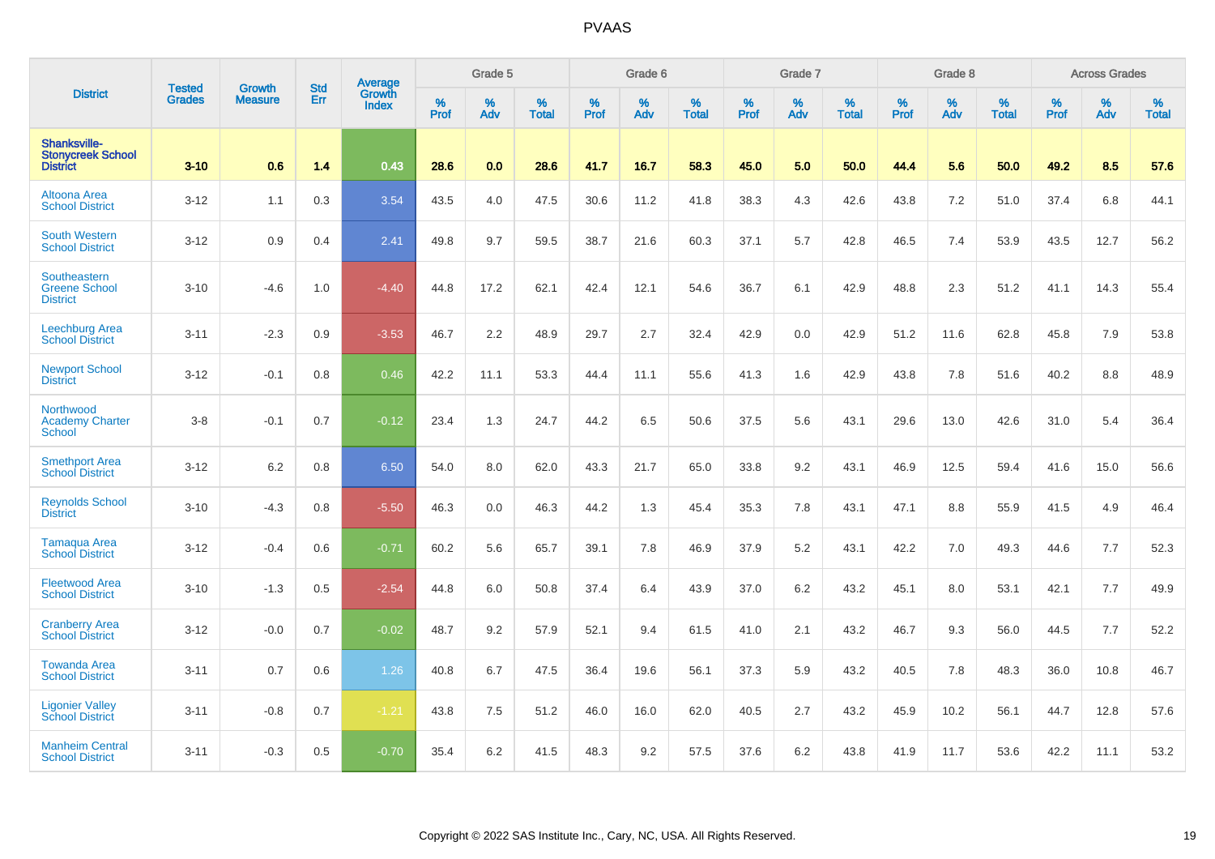# PVAAS

| District | Tested Grades | Growth Measure | Std Err | Average Growth Index | Grade 5 | | | Grade 6 | | | Grade 7 | | | Grade 8 | | | Across Grades | | |
|---|---|---|---|---|---|---|---|---|---|---|---|---|---|---|---|---|---|---|---|
| | | | | | % Prof | % Adv | % Total | % Prof | % Adv | % Total | % Prof | % Adv | % Total | % Prof | % Adv | % Total | % Prof | % Adv | % Total |
| **Shanksville-Stonycreek School District** | **3-10** | **0.6** | **1.4** | **0.43** | **28.6** | **0.0** | **28.6** | **41.7** | **16.7** | **58.3** | **45.0** | **5.0** | **50.0** | **44.4** | **5.6** | **50.0** | **49.2** | **8.5** | **57.6** |
| Altoona Area School District | 3-12 | 1.1 | 0.3 | 3.54 | 43.5 | 4.0 | 47.5 | 30.6 | 11.2 | 41.8 | 38.3 | 4.3 | 42.6 | 43.8 | 7.2 | 51.0 | 37.4 | 6.8 | 44.1 |
| South Western School District | 3-12 | 0.9 | 0.4 | 2.41 | 49.8 | 9.7 | 59.5 | 38.7 | 21.6 | 60.3 | 37.1 | 5.7 | 42.8 | 46.5 | 7.4 | 53.9 | 43.5 | 12.7 | 56.2 |
| Southeastern Greene School District | 3-10 | -4.6 | 1.0 | -4.40 | 44.8 | 17.2 | 62.1 | 42.4 | 12.1 | 54.6 | 36.7 | 6.1 | 42.9 | 48.8 | 2.3 | 51.2 | 41.1 | 14.3 | 55.4 |
| Leechburg Area School District | 3-11 | -2.3 | 0.9 | -3.53 | 46.7 | 2.2 | 48.9 | 29.7 | 2.7 | 32.4 | 42.9 | 0.0 | 42.9 | 51.2 | 11.6 | 62.8 | 45.8 | 7.9 | 53.8 |
| Newport School District | 3-12 | -0.1 | 0.8 | 0.46 | 42.2 | 11.1 | 53.3 | 44.4 | 11.1 | 55.6 | 41.3 | 1.6 | 42.9 | 43.8 | 7.8 | 51.6 | 40.2 | 8.8 | 48.9 |
| Northwood Academy Charter School | 3-8 | -0.1 | 0.7 | -0.12 | 23.4 | 1.3 | 24.7 | 44.2 | 6.5 | 50.6 | 37.5 | 5.6 | 43.1 | 29.6 | 13.0 | 42.6 | 31.0 | 5.4 | 36.4 |
| Smethport Area School District | 3-12 | 6.2 | 0.8 | 6.50 | 54.0 | 8.0 | 62.0 | 43.3 | 21.7 | 65.0 | 33.8 | 9.2 | 43.1 | 46.9 | 12.5 | 59.4 | 41.6 | 15.0 | 56.6 |
| Reynolds School District | 3-10 | -4.3 | 0.8 | -5.50 | 46.3 | 0.0 | 46.3 | 44.2 | 1.3 | 45.4 | 35.3 | 7.8 | 43.1 | 47.1 | 8.8 | 55.9 | 41.5 | 4.9 | 46.4 |
| Tamaqua Area School District | 3-12 | -0.4 | 0.6 | -0.71 | 60.2 | 5.6 | 65.7 | 39.1 | 7.8 | 46.9 | 37.9 | 5.2 | 43.1 | 42.2 | 7.0 | 49.3 | 44.6 | 7.7 | 52.3 |
| Fleetwood Area School District | 3-10 | -1.3 | 0.5 | -2.54 | 44.8 | 6.0 | 50.8 | 37.4 | 6.4 | 43.9 | 37.0 | 6.2 | 43.2 | 45.1 | 8.0 | 53.1 | 42.1 | 7.7 | 49.9 |
| Cranberry Area School District | 3-12 | -0.0 | 0.7 | -0.02 | 48.7 | 9.2 | 57.9 | 52.1 | 9.4 | 61.5 | 41.0 | 2.1 | 43.2 | 46.7 | 9.3 | 56.0 | 44.5 | 7.7 | 52.2 |
| Towanda Area School District | 3-11 | 0.7 | 0.6 | 1.26 | 40.8 | 6.7 | 47.5 | 36.4 | 19.6 | 56.1 | 37.3 | 5.9 | 43.2 | 40.5 | 7.8 | 48.3 | 36.0 | 10.8 | 46.7 |
| Ligonier Valley School District | 3-11 | -0.8 | 0.7 | -1.21 | 43.8 | 7.5 | 51.2 | 46.0 | 16.0 | 62.0 | 40.5 | 2.7 | 43.2 | 45.9 | 10.2 | 56.1 | 44.7 | 12.8 | 57.6 |
| Manheim Central School District | 3-11 | -0.3 | 0.5 | -0.70 | 35.4 | 6.2 | 41.5 | 48.3 | 9.2 | 57.5 | 37.6 | 6.2 | 43.8 | 41.9 | 11.7 | 53.6 | 42.2 | 11.1 | 53.2 |

Copyright © 2022 SAS Institute Inc., Cary, NC, USA. All Rights Reserved.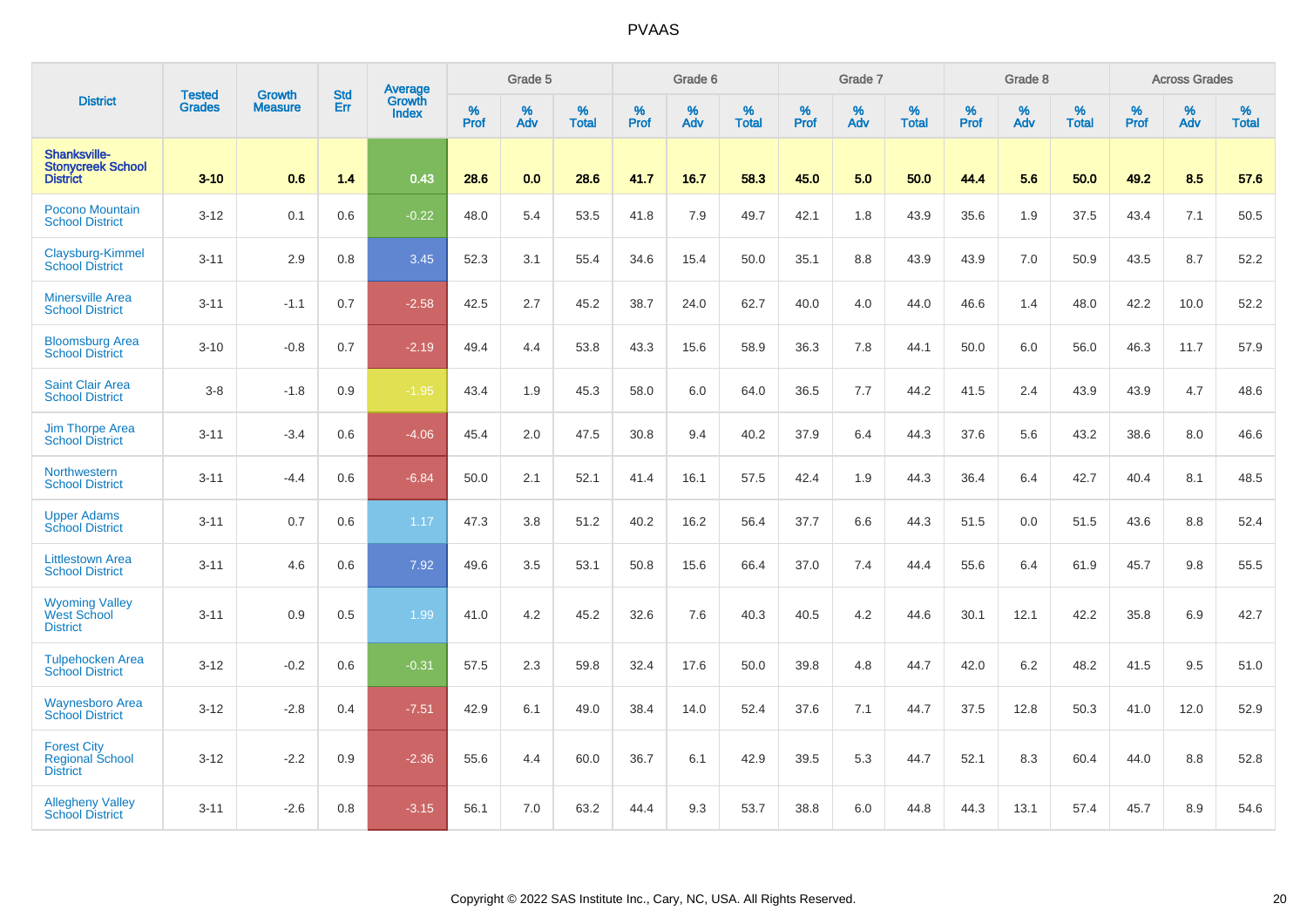# PVAAS

| District | Tested Grades | Growth Measure | Std Err | Average Growth Index | Grade 5 | | | Grade 6 | | | Grade 7 | | | Grade 8 | | | Across Grades | | |
|---|---|---|---|---|---|---|---|---|---|---|---|---|---|---|---|---|---|---|---|
| | | | | | % Prof | % Adv | % Total | % Prof | % Adv | % Total | % Prof | % Adv | % Total | % Prof | % Adv | % Total | % Prof | % Adv | % Total |
| **Shanksville-Stonycreek School District** | **3-10** | **0.6** | **1.4** | **0.43** | **28.6** | **0.0** | **28.6** | **41.7** | **16.7** | **58.3** | **45.0** | **5.0** | **50.0** | **44.4** | **5.6** | **50.0** | **49.2** | **8.5** | **57.6** |
| Pocono Mountain School District | 3-12 | 0.1 | 0.6 | -0.22 | 48.0 | 5.4 | 53.5 | 41.8 | 7.9 | 49.7 | 42.1 | 1.8 | 43.9 | 35.6 | 1.9 | 37.5 | 43.4 | 7.1 | 50.5 |
| Claysburg-Kimmel School District | 3-11 | 2.9 | 0.8 | 3.45 | 52.3 | 3.1 | 55.4 | 34.6 | 15.4 | 50.0 | 35.1 | 8.8 | 43.9 | 43.9 | 7.0 | 50.9 | 43.5 | 8.7 | 52.2 |
| Minersville Area School District | 3-11 | -1.1 | 0.7 | -2.58 | 42.5 | 2.7 | 45.2 | 38.7 | 24.0 | 62.7 | 40.0 | 4.0 | 44.0 | 46.6 | 1.4 | 48.0 | 42.2 | 10.0 | 52.2 |
| Bloomsburg Area School District | 3-10 | -0.8 | 0.7 | -2.19 | 49.4 | 4.4 | 53.8 | 43.3 | 15.6 | 58.9 | 36.3 | 7.8 | 44.1 | 50.0 | 6.0 | 56.0 | 46.3 | 11.7 | 57.9 |
| Saint Clair Area School District | 3-8 | -1.8 | 0.9 | -1.95 | 43.4 | 1.9 | 45.3 | 58.0 | 6.0 | 64.0 | 36.5 | 7.7 | 44.2 | 41.5 | 2.4 | 43.9 | 43.9 | 4.7 | 48.6 |
| Jim Thorpe Area School District | 3-11 | -3.4 | 0.6 | -4.06 | 45.4 | 2.0 | 47.5 | 30.8 | 9.4 | 40.2 | 37.9 | 6.4 | 44.3 | 37.6 | 5.6 | 43.2 | 38.6 | 8.0 | 46.6 |
| Northwestern School District | 3-11 | -4.4 | 0.6 | -6.84 | 50.0 | 2.1 | 52.1 | 41.4 | 16.1 | 57.5 | 42.4 | 1.9 | 44.3 | 36.4 | 6.4 | 42.7 | 40.4 | 8.1 | 48.5 |
| Upper Adams School District | 3-11 | 0.7 | 0.6 | 1.17 | 47.3 | 3.8 | 51.2 | 40.2 | 16.2 | 56.4 | 37.7 | 6.6 | 44.3 | 51.5 | 0.0 | 51.5 | 43.6 | 8.8 | 52.4 |
| Littlestown Area School District | 3-11 | 4.6 | 0.6 | 7.92 | 49.6 | 3.5 | 53.1 | 50.8 | 15.6 | 66.4 | 37.0 | 7.4 | 44.4 | 55.6 | 6.4 | 61.9 | 45.7 | 9.8 | 55.5 |
| Wyoming Valley West School District | 3-11 | 0.9 | 0.5 | 1.99 | 41.0 | 4.2 | 45.2 | 32.6 | 7.6 | 40.3 | 40.5 | 4.2 | 44.6 | 30.1 | 12.1 | 42.2 | 35.8 | 6.9 | 42.7 |
| Tulpehocken Area School District | 3-12 | -0.2 | 0.6 | -0.31 | 57.5 | 2.3 | 59.8 | 32.4 | 17.6 | 50.0 | 39.8 | 4.8 | 44.7 | 42.0 | 6.2 | 48.2 | 41.5 | 9.5 | 51.0 |
| Waynesboro Area School District | 3-12 | -2.8 | 0.4 | -7.51 | 42.9 | 6.1 | 49.0 | 38.4 | 14.0 | 52.4 | 37.6 | 7.1 | 44.7 | 37.5 | 12.8 | 50.3 | 41.0 | 12.0 | 52.9 |
| Forest City Regional School District | 3-12 | -2.2 | 0.9 | -2.36 | 55.6 | 4.4 | 60.0 | 36.7 | 6.1 | 42.9 | 39.5 | 5.3 | 44.7 | 52.1 | 8.3 | 60.4 | 44.0 | 8.8 | 52.8 |
| Allegheny Valley School District | 3-11 | -2.6 | 0.8 | -3.15 | 56.1 | 7.0 | 63.2 | 44.4 | 9.3 | 53.7 | 38.8 | 6.0 | 44.8 | 44.3 | 13.1 | 57.4 | 45.7 | 8.9 | 54.6 |

Copyright © 2022 SAS Institute Inc., Cary, NC, USA. All Rights Reserved.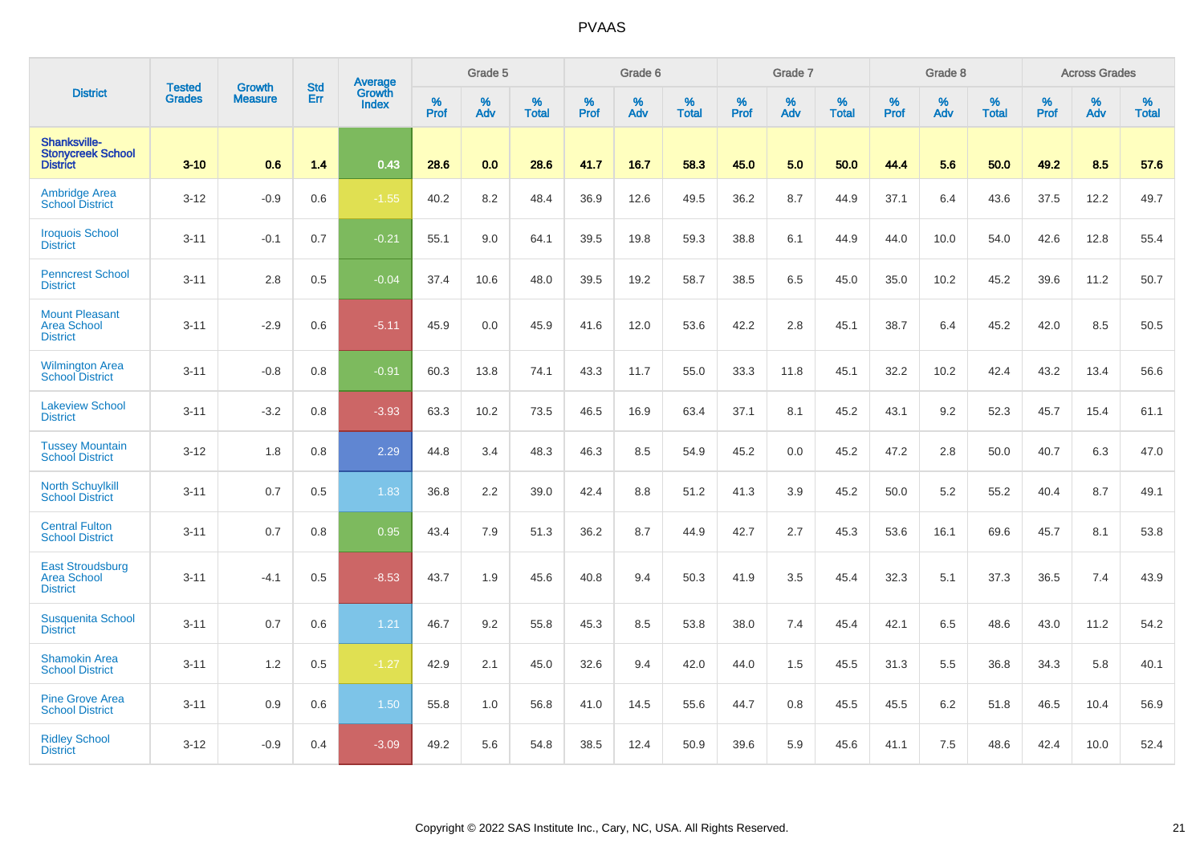# PVAAS

| District | Tested Grades | Growth Measure | Std Err | Average Growth Index | Grade 5 | | | Grade 6 | | | Grade 7 | | | Grade 8 | | | Across Grades | | |
|---|---|---|---|---|---|---|---|---|---|---|---|---|---|---|---|---|---|---|---|
| | | | | | % Prof | % Adv | % Total | % Prof | % Adv | % Total | % Prof | % Adv | % Total | % Prof | % Adv | % Total | % Prof | % Adv | % Total |
| **Shanksville-Stonycreek School District** | **3-10** | **0.6** | **1.4** | **0.43** | **28.6** | **0.0** | **28.6** | **41.7** | **16.7** | **58.3** | **45.0** | **5.0** | **50.0** | **44.4** | **5.6** | **50.0** | **49.2** | **8.5** | **57.6** |
| Ambridge Area School District | 3-12 | -0.9 | 0.6 | -1.55 | 40.2 | 8.2 | 48.4 | 36.9 | 12.6 | 49.5 | 36.2 | 8.7 | 44.9 | 37.1 | 6.4 | 43.6 | 37.5 | 12.2 | 49.7 |
| Iroquois School District | 3-11 | -0.1 | 0.7 | -0.21 | 55.1 | 9.0 | 64.1 | 39.5 | 19.8 | 59.3 | 38.8 | 6.1 | 44.9 | 44.0 | 10.0 | 54.0 | 42.6 | 12.8 | 55.4 |
| Penncrest School District | 3-11 | 2.8 | 0.5 | -0.04 | 37.4 | 10.6 | 48.0 | 39.5 | 19.2 | 58.7 | 38.5 | 6.5 | 45.0 | 35.0 | 10.2 | 45.2 | 39.6 | 11.2 | 50.7 |
| Mount Pleasant Area School District | 3-11 | -2.9 | 0.6 | -5.11 | 45.9 | 0.0 | 45.9 | 41.6 | 12.0 | 53.6 | 42.2 | 2.8 | 45.1 | 38.7 | 6.4 | 45.2 | 42.0 | 8.5 | 50.5 |
| Wilmington Area School District | 3-11 | -0.8 | 0.8 | -0.91 | 60.3 | 13.8 | 74.1 | 43.3 | 11.7 | 55.0 | 33.3 | 11.8 | 45.1 | 32.2 | 10.2 | 42.4 | 43.2 | 13.4 | 56.6 |
| Lakeview School District | 3-11 | -3.2 | 0.8 | -3.93 | 63.3 | 10.2 | 73.5 | 46.5 | 16.9 | 63.4 | 37.1 | 8.1 | 45.2 | 43.1 | 9.2 | 52.3 | 45.7 | 15.4 | 61.1 |
| Tussey Mountain School District | 3-12 | 1.8 | 0.8 | 2.29 | 44.8 | 3.4 | 48.3 | 46.3 | 8.5 | 54.9 | 45.2 | 0.0 | 45.2 | 47.2 | 2.8 | 50.0 | 40.7 | 6.3 | 47.0 |
| North Schuylkill School District | 3-11 | 0.7 | 0.5 | 1.83 | 36.8 | 2.2 | 39.0 | 42.4 | 8.8 | 51.2 | 41.3 | 3.9 | 45.2 | 50.0 | 5.2 | 55.2 | 40.4 | 8.7 | 49.1 |
| Central Fulton School District | 3-11 | 0.7 | 0.8 | 0.95 | 43.4 | 7.9 | 51.3 | 36.2 | 8.7 | 44.9 | 42.7 | 2.7 | 45.3 | 53.6 | 16.1 | 69.6 | 45.7 | 8.1 | 53.8 |
| East Stroudsburg Area School District | 3-11 | -4.1 | 0.5 | -8.53 | 43.7 | 1.9 | 45.6 | 40.8 | 9.4 | 50.3 | 41.9 | 3.5 | 45.4 | 32.3 | 5.1 | 37.3 | 36.5 | 7.4 | 43.9 |
| Susquenita School District | 3-11 | 0.7 | 0.6 | 1.21 | 46.7 | 9.2 | 55.8 | 45.3 | 8.5 | 53.8 | 38.0 | 7.4 | 45.4 | 42.1 | 6.5 | 48.6 | 43.0 | 11.2 | 54.2 |
| Shamokin Area School District | 3-11 | 1.2 | 0.5 | -1.27 | 42.9 | 2.1 | 45.0 | 32.6 | 9.4 | 42.0 | 44.0 | 1.5 | 45.5 | 31.3 | 5.5 | 36.8 | 34.3 | 5.8 | 40.1 |
| Pine Grove Area School District | 3-11 | 0.9 | 0.6 | 1.50 | 55.8 | 1.0 | 56.8 | 41.0 | 14.5 | 55.6 | 44.7 | 0.8 | 45.5 | 45.5 | 6.2 | 51.8 | 46.5 | 10.4 | 56.9 |
| Ridley School District | 3-12 | -0.9 | 0.4 | -3.09 | 49.2 | 5.6 | 54.8 | 38.5 | 12.4 | 50.9 | 39.6 | 5.9 | 45.6 | 41.1 | 7.5 | 48.6 | 42.4 | 10.0 | 52.4 |

Copyright © 2022 SAS Institute Inc., Cary, NC, USA. All Rights Reserved.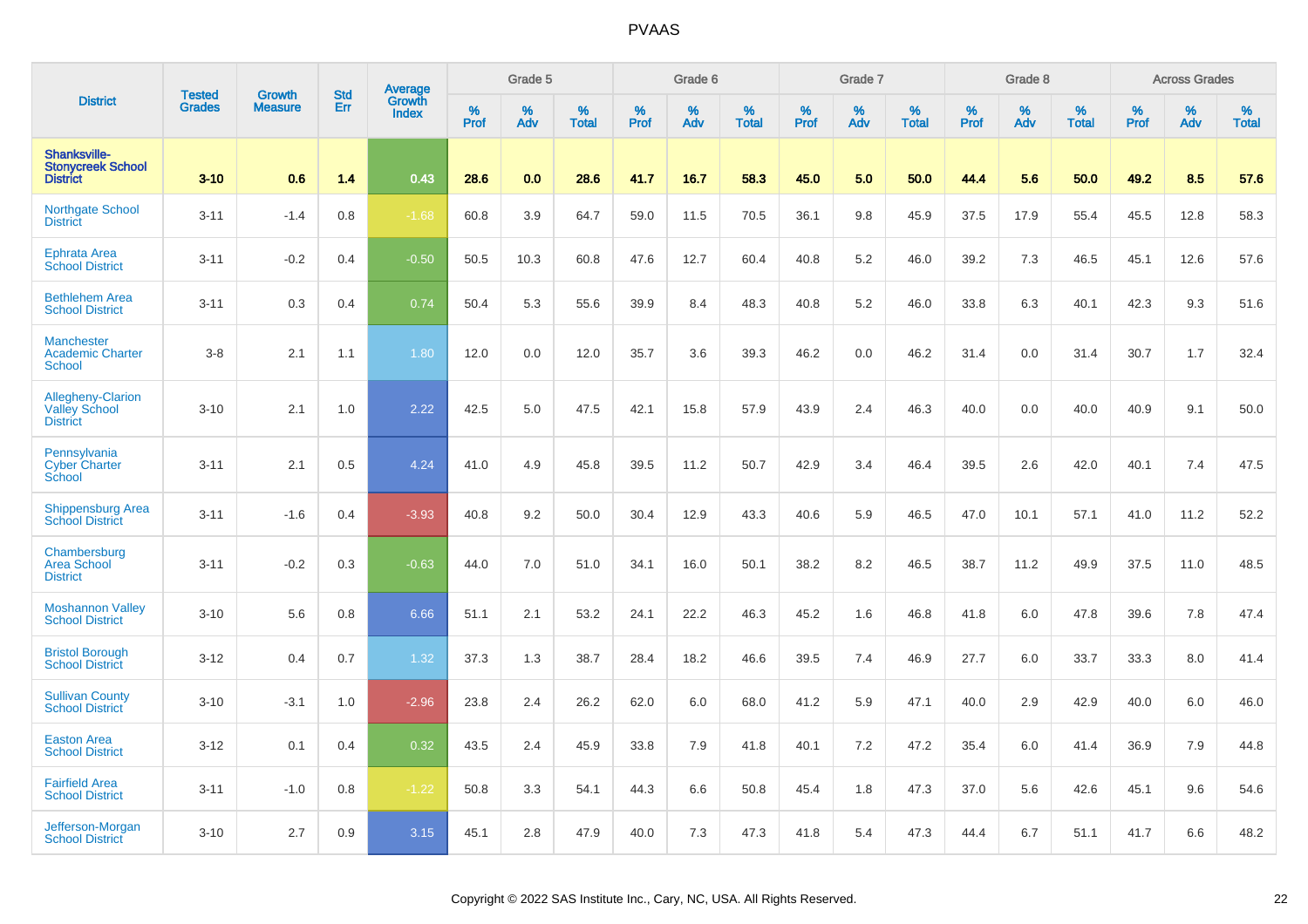# PVAAS

| District | Tested Grades | Growth Measure | Std Err | Average Growth Index | Grade 5 | | | Grade 6 | | | Grade 7 | | | Grade 8 | | | Across Grades | | |
|---|---|---|---|---|---|---|---|---|---|---|---|---|---|---|---|---|---|---|---|
| | | | | | % Prof | % Adv | % Total | % Prof | % Adv | % Total | % Prof | % Adv | % Total | % Prof | % Adv | % Total | % Prof | % Adv | % Total |
| **Shanksville-Stonycreek School District** | **3-10** | **0.6** | **1.4** | **0.43** | **28.6** | **0.0** | **28.6** | **41.7** | **16.7** | **58.3** | **45.0** | **5.0** | **50.0** | **44.4** | **5.6** | **50.0** | **49.2** | **8.5** | **57.6** |
| Northgate School District | 3-11 | -1.4 | 0.8 | -1.68 | 60.8 | 3.9 | 64.7 | 59.0 | 11.5 | 70.5 | 36.1 | 9.8 | 45.9 | 37.5 | 17.9 | 55.4 | 45.5 | 12.8 | 58.3 |
| Ephrata Area School District | 3-11 | -0.2 | 0.4 | -0.50 | 50.5 | 10.3 | 60.8 | 47.6 | 12.7 | 60.4 | 40.8 | 5.2 | 46.0 | 39.2 | 7.3 | 46.5 | 45.1 | 12.6 | 57.6 |
| Bethlehem Area School District | 3-11 | 0.3 | 0.4 | 0.74 | 50.4 | 5.3 | 55.6 | 39.9 | 8.4 | 48.3 | 40.8 | 5.2 | 46.0 | 33.8 | 6.3 | 40.1 | 42.3 | 9.3 | 51.6 |
| Manchester Academic Charter School | 3-8 | 2.1 | 1.1 | 1.80 | 12.0 | 0.0 | 12.0 | 35.7 | 3.6 | 39.3 | 46.2 | 0.0 | 46.2 | 31.4 | 0.0 | 31.4 | 30.7 | 1.7 | 32.4 |
| Allegheny-Clarion Valley School District | 3-10 | 2.1 | 1.0 | 2.22 | 42.5 | 5.0 | 47.5 | 42.1 | 15.8 | 57.9 | 43.9 | 2.4 | 46.3 | 40.0 | 0.0 | 40.0 | 40.9 | 9.1 | 50.0 |
| Pennsylvania Cyber Charter School | 3-11 | 2.1 | 0.5 | 4.24 | 41.0 | 4.9 | 45.8 | 39.5 | 11.2 | 50.7 | 42.9 | 3.4 | 46.4 | 39.5 | 2.6 | 42.0 | 40.1 | 7.4 | 47.5 |
| Shippensburg Area School District | 3-11 | -1.6 | 0.4 | -3.93 | 40.8 | 9.2 | 50.0 | 30.4 | 12.9 | 43.3 | 40.6 | 5.9 | 46.5 | 47.0 | 10.1 | 57.1 | 41.0 | 11.2 | 52.2 |
| Chambersburg Area School District | 3-11 | -0.2 | 0.3 | -0.63 | 44.0 | 7.0 | 51.0 | 34.1 | 16.0 | 50.1 | 38.2 | 8.2 | 46.5 | 38.7 | 11.2 | 49.9 | 37.5 | 11.0 | 48.5 |
| Moshannon Valley School District | 3-10 | 5.6 | 0.8 | 6.66 | 51.1 | 2.1 | 53.2 | 24.1 | 22.2 | 46.3 | 45.2 | 1.6 | 46.8 | 41.8 | 6.0 | 47.8 | 39.6 | 7.8 | 47.4 |
| Bristol Borough School District | 3-12 | 0.4 | 0.7 | 1.32 | 37.3 | 1.3 | 38.7 | 28.4 | 18.2 | 46.6 | 39.5 | 7.4 | 46.9 | 27.7 | 6.0 | 33.7 | 33.3 | 8.0 | 41.4 |
| Sullivan County School District | 3-10 | -3.1 | 1.0 | -2.96 | 23.8 | 2.4 | 26.2 | 62.0 | 6.0 | 68.0 | 41.2 | 5.9 | 47.1 | 40.0 | 2.9 | 42.9 | 40.0 | 6.0 | 46.0 |
| Easton Area School District | 3-12 | 0.1 | 0.4 | 0.32 | 43.5 | 2.4 | 45.9 | 33.8 | 7.9 | 41.8 | 40.1 | 7.2 | 47.2 | 35.4 | 6.0 | 41.4 | 36.9 | 7.9 | 44.8 |
| Fairfield Area School District | 3-11 | -1.0 | 0.8 | -1.22 | 50.8 | 3.3 | 54.1 | 44.3 | 6.6 | 50.8 | 45.4 | 1.8 | 47.3 | 37.0 | 5.6 | 42.6 | 45.1 | 9.6 | 54.6 |
| Jefferson-Morgan School District | 3-10 | 2.7 | 0.9 | 3.15 | 45.1 | 2.8 | 47.9 | 40.0 | 7.3 | 47.3 | 41.8 | 5.4 | 47.3 | 44.4 | 6.7 | 51.1 | 41.7 | 6.6 | 48.2 |

Copyright © 2022 SAS Institute Inc., Cary, NC, USA. All Rights Reserved.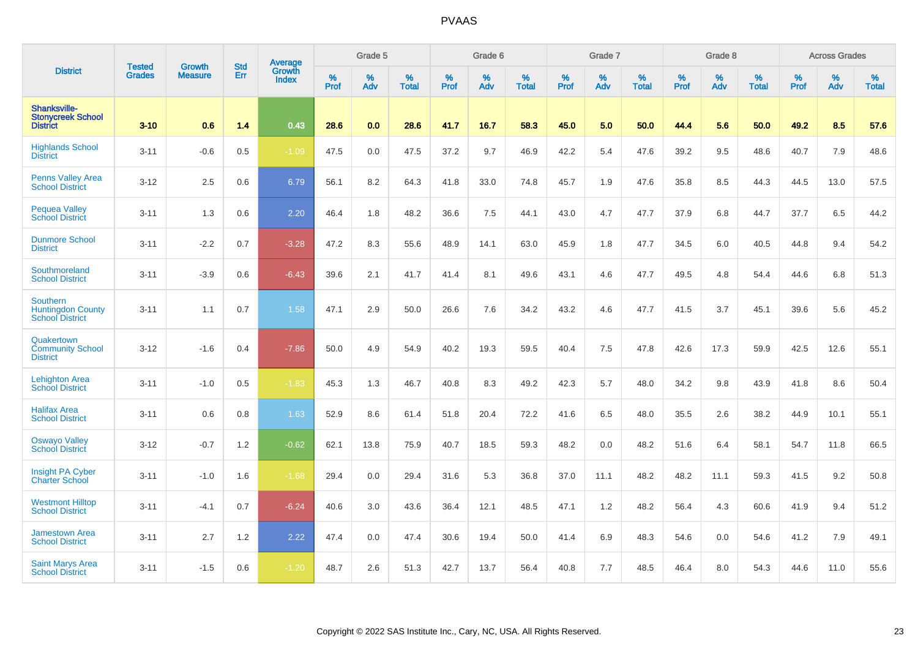# PVAAS

| District | Tested Grades | Growth Measure | Std Err | Average Growth Index | Grade 5 | | | Grade 6 | | | Grade 7 | | | Grade 8 | | | Across Grades | | |
|---|---|---|---|---|---|---|---|---|---|---|---|---|---|---|---|---|---|---|---|
| | | | | | % Prof | % Adv | % Total | % Prof | % Adv | % Total | % Prof | % Adv | % Total | % Prof | % Adv | % Total | % Prof | % Adv | % Total |
| **Shanksville-Stonycreek School District** | **3-10** | **0.6** | **1.4** | **0.43** | **28.6** | **0.0** | **28.6** | **41.7** | **16.7** | **58.3** | **45.0** | **5.0** | **50.0** | **44.4** | **5.6** | **50.0** | **49.2** | **8.5** | **57.6** |
| Highlands School District | 3-11 | -0.6 | 0.5 | -1.09 | 47.5 | 0.0 | 47.5 | 37.2 | 9.7 | 46.9 | 42.2 | 5.4 | 47.6 | 39.2 | 9.5 | 48.6 | 40.7 | 7.9 | 48.6 |
| Penns Valley Area School District | 3-12 | 2.5 | 0.6 | 6.79 | 56.1 | 8.2 | 64.3 | 41.8 | 33.0 | 74.8 | 45.7 | 1.9 | 47.6 | 35.8 | 8.5 | 44.3 | 44.5 | 13.0 | 57.5 |
| Pequea Valley School District | 3-11 | 1.3 | 0.6 | 2.20 | 46.4 | 1.8 | 48.2 | 36.6 | 7.5 | 44.1 | 43.0 | 4.7 | 47.7 | 37.9 | 6.8 | 44.7 | 37.7 | 6.5 | 44.2 |
| Dunmore School District | 3-11 | -2.2 | 0.7 | -3.28 | 47.2 | 8.3 | 55.6 | 48.9 | 14.1 | 63.0 | 45.9 | 1.8 | 47.7 | 34.5 | 6.0 | 40.5 | 44.8 | 9.4 | 54.2 |
| Southmoreland School District | 3-11 | -3.9 | 0.6 | -6.43 | 39.6 | 2.1 | 41.7 | 41.4 | 8.1 | 49.6 | 43.1 | 4.6 | 47.7 | 49.5 | 4.8 | 54.4 | 44.6 | 6.8 | 51.3 |
| Southern Huntingdon County School District | 3-11 | 1.1 | 0.7 | 1.58 | 47.1 | 2.9 | 50.0 | 26.6 | 7.6 | 34.2 | 43.2 | 4.6 | 47.7 | 41.5 | 3.7 | 45.1 | 39.6 | 5.6 | 45.2 |
| Quakertown Community School District | 3-12 | -1.6 | 0.4 | -7.86 | 50.0 | 4.9 | 54.9 | 40.2 | 19.3 | 59.5 | 40.4 | 7.5 | 47.8 | 42.6 | 17.3 | 59.9 | 42.5 | 12.6 | 55.1 |
| Lehighton Area School District | 3-11 | -1.0 | 0.5 | -1.83 | 45.3 | 1.3 | 46.7 | 40.8 | 8.3 | 49.2 | 42.3 | 5.7 | 48.0 | 34.2 | 9.8 | 43.9 | 41.8 | 8.6 | 50.4 |
| Halifax Area School District | 3-11 | 0.6 | 0.8 | 1.63 | 52.9 | 8.6 | 61.4 | 51.8 | 20.4 | 72.2 | 41.6 | 6.5 | 48.0 | 35.5 | 2.6 | 38.2 | 44.9 | 10.1 | 55.1 |
| Oswayo Valley School District | 3-12 | -0.7 | 1.2 | -0.62 | 62.1 | 13.8 | 75.9 | 40.7 | 18.5 | 59.3 | 48.2 | 0.0 | 48.2 | 51.6 | 6.4 | 58.1 | 54.7 | 11.8 | 66.5 |
| Insight PA Cyber Charter School | 3-11 | -1.0 | 1.6 | -1.68 | 29.4 | 0.0 | 29.4 | 31.6 | 5.3 | 36.8 | 37.0 | 11.1 | 48.2 | 48.2 | 11.1 | 59.3 | 41.5 | 9.2 | 50.8 |
| Westmont Hilltop School District | 3-11 | -4.1 | 0.7 | -6.24 | 40.6 | 3.0 | 43.6 | 36.4 | 12.1 | 48.5 | 47.1 | 1.2 | 48.2 | 56.4 | 4.3 | 60.6 | 41.9 | 9.4 | 51.2 |
| Jamestown Area School District | 3-11 | 2.7 | 1.2 | 2.22 | 47.4 | 0.0 | 47.4 | 30.6 | 19.4 | 50.0 | 41.4 | 6.9 | 48.3 | 54.6 | 0.0 | 54.6 | 41.2 | 7.9 | 49.1 |
| Saint Marys Area School District | 3-11 | -1.5 | 0.6 | -1.20 | 48.7 | 2.6 | 51.3 | 42.7 | 13.7 | 56.4 | 40.8 | 7.7 | 48.5 | 46.4 | 8.0 | 54.3 | 44.6 | 11.0 | 55.6 |

Copyright © 2022 SAS Institute Inc., Cary, NC, USA. All Rights Reserved.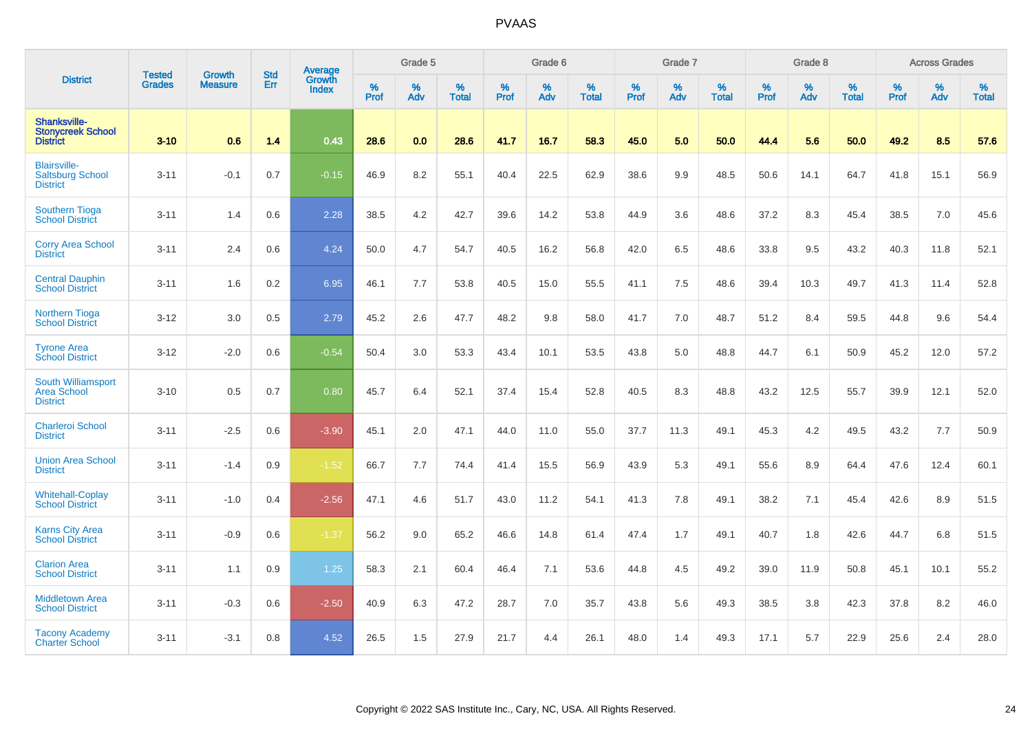# PVAAS

| District | Tested Grades | Growth Measure | Std Err | Average Growth Index | Grade 5 | | | Grade 6 | | | Grade 7 | | | Grade 8 | | | Across Grades | | |
|---|---|---|---|---|---|---|---|---|---|---|---|---|---|---|---|---|---|---|---|
| | | | | | % Prof | % Adv | % Total | % Prof | % Adv | % Total | % Prof | % Adv | % Total | % Prof | % Adv | % Total | % Prof | % Adv | % Total |
| **Shanksville-Stonycreek School District** | **3-10** | **0.6** | **1.4** | **0.43** | **28.6** | **0.0** | **28.6** | **41.7** | **16.7** | **58.3** | **45.0** | **5.0** | **50.0** | **44.4** | **5.6** | **50.0** | **49.2** | **8.5** | **57.6** |
| Blairsville-Saltsburg School District | 3-11 | -0.1 | 0.7 | -0.15 | 46.9 | 8.2 | 55.1 | 40.4 | 22.5 | 62.9 | 38.6 | 9.9 | 48.5 | 50.6 | 14.1 | 64.7 | 41.8 | 15.1 | 56.9 |
| Southern Tioga School District | 3-11 | 1.4 | 0.6 | 2.28 | 38.5 | 4.2 | 42.7 | 39.6 | 14.2 | 53.8 | 44.9 | 3.6 | 48.6 | 37.2 | 8.3 | 45.4 | 38.5 | 7.0 | 45.6 |
| Corry Area School District | 3-11 | 2.4 | 0.6 | 4.24 | 50.0 | 4.7 | 54.7 | 40.5 | 16.2 | 56.8 | 42.0 | 6.5 | 48.6 | 33.8 | 9.5 | 43.2 | 40.3 | 11.8 | 52.1 |
| Central Dauphin School District | 3-11 | 1.6 | 0.2 | 6.95 | 46.1 | 7.7 | 53.8 | 40.5 | 15.0 | 55.5 | 41.1 | 7.5 | 48.6 | 39.4 | 10.3 | 49.7 | 41.3 | 11.4 | 52.8 |
| Northern Tioga School District | 3-12 | 3.0 | 0.5 | 2.79 | 45.2 | 2.6 | 47.7 | 48.2 | 9.8 | 58.0 | 41.7 | 7.0 | 48.7 | 51.2 | 8.4 | 59.5 | 44.8 | 9.6 | 54.4 |
| Tyrone Area School District | 3-12 | -2.0 | 0.6 | -0.54 | 50.4 | 3.0 | 53.3 | 43.4 | 10.1 | 53.5 | 43.8 | 5.0 | 48.8 | 44.7 | 6.1 | 50.9 | 45.2 | 12.0 | 57.2 |
| South Williamsport Area School District | 3-10 | 0.5 | 0.7 | 0.80 | 45.7 | 6.4 | 52.1 | 37.4 | 15.4 | 52.8 | 40.5 | 8.3 | 48.8 | 43.2 | 12.5 | 55.7 | 39.9 | 12.1 | 52.0 |
| Charleroi School District | 3-11 | -2.5 | 0.6 | -3.90 | 45.1 | 2.0 | 47.1 | 44.0 | 11.0 | 55.0 | 37.7 | 11.3 | 49.1 | 45.3 | 4.2 | 49.5 | 43.2 | 7.7 | 50.9 |
| Union Area School District | 3-11 | -1.4 | 0.9 | -1.52 | 66.7 | 7.7 | 74.4 | 41.4 | 15.5 | 56.9 | 43.9 | 5.3 | 49.1 | 55.6 | 8.9 | 64.4 | 47.6 | 12.4 | 60.1 |
| Whitehall-Coplay School District | 3-11 | -1.0 | 0.4 | -2.56 | 47.1 | 4.6 | 51.7 | 43.0 | 11.2 | 54.1 | 41.3 | 7.8 | 49.1 | 38.2 | 7.1 | 45.4 | 42.6 | 8.9 | 51.5 |
| Karns City Area School District | 3-11 | -0.9 | 0.6 | -1.37 | 56.2 | 9.0 | 65.2 | 46.6 | 14.8 | 61.4 | 47.4 | 1.7 | 49.1 | 40.7 | 1.8 | 42.6 | 44.7 | 6.8 | 51.5 |
| Clarion Area School District | 3-11 | 1.1 | 0.9 | 1.25 | 58.3 | 2.1 | 60.4 | 46.4 | 7.1 | 53.6 | 44.8 | 4.5 | 49.2 | 39.0 | 11.9 | 50.8 | 45.1 | 10.1 | 55.2 |
| Middletown Area School District | 3-11 | -0.3 | 0.6 | -2.50 | 40.9 | 6.3 | 47.2 | 28.7 | 7.0 | 35.7 | 43.8 | 5.6 | 49.3 | 38.5 | 3.8 | 42.3 | 37.8 | 8.2 | 46.0 |
| Tacony Academy Charter School | 3-11 | -3.1 | 0.8 | 4.52 | 26.5 | 1.5 | 27.9 | 21.7 | 4.4 | 26.1 | 48.0 | 1.4 | 49.3 | 17.1 | 5.7 | 22.9 | 25.6 | 2.4 | 28.0 |

Copyright © 2022 SAS Institute Inc., Cary, NC, USA. All Rights Reserved.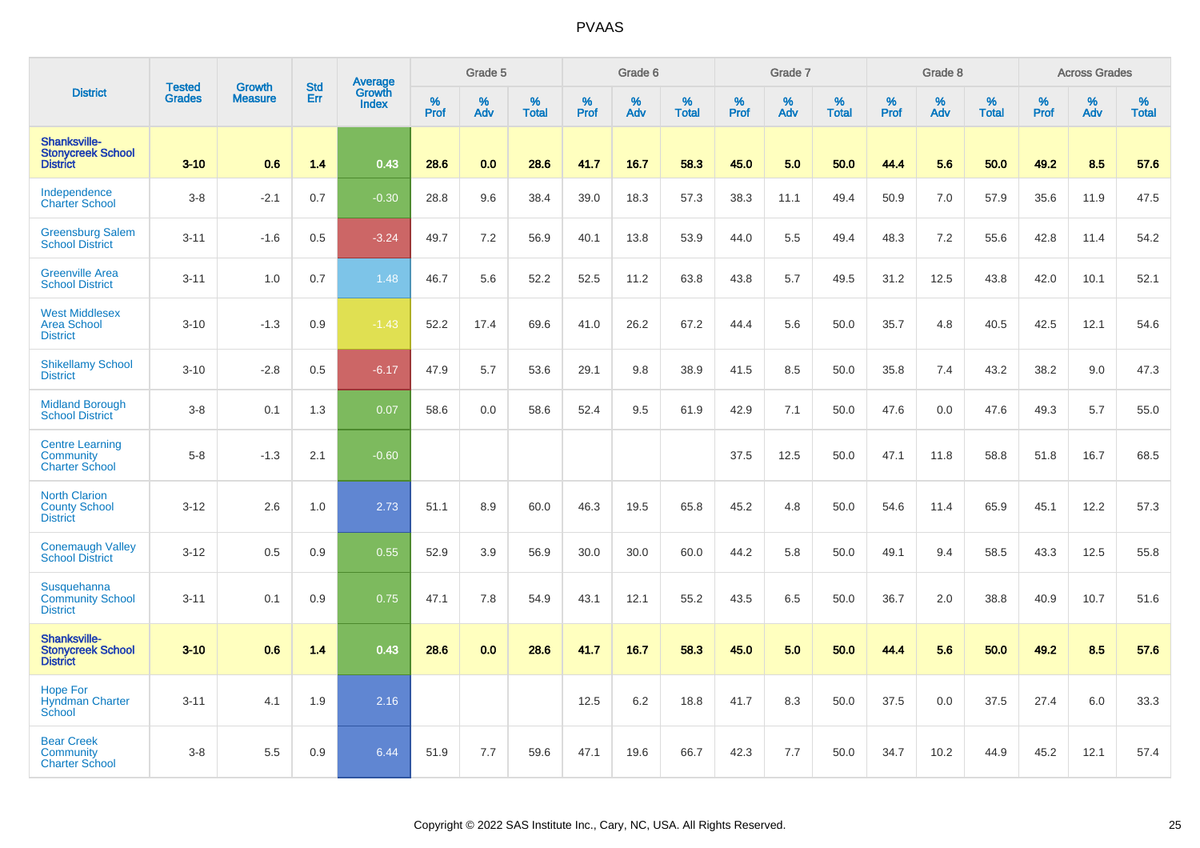# PVAAS

| District | Tested Grades | Growth Measure | Std Err | Average Growth Index | Grade 5 | | | Grade 6 | | | Grade 7 | | | Grade 8 | | | Across Grades | | |
|---|---|---|---|---|---|---|---|---|---|---|---|---|---|---|---|---|---|---|---|
| | | | | | % Prof | % Adv | % Total | % Prof | % Adv | % Total | % Prof | % Adv | % Total | % Prof | % Adv | % Total | % Prof | % Adv | % Total |
| **Shanksville-Stonycreek School District** | **3-10** | **0.6** | **1.4** | **0.43** | **28.6** | **0.0** | **28.6** | **41.7** | **16.7** | **58.3** | **45.0** | **5.0** | **50.0** | **44.4** | **5.6** | **50.0** | **49.2** | **8.5** | **57.6** |
| Independence Charter School | 3-8 | -2.1 | 0.7 | -0.30 | 28.8 | 9.6 | 38.4 | 39.0 | 18.3 | 57.3 | 38.3 | 11.1 | 49.4 | 50.9 | 7.0 | 57.9 | 35.6 | 11.9 | 47.5 |
| Greensburg Salem School District | 3-11 | -1.6 | 0.5 | -3.24 | 49.7 | 7.2 | 56.9 | 40.1 | 13.8 | 53.9 | 44.0 | 5.5 | 49.4 | 48.3 | 7.2 | 55.6 | 42.8 | 11.4 | 54.2 |
| Greenville Area School District | 3-11 | 1.0 | 0.7 | 1.48 | 46.7 | 5.6 | 52.2 | 52.5 | 11.2 | 63.8 | 43.8 | 5.7 | 49.5 | 31.2 | 12.5 | 43.8 | 42.0 | 10.1 | 52.1 |
| West Middlesex Area School District | 3-10 | -1.3 | 0.9 | -1.43 | 52.2 | 17.4 | 69.6 | 41.0 | 26.2 | 67.2 | 44.4 | 5.6 | 50.0 | 35.7 | 4.8 | 40.5 | 42.5 | 12.1 | 54.6 |
| Shikellamy School District | 3-10 | -2.8 | 0.5 | -6.17 | 47.9 | 5.7 | 53.6 | 29.1 | 9.8 | 38.9 | 41.5 | 8.5 | 50.0 | 35.8 | 7.4 | 43.2 | 38.2 | 9.0 | 47.3 |
| Midland Borough School District | 3-8 | 0.1 | 1.3 | 0.07 | 58.6 | 0.0 | 58.6 | 52.4 | 9.5 | 61.9 | 42.9 | 7.1 | 50.0 | 47.6 | 0.0 | 47.6 | 49.3 | 5.7 | 55.0 |
| Centre Learning Community Charter School | 5-8 | -1.3 | 2.1 | -0.60 | | | | | | | 37.5 | 12.5 | 50.0 | 47.1 | 11.8 | 58.8 | 51.8 | 16.7 | 68.5 |
| North Clarion County School District | 3-12 | 2.6 | 1.0 | 2.73 | 51.1 | 8.9 | 60.0 | 46.3 | 19.5 | 65.8 | 45.2 | 4.8 | 50.0 | 54.6 | 11.4 | 65.9 | 45.1 | 12.2 | 57.3 |
| Conemaugh Valley School District | 3-12 | 0.5 | 0.9 | 0.55 | 52.9 | 3.9 | 56.9 | 30.0 | 30.0 | 60.0 | 44.2 | 5.8 | 50.0 | 49.1 | 9.4 | 58.5 | 43.3 | 12.5 | 55.8 |
| Susquehanna Community School District | 3-11 | 0.1 | 0.9 | 0.75 | 47.1 | 7.8 | 54.9 | 43.1 | 12.1 | 55.2 | 43.5 | 6.5 | 50.0 | 36.7 | 2.0 | 38.8 | 40.9 | 10.7 | 51.6 |
| **Shanksville-Stonycreek School District** | **3-10** | **0.6** | **1.4** | **0.43** | **28.6** | **0.0** | **28.6** | **41.7** | **16.7** | **58.3** | **45.0** | **5.0** | **50.0** | **44.4** | **5.6** | **50.0** | **49.2** | **8.5** | **57.6** |
| Hope For Hyndman Charter School | 3-11 | 4.1 | 1.9 | 2.16 | | | | 12.5 | 6.2 | 18.8 | 41.7 | 8.3 | 50.0 | 37.5 | 0.0 | 37.5 | 27.4 | 6.0 | 33.3 |
| Bear Creek Community Charter School | 3-8 | 5.5 | 0.9 | 6.44 | 51.9 | 7.7 | 59.6 | 47.1 | 19.6 | 66.7 | 42.3 | 7.7 | 50.0 | 34.7 | 10.2 | 44.9 | 45.2 | 12.1 | 57.4 |

Copyright © 2022 SAS Institute Inc., Cary, NC, USA. All Rights Reserved.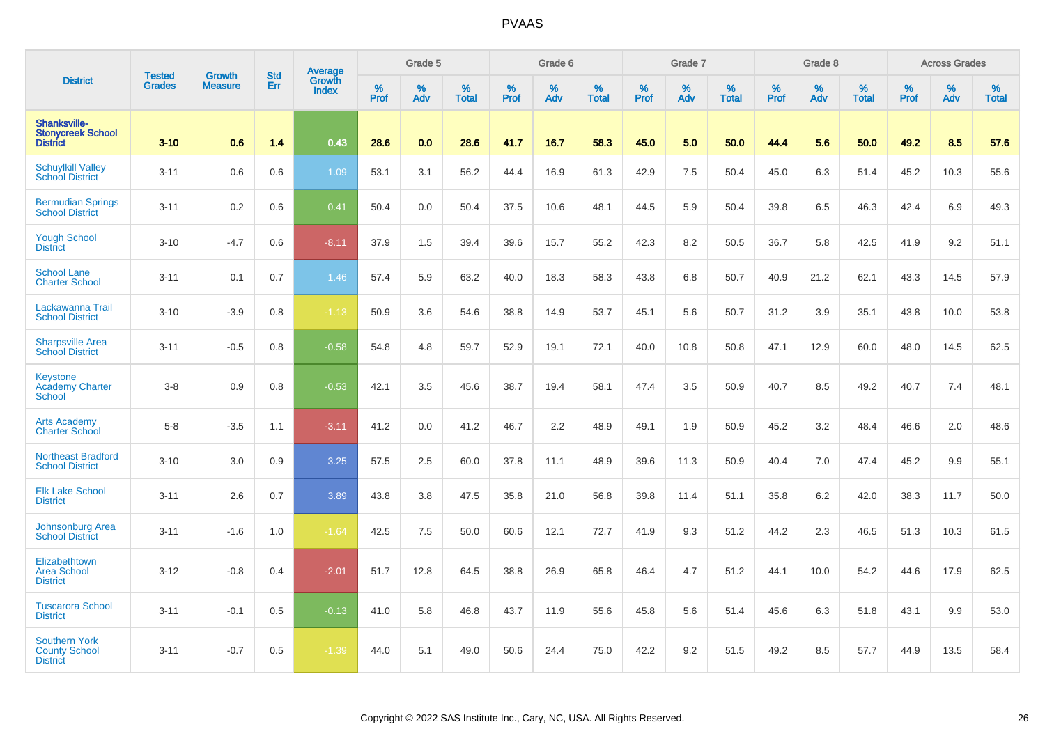# PVAAS

| District | Tested Grades | Growth Measure | Std Err | Average Growth Index | Grade 5 | | | Grade 6 | | | Grade 7 | | | Grade 8 | | | Across Grades | | |
|---|---|---|---|---|---|---|---|---|---|---|---|---|---|---|---|---|---|---|---|
| | | | | | % Prof | % Adv | % Total | % Prof | % Adv | % Total | % Prof | % Adv | % Total | % Prof | % Adv | % Total | % Prof | % Adv | % Total |
| **Shanksville-Stonycreek School District** | **3-10** | **0.6** | **1.4** | **0.43** | **28.6** | **0.0** | **28.6** | **41.7** | **16.7** | **58.3** | **45.0** | **5.0** | **50.0** | **44.4** | **5.6** | **50.0** | **49.2** | **8.5** | **57.6** |
| Schuylkill Valley School District | 3-11 | 0.6 | 0.6 | 1.09 | 53.1 | 3.1 | 56.2 | 44.4 | 16.9 | 61.3 | 42.9 | 7.5 | 50.4 | 45.0 | 6.3 | 51.4 | 45.2 | 10.3 | 55.6 |
| Bermudian Springs School District | 3-11 | 0.2 | 0.6 | 0.41 | 50.4 | 0.0 | 50.4 | 37.5 | 10.6 | 48.1 | 44.5 | 5.9 | 50.4 | 39.8 | 6.5 | 46.3 | 42.4 | 6.9 | 49.3 |
| Yough School District | 3-10 | -4.7 | 0.6 | -8.11 | 37.9 | 1.5 | 39.4 | 39.6 | 15.7 | 55.2 | 42.3 | 8.2 | 50.5 | 36.7 | 5.8 | 42.5 | 41.9 | 9.2 | 51.1 |
| School Lane Charter School | 3-11 | 0.1 | 0.7 | 1.46 | 57.4 | 5.9 | 63.2 | 40.0 | 18.3 | 58.3 | 43.8 | 6.8 | 50.7 | 40.9 | 21.2 | 62.1 | 43.3 | 14.5 | 57.9 |
| Lackawanna Trail School District | 3-10 | -3.9 | 0.8 | -1.13 | 50.9 | 3.6 | 54.6 | 38.8 | 14.9 | 53.7 | 45.1 | 5.6 | 50.7 | 31.2 | 3.9 | 35.1 | 43.8 | 10.0 | 53.8 |
| Sharpsville Area School District | 3-11 | -0.5 | 0.8 | -0.58 | 54.8 | 4.8 | 59.7 | 52.9 | 19.1 | 72.1 | 40.0 | 10.8 | 50.8 | 47.1 | 12.9 | 60.0 | 48.0 | 14.5 | 62.5 |
| Keystone Academy Charter School | 3-8 | 0.9 | 0.8 | -0.53 | 42.1 | 3.5 | 45.6 | 38.7 | 19.4 | 58.1 | 47.4 | 3.5 | 50.9 | 40.7 | 8.5 | 49.2 | 40.7 | 7.4 | 48.1 |
| Arts Academy Charter School | 5-8 | -3.5 | 1.1 | -3.11 | 41.2 | 0.0 | 41.2 | 46.7 | 2.2 | 48.9 | 49.1 | 1.9 | 50.9 | 45.2 | 3.2 | 48.4 | 46.6 | 2.0 | 48.6 |
| Northeast Bradford School District | 3-10 | 3.0 | 0.9 | 3.25 | 57.5 | 2.5 | 60.0 | 37.8 | 11.1 | 48.9 | 39.6 | 11.3 | 50.9 | 40.4 | 7.0 | 47.4 | 45.2 | 9.9 | 55.1 |
| Elk Lake School District | 3-11 | 2.6 | 0.7 | 3.89 | 43.8 | 3.8 | 47.5 | 35.8 | 21.0 | 56.8 | 39.8 | 11.4 | 51.1 | 35.8 | 6.2 | 42.0 | 38.3 | 11.7 | 50.0 |
| Johnsonburg Area School District | 3-11 | -1.6 | 1.0 | -1.64 | 42.5 | 7.5 | 50.0 | 60.6 | 12.1 | 72.7 | 41.9 | 9.3 | 51.2 | 44.2 | 2.3 | 46.5 | 51.3 | 10.3 | 61.5 |
| Elizabethtown Area School District | 3-12 | -0.8 | 0.4 | -2.01 | 51.7 | 12.8 | 64.5 | 38.8 | 26.9 | 65.8 | 46.4 | 4.7 | 51.2 | 44.1 | 10.0 | 54.2 | 44.6 | 17.9 | 62.5 |
| Tuscarora School District | 3-11 | -0.1 | 0.5 | -0.13 | 41.0 | 5.8 | 46.8 | 43.7 | 11.9 | 55.6 | 45.8 | 5.6 | 51.4 | 45.6 | 6.3 | 51.8 | 43.1 | 9.9 | 53.0 |
| Southern York County School District | 3-11 | -0.7 | 0.5 | -1.39 | 44.0 | 5.1 | 49.0 | 50.6 | 24.4 | 75.0 | 42.2 | 9.2 | 51.5 | 49.2 | 8.5 | 57.7 | 44.9 | 13.5 | 58.4 |

Copyright © 2022 SAS Institute Inc., Cary, NC, USA. All Rights Reserved.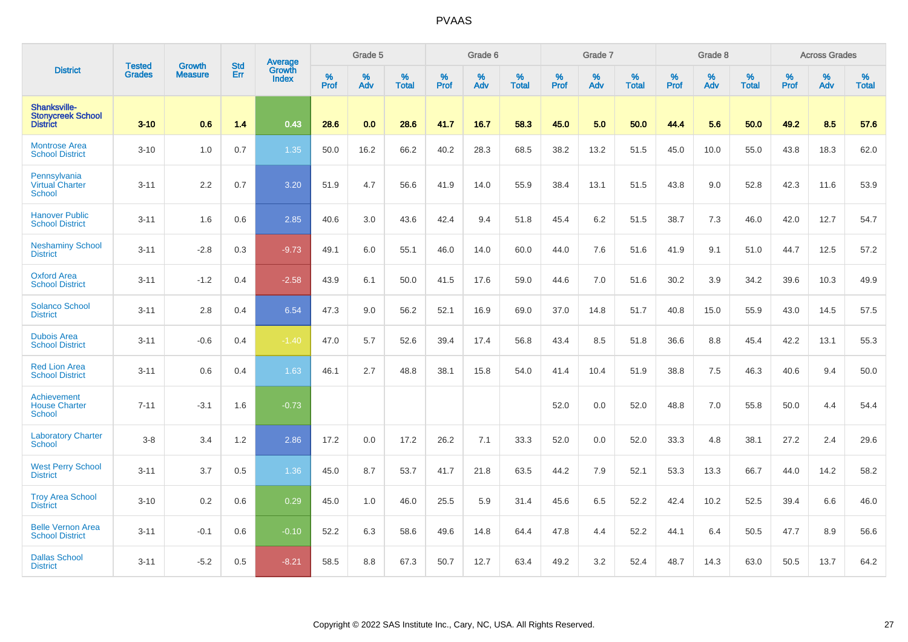| District | Tested Grades | Growth Measure | Std Err | Average Growth Index | Grade 5 | | | Grade 6 | | | Grade 7 | | | Grade 8 | | | Across Grades | | |
|---|---|---|---|---|---|---|---|---|---|---|---|---|---|---|---|---|---|---|---|
| | | | | | % Prof | % Adv | % Total | % Prof | % Adv | % Total | % Prof | % Adv | % Total | % Prof | % Adv | % Total | % Prof | % Adv | % Total |
| **Shanksville-Stonycreek School District** | **3-10** | **0.6** | **1.4** | **0.43** | **28.6** | **0.0** | **28.6** | **41.7** | **16.7** | **58.3** | **45.0** | **5.0** | **50.0** | **44.4** | **5.6** | **50.0** | **49.2** | **8.5** | **57.6** |
| Montrose Area School District | 3-10 | 1.0 | 0.7 | 1.35 | 50.0 | 16.2 | 66.2 | 40.2 | 28.3 | 68.5 | 38.2 | 13.2 | 51.5 | 45.0 | 10.0 | 55.0 | 43.8 | 18.3 | 62.0 |
| Pennsylvania Virtual Charter School | 3-11 | 2.2 | 0.7 | 3.20 | 51.9 | 4.7 | 56.6 | 41.9 | 14.0 | 55.9 | 38.4 | 13.1 | 51.5 | 43.8 | 9.0 | 52.8 | 42.3 | 11.6 | 53.9 |
| Hanover Public School District | 3-11 | 1.6 | 0.6 | 2.85 | 40.6 | 3.0 | 43.6 | 42.4 | 9.4 | 51.8 | 45.4 | 6.2 | 51.5 | 38.7 | 7.3 | 46.0 | 42.0 | 12.7 | 54.7 |
| Neshaminy School District | 3-11 | -2.8 | 0.3 | -9.73 | 49.1 | 6.0 | 55.1 | 46.0 | 14.0 | 60.0 | 44.0 | 7.6 | 51.6 | 41.9 | 9.1 | 51.0 | 44.7 | 12.5 | 57.2 |
| Oxford Area School District | 3-11 | -1.2 | 0.4 | -2.58 | 43.9 | 6.1 | 50.0 | 41.5 | 17.6 | 59.0 | 44.6 | 7.0 | 51.6 | 30.2 | 3.9 | 34.2 | 39.6 | 10.3 | 49.9 |
| Solanco School District | 3-11 | 2.8 | 0.4 | 6.54 | 47.3 | 9.0 | 56.2 | 52.1 | 16.9 | 69.0 | 37.0 | 14.8 | 51.7 | 40.8 | 15.0 | 55.9 | 43.0 | 14.5 | 57.5 |
| Dubois Area School District | 3-11 | -0.6 | 0.4 | -1.40 | 47.0 | 5.7 | 52.6 | 39.4 | 17.4 | 56.8 | 43.4 | 8.5 | 51.8 | 36.6 | 8.8 | 45.4 | 42.2 | 13.1 | 55.3 |
| Red Lion Area School District | 3-11 | 0.6 | 0.4 | 1.63 | 46.1 | 2.7 | 48.8 | 38.1 | 15.8 | 54.0 | 41.4 | 10.4 | 51.9 | 38.8 | 7.5 | 46.3 | 40.6 | 9.4 | 50.0 |
| Achievement House Charter School | 7-11 | -3.1 | 1.6 | -0.73 | | | | | | | 52.0 | 0.0 | 52.0 | 48.8 | 7.0 | 55.8 | 50.0 | 4.4 | 54.4 |
| Laboratory Charter School | 3-8 | 3.4 | 1.2 | 2.86 | 17.2 | 0.0 | 17.2 | 26.2 | 7.1 | 33.3 | 52.0 | 0.0 | 52.0 | 33.3 | 4.8 | 38.1 | 27.2 | 2.4 | 29.6 |
| West Perry School District | 3-11 | 3.7 | 0.5 | 1.36 | 45.0 | 8.7 | 53.7 | 41.7 | 21.8 | 63.5 | 44.2 | 7.9 | 52.1 | 53.3 | 13.3 | 66.7 | 44.0 | 14.2 | 58.2 |
| Troy Area School District | 3-10 | 0.2 | 0.6 | 0.29 | 45.0 | 1.0 | 46.0 | 25.5 | 5.9 | 31.4 | 45.6 | 6.5 | 52.2 | 42.4 | 10.2 | 52.5 | 39.4 | 6.6 | 46.0 |
| Belle Vernon Area School District | 3-11 | -0.1 | 0.6 | -0.10 | 52.2 | 6.3 | 58.6 | 49.6 | 14.8 | 64.4 | 47.8 | 4.4 | 52.2 | 44.1 | 6.4 | 50.5 | 47.7 | 8.9 | 56.6 |
| Dallas School District | 3-11 | -5.2 | 0.5 | -8.21 | 58.5 | 8.8 | 67.3 | 50.7 | 12.7 | 63.4 | 49.2 | 3.2 | 52.4 | 48.7 | 14.3 | 63.0 | 50.5 | 13.7 | 64.2 |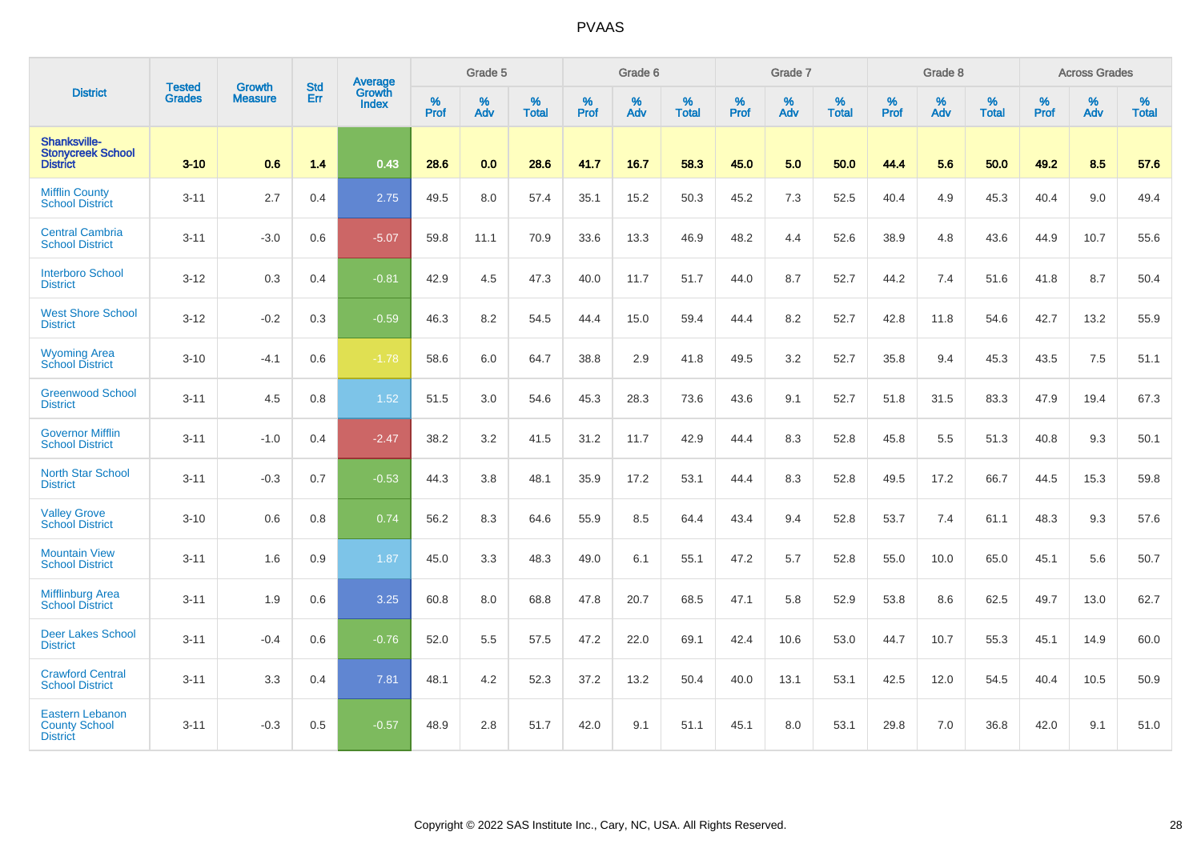# PVAAS

| District | Tested Grades | Growth Measure | Std Err | Average Growth Index | Grade 5 | | | Grade 6 | | | Grade 7 | | | Grade 8 | | | Across Grades | | |
|---|---|---|---|---|---|---|---|---|---|---|---|---|---|---|---|---|---|---|---|
| | | | | | % Prof | % Adv | % Total | % Prof | % Adv | % Total | % Prof | % Adv | % Total | % Prof | % Adv | % Total | % Prof | % Adv | % Total |
| **Shanksville-Stonycreek School District** | **3-10** | **0.6** | **1.4** | **0.43** | **28.6** | **0.0** | **28.6** | **41.7** | **16.7** | **58.3** | **45.0** | **5.0** | **50.0** | **44.4** | **5.6** | **50.0** | **49.2** | **8.5** | **57.6** |
| Mifflin County School District | 3-11 | 2.7 | 0.4 | 2.75 | 49.5 | 8.0 | 57.4 | 35.1 | 15.2 | 50.3 | 45.2 | 7.3 | 52.5 | 40.4 | 4.9 | 45.3 | 40.4 | 9.0 | 49.4 |
| Central Cambria School District | 3-11 | -3.0 | 0.6 | -5.07 | 59.8 | 11.1 | 70.9 | 33.6 | 13.3 | 46.9 | 48.2 | 4.4 | 52.6 | 38.9 | 4.8 | 43.6 | 44.9 | 10.7 | 55.6 |
| Interboro School District | 3-12 | 0.3 | 0.4 | -0.81 | 42.9 | 4.5 | 47.3 | 40.0 | 11.7 | 51.7 | 44.0 | 8.7 | 52.7 | 44.2 | 7.4 | 51.6 | 41.8 | 8.7 | 50.4 |
| West Shore School District | 3-12 | -0.2 | 0.3 | -0.59 | 46.3 | 8.2 | 54.5 | 44.4 | 15.0 | 59.4 | 44.4 | 8.2 | 52.7 | 42.8 | 11.8 | 54.6 | 42.7 | 13.2 | 55.9 |
| Wyoming Area School District | 3-10 | -4.1 | 0.6 | -1.78 | 58.6 | 6.0 | 64.7 | 38.8 | 2.9 | 41.8 | 49.5 | 3.2 | 52.7 | 35.8 | 9.4 | 45.3 | 43.5 | 7.5 | 51.1 |
| Greenwood School District | 3-11 | 4.5 | 0.8 | 1.52 | 51.5 | 3.0 | 54.6 | 45.3 | 28.3 | 73.6 | 43.6 | 9.1 | 52.7 | 51.8 | 31.5 | 83.3 | 47.9 | 19.4 | 67.3 |
| Governor Mifflin School District | 3-11 | -1.0 | 0.4 | -2.47 | 38.2 | 3.2 | 41.5 | 31.2 | 11.7 | 42.9 | 44.4 | 8.3 | 52.8 | 45.8 | 5.5 | 51.3 | 40.8 | 9.3 | 50.1 |
| North Star School District | 3-11 | -0.3 | 0.7 | -0.53 | 44.3 | 3.8 | 48.1 | 35.9 | 17.2 | 53.1 | 44.4 | 8.3 | 52.8 | 49.5 | 17.2 | 66.7 | 44.5 | 15.3 | 59.8 |
| Valley Grove School District | 3-10 | 0.6 | 0.8 | 0.74 | 56.2 | 8.3 | 64.6 | 55.9 | 8.5 | 64.4 | 43.4 | 9.4 | 52.8 | 53.7 | 7.4 | 61.1 | 48.3 | 9.3 | 57.6 |
| Mountain View School District | 3-11 | 1.6 | 0.9 | 1.87 | 45.0 | 3.3 | 48.3 | 49.0 | 6.1 | 55.1 | 47.2 | 5.7 | 52.8 | 55.0 | 10.0 | 65.0 | 45.1 | 5.6 | 50.7 |
| Mifflinburg Area School District | 3-11 | 1.9 | 0.6 | 3.25 | 60.8 | 8.0 | 68.8 | 47.8 | 20.7 | 68.5 | 47.1 | 5.8 | 52.9 | 53.8 | 8.6 | 62.5 | 49.7 | 13.0 | 62.7 |
| Deer Lakes School District | 3-11 | -0.4 | 0.6 | -0.76 | 52.0 | 5.5 | 57.5 | 47.2 | 22.0 | 69.1 | 42.4 | 10.6 | 53.0 | 44.7 | 10.7 | 55.3 | 45.1 | 14.9 | 60.0 |
| Crawford Central School District | 3-11 | 3.3 | 0.4 | 7.81 | 48.1 | 4.2 | 52.3 | 37.2 | 13.2 | 50.4 | 40.0 | 13.1 | 53.1 | 42.5 | 12.0 | 54.5 | 40.4 | 10.5 | 50.9 |
| Eastern Lebanon County School District | 3-11 | -0.3 | 0.5 | -0.57 | 48.9 | 2.8 | 51.7 | 42.0 | 9.1 | 51.1 | 45.1 | 8.0 | 53.1 | 29.8 | 7.0 | 36.8 | 42.0 | 9.1 | 51.0 |

Copyright © 2022 SAS Institute Inc., Cary, NC, USA. All Rights Reserved.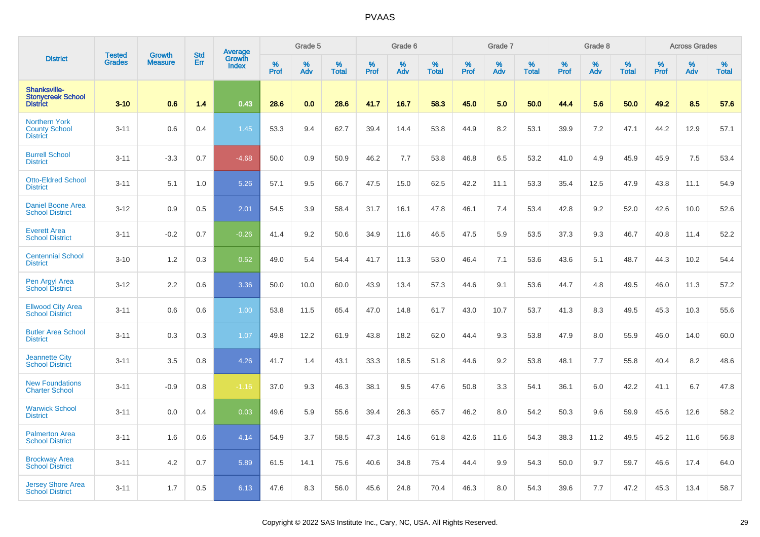# PVAAS

| District | Tested Grades | Growth Measure | Std Err | Average Growth Index | Grade 5 | | | Grade 6 | | | Grade 7 | | | Grade 8 | | | Across Grades | | |
|---|---|---|---|---|---|---|---|---|---|---|---|---|---|---|---|---|---|---|---|
| | | | | | % Prof | % Adv | % Total | % Prof | % Adv | % Total | % Prof | % Adv | % Total | % Prof | % Adv | % Total | % Prof | % Adv | % Total |
| **Shanksville-Stonycreek School District** | **3-10** | **0.6** | **1.4** | **0.43** | **28.6** | **0.0** | **28.6** | **41.7** | **16.7** | **58.3** | **45.0** | **5.0** | **50.0** | **44.4** | **5.6** | **50.0** | **49.2** | **8.5** | **57.6** |
| Northern York County School District | 3-11 | 0.6 | 0.4 | 1.45 | 53.3 | 9.4 | 62.7 | 39.4 | 14.4 | 53.8 | 44.9 | 8.2 | 53.1 | 39.9 | 7.2 | 47.1 | 44.2 | 12.9 | 57.1 |
| Burrell School District | 3-11 | -3.3 | 0.7 | -4.68 | 50.0 | 0.9 | 50.9 | 46.2 | 7.7 | 53.8 | 46.8 | 6.5 | 53.2 | 41.0 | 4.9 | 45.9 | 45.9 | 7.5 | 53.4 |
| Otto-Eldred School District | 3-11 | 5.1 | 1.0 | 5.26 | 57.1 | 9.5 | 66.7 | 47.5 | 15.0 | 62.5 | 42.2 | 11.1 | 53.3 | 35.4 | 12.5 | 47.9 | 43.8 | 11.1 | 54.9 |
| Daniel Boone Area School District | 3-12 | 0.9 | 0.5 | 2.01 | 54.5 | 3.9 | 58.4 | 31.7 | 16.1 | 47.8 | 46.1 | 7.4 | 53.4 | 42.8 | 9.2 | 52.0 | 42.6 | 10.0 | 52.6 |
| Everett Area School District | 3-11 | -0.2 | 0.7 | -0.26 | 41.4 | 9.2 | 50.6 | 34.9 | 11.6 | 46.5 | 47.5 | 5.9 | 53.5 | 37.3 | 9.3 | 46.7 | 40.8 | 11.4 | 52.2 |
| Centennial School District | 3-10 | 1.2 | 0.3 | 0.52 | 49.0 | 5.4 | 54.4 | 41.7 | 11.3 | 53.0 | 46.4 | 7.1 | 53.6 | 43.6 | 5.1 | 48.7 | 44.3 | 10.2 | 54.4 |
| Pen Argyl Area School District | 3-12 | 2.2 | 0.6 | 3.36 | 50.0 | 10.0 | 60.0 | 43.9 | 13.4 | 57.3 | 44.6 | 9.1 | 53.6 | 44.7 | 4.8 | 49.5 | 46.0 | 11.3 | 57.2 |
| Ellwood City Area School District | 3-11 | 0.6 | 0.6 | 1.00 | 53.8 | 11.5 | 65.4 | 47.0 | 14.8 | 61.7 | 43.0 | 10.7 | 53.7 | 41.3 | 8.3 | 49.5 | 45.3 | 10.3 | 55.6 |
| Butler Area School District | 3-11 | 0.3 | 0.3 | 1.07 | 49.8 | 12.2 | 61.9 | 43.8 | 18.2 | 62.0 | 44.4 | 9.3 | 53.8 | 47.9 | 8.0 | 55.9 | 46.0 | 14.0 | 60.0 |
| Jeannette City School District | 3-11 | 3.5 | 0.8 | 4.26 | 41.7 | 1.4 | 43.1 | 33.3 | 18.5 | 51.8 | 44.6 | 9.2 | 53.8 | 48.1 | 7.7 | 55.8 | 40.4 | 8.2 | 48.6 |
| New Foundations Charter School | 3-11 | -0.9 | 0.8 | -1.16 | 37.0 | 9.3 | 46.3 | 38.1 | 9.5 | 47.6 | 50.8 | 3.3 | 54.1 | 36.1 | 6.0 | 42.2 | 41.1 | 6.7 | 47.8 |
| Warwick School District | 3-11 | 0.0 | 0.4 | 0.03 | 49.6 | 5.9 | 55.6 | 39.4 | 26.3 | 65.7 | 46.2 | 8.0 | 54.2 | 50.3 | 9.6 | 59.9 | 45.6 | 12.6 | 58.2 |
| Palmerton Area School District | 3-11 | 1.6 | 0.6 | 4.14 | 54.9 | 3.7 | 58.5 | 47.3 | 14.6 | 61.8 | 42.6 | 11.6 | 54.3 | 38.3 | 11.2 | 49.5 | 45.2 | 11.6 | 56.8 |
| Brockway Area School District | 3-11 | 4.2 | 0.7 | 5.89 | 61.5 | 14.1 | 75.6 | 40.6 | 34.8 | 75.4 | 44.4 | 9.9 | 54.3 | 50.0 | 9.7 | 59.7 | 46.6 | 17.4 | 64.0 |
| Jersey Shore Area School District | 3-11 | 1.7 | 0.5 | 6.13 | 47.6 | 8.3 | 56.0 | 45.6 | 24.8 | 70.4 | 46.3 | 8.0 | 54.3 | 39.6 | 7.7 | 47.2 | 45.3 | 13.4 | 58.7 |

Copyright © 2022 SAS Institute Inc., Cary, NC, USA. All Rights Reserved.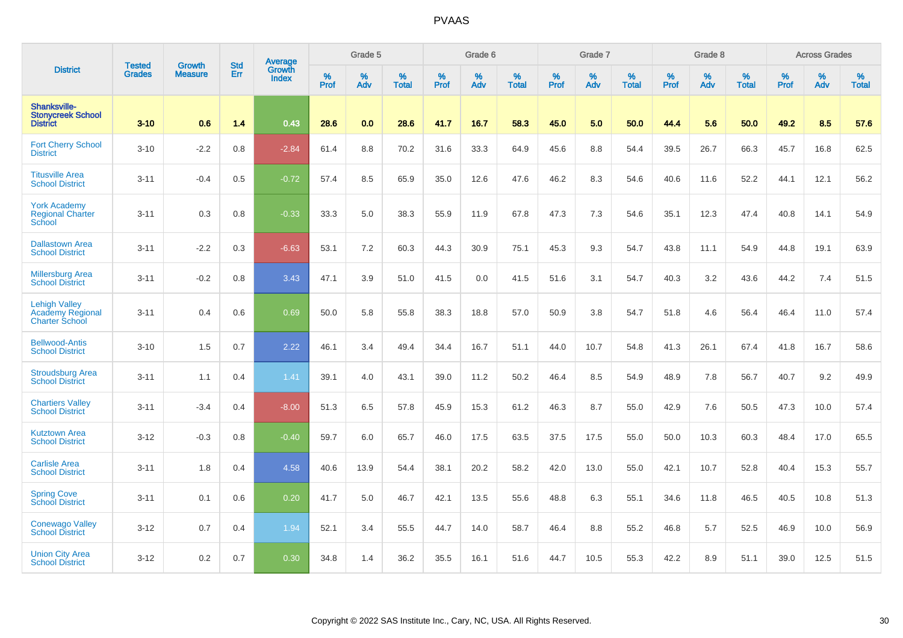# PVAAS

| District | Tested Grades | Growth Measure | Std Err | Average Growth Index | Grade 5 | | | Grade 6 | | | Grade 7 | | | Grade 8 | | | Across Grades | | |
|---|---|---|---|---|---|---|---|---|---|---|---|---|---|---|---|---|---|---|---|
| | | | | | % Prof | % Adv | % Total | % Prof | % Adv | % Total | % Prof | % Adv | % Total | % Prof | % Adv | % Total | % Prof | % Adv | % Total |
| **Shanksville-Stonycreek School District** | **3-10** | **0.6** | **1.4** | **0.43** | **28.6** | **0.0** | **28.6** | **41.7** | **16.7** | **58.3** | **45.0** | **5.0** | **50.0** | **44.4** | **5.6** | **50.0** | **49.2** | **8.5** | **57.6** |
| Fort Cherry School District | 3-10 | -2.2 | 0.8 | -2.84 | 61.4 | 8.8 | 70.2 | 31.6 | 33.3 | 64.9 | 45.6 | 8.8 | 54.4 | 39.5 | 26.7 | 66.3 | 45.7 | 16.8 | 62.5 |
| Titusville Area School District | 3-11 | -0.4 | 0.5 | -0.72 | 57.4 | 8.5 | 65.9 | 35.0 | 12.6 | 47.6 | 46.2 | 8.3 | 54.6 | 40.6 | 11.6 | 52.2 | 44.1 | 12.1 | 56.2 |
| York Academy Regional Charter School | 3-11 | 0.3 | 0.8 | -0.33 | 33.3 | 5.0 | 38.3 | 55.9 | 11.9 | 67.8 | 47.3 | 7.3 | 54.6 | 35.1 | 12.3 | 47.4 | 40.8 | 14.1 | 54.9 |
| Dallastown Area School District | 3-11 | -2.2 | 0.3 | -6.63 | 53.1 | 7.2 | 60.3 | 44.3 | 30.9 | 75.1 | 45.3 | 9.3 | 54.7 | 43.8 | 11.1 | 54.9 | 44.8 | 19.1 | 63.9 |
| Millersburg Area School District | 3-11 | -0.2 | 0.8 | 3.43 | 47.1 | 3.9 | 51.0 | 41.5 | 0.0 | 41.5 | 51.6 | 3.1 | 54.7 | 40.3 | 3.2 | 43.6 | 44.2 | 7.4 | 51.5 |
| Lehigh Valley Academy Regional Charter School | 3-11 | 0.4 | 0.6 | 0.69 | 50.0 | 5.8 | 55.8 | 38.3 | 18.8 | 57.0 | 50.9 | 3.8 | 54.7 | 51.8 | 4.6 | 56.4 | 46.4 | 11.0 | 57.4 |
| Bellwood-Antis School District | 3-10 | 1.5 | 0.7 | 2.22 | 46.1 | 3.4 | 49.4 | 34.4 | 16.7 | 51.1 | 44.0 | 10.7 | 54.8 | 41.3 | 26.1 | 67.4 | 41.8 | 16.7 | 58.6 |
| Stroudsburg Area School District | 3-11 | 1.1 | 0.4 | 1.41 | 39.1 | 4.0 | 43.1 | 39.0 | 11.2 | 50.2 | 46.4 | 8.5 | 54.9 | 48.9 | 7.8 | 56.7 | 40.7 | 9.2 | 49.9 |
| Chartiers Valley School District | 3-11 | -3.4 | 0.4 | -8.00 | 51.3 | 6.5 | 57.8 | 45.9 | 15.3 | 61.2 | 46.3 | 8.7 | 55.0 | 42.9 | 7.6 | 50.5 | 47.3 | 10.0 | 57.4 |
| Kutztown Area School District | 3-12 | -0.3 | 0.8 | -0.40 | 59.7 | 6.0 | 65.7 | 46.0 | 17.5 | 63.5 | 37.5 | 17.5 | 55.0 | 50.0 | 10.3 | 60.3 | 48.4 | 17.0 | 65.5 |
| Carlisle Area School District | 3-11 | 1.8 | 0.4 | 4.58 | 40.6 | 13.9 | 54.4 | 38.1 | 20.2 | 58.2 | 42.0 | 13.0 | 55.0 | 42.1 | 10.7 | 52.8 | 40.4 | 15.3 | 55.7 |
| Spring Cove School District | 3-11 | 0.1 | 0.6 | 0.20 | 41.7 | 5.0 | 46.7 | 42.1 | 13.5 | 55.6 | 48.8 | 6.3 | 55.1 | 34.6 | 11.8 | 46.5 | 40.5 | 10.8 | 51.3 |
| Conewago Valley School District | 3-12 | 0.7 | 0.4 | 1.94 | 52.1 | 3.4 | 55.5 | 44.7 | 14.0 | 58.7 | 46.4 | 8.8 | 55.2 | 46.8 | 5.7 | 52.5 | 46.9 | 10.0 | 56.9 |
| Union City Area School District | 3-12 | 0.2 | 0.7 | 0.30 | 34.8 | 1.4 | 36.2 | 35.5 | 16.1 | 51.6 | 44.7 | 10.5 | 55.3 | 42.2 | 8.9 | 51.1 | 39.0 | 12.5 | 51.5 |

Copyright © 2022 SAS Institute Inc., Cary, NC, USA. All Rights Reserved.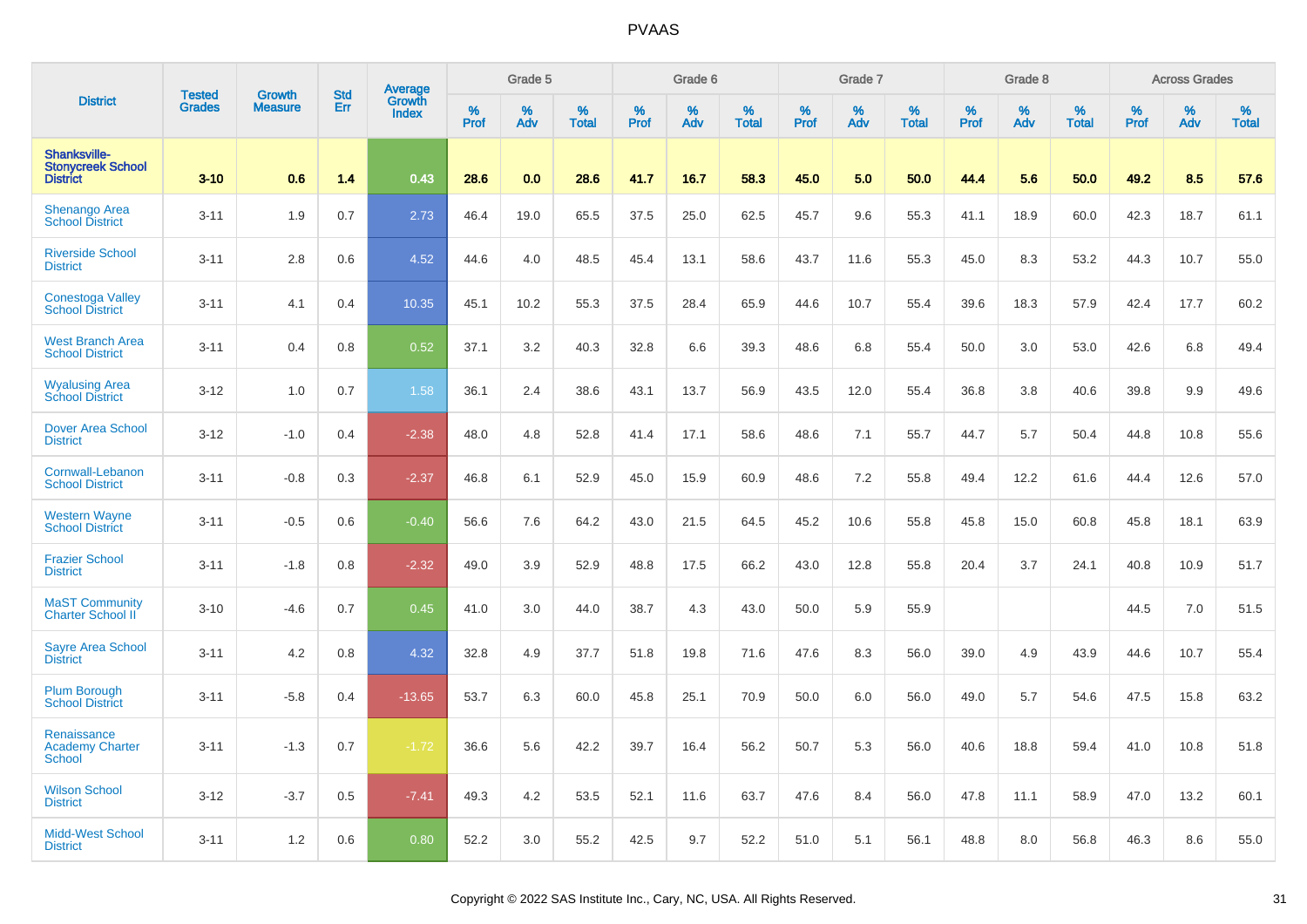| District | Tested Grades | Growth Measure | Std Err | Average Growth Index | Grade 5 | | | Grade 6 | | | Grade 7 | | | Grade 8 | | | Across Grades | | |
|---|---|---|---|---|---|---|---|---|---|---|---|---|---|---|---|---|---|---|---|
| | | | | | % Prof | % Adv | % Total | % Prof | % Adv | % Total | % Prof | % Adv | % Total | % Prof | % Adv | % Total | % Prof | % Adv | % Total |
| **Shanksville-Stonycreek School District** | **3-10** | **0.6** | **1.4** | **0.43** | **28.6** | **0.0** | **28.6** | **41.7** | **16.7** | **58.3** | **45.0** | **5.0** | **50.0** | **44.4** | **5.6** | **50.0** | **49.2** | **8.5** | **57.6** |
| Shenango Area School District | 3-11 | 1.9 | 0.7 | 2.73 | 46.4 | 19.0 | 65.5 | 37.5 | 25.0 | 62.5 | 45.7 | 9.6 | 55.3 | 41.1 | 18.9 | 60.0 | 42.3 | 18.7 | 61.1 |
| Riverside School District | 3-11 | 2.8 | 0.6 | 4.52 | 44.6 | 4.0 | 48.5 | 45.4 | 13.1 | 58.6 | 43.7 | 11.6 | 55.3 | 45.0 | 8.3 | 53.2 | 44.3 | 10.7 | 55.0 |
| Conestoga Valley School District | 3-11 | 4.1 | 0.4 | 10.35 | 45.1 | 10.2 | 55.3 | 37.5 | 28.4 | 65.9 | 44.6 | 10.7 | 55.4 | 39.6 | 18.3 | 57.9 | 42.4 | 17.7 | 60.2 |
| West Branch Area School District | 3-11 | 0.4 | 0.8 | 0.52 | 37.1 | 3.2 | 40.3 | 32.8 | 6.6 | 39.3 | 48.6 | 6.8 | 55.4 | 50.0 | 3.0 | 53.0 | 42.6 | 6.8 | 49.4 |
| Wyalusing Area School District | 3-12 | 1.0 | 0.7 | 1.58 | 36.1 | 2.4 | 38.6 | 43.1 | 13.7 | 56.9 | 43.5 | 12.0 | 55.4 | 36.8 | 3.8 | 40.6 | 39.8 | 9.9 | 49.6 |
| Dover Area School District | 3-12 | -1.0 | 0.4 | -2.38 | 48.0 | 4.8 | 52.8 | 41.4 | 17.1 | 58.6 | 48.6 | 7.1 | 55.7 | 44.7 | 5.7 | 50.4 | 44.8 | 10.8 | 55.6 |
| Cornwall-Lebanon School District | 3-11 | -0.8 | 0.3 | -2.37 | 46.8 | 6.1 | 52.9 | 45.0 | 15.9 | 60.9 | 48.6 | 7.2 | 55.8 | 49.4 | 12.2 | 61.6 | 44.4 | 12.6 | 57.0 |
| Western Wayne School District | 3-11 | -0.5 | 0.6 | -0.40 | 56.6 | 7.6 | 64.2 | 43.0 | 21.5 | 64.5 | 45.2 | 10.6 | 55.8 | 45.8 | 15.0 | 60.8 | 45.8 | 18.1 | 63.9 |
| Frazier School District | 3-11 | -1.8 | 0.8 | -2.32 | 49.0 | 3.9 | 52.9 | 48.8 | 17.5 | 66.2 | 43.0 | 12.8 | 55.8 | 20.4 | 3.7 | 24.1 | 40.8 | 10.9 | 51.7 |
| MaST Community Charter School II | 3-10 | -4.6 | 0.7 | 0.45 | 41.0 | 3.0 | 44.0 | 38.7 | 4.3 | 43.0 | 50.0 | 5.9 | 55.9 | | | | 44.5 | 7.0 | 51.5 |
| Sayre Area School District | 3-11 | 4.2 | 0.8 | 4.32 | 32.8 | 4.9 | 37.7 | 51.8 | 19.8 | 71.6 | 47.6 | 8.3 | 56.0 | 39.0 | 4.9 | 43.9 | 44.6 | 10.7 | 55.4 |
| Plum Borough School District | 3-11 | -5.8 | 0.4 | -13.65 | 53.7 | 6.3 | 60.0 | 45.8 | 25.1 | 70.9 | 50.0 | 6.0 | 56.0 | 49.0 | 5.7 | 54.6 | 47.5 | 15.8 | 63.2 |
| Renaissance Academy Charter School | 3-11 | -1.3 | 0.7 | -1.72 | 36.6 | 5.6 | 42.2 | 39.7 | 16.4 | 56.2 | 50.7 | 5.3 | 56.0 | 40.6 | 18.8 | 59.4 | 41.0 | 10.8 | 51.8 |
| Wilson School District | 3-12 | -3.7 | 0.5 | -7.41 | 49.3 | 4.2 | 53.5 | 52.1 | 11.6 | 63.7 | 47.6 | 8.4 | 56.0 | 47.8 | 11.1 | 58.9 | 47.0 | 13.2 | 60.1 |
| Midd-West School District | 3-11 | 1.2 | 0.6 | 0.80 | 52.2 | 3.0 | 55.2 | 42.5 | 9.7 | 52.2 | 51.0 | 5.1 | 56.1 | 48.8 | 8.0 | 56.8 | 46.3 | 8.6 | 55.0 |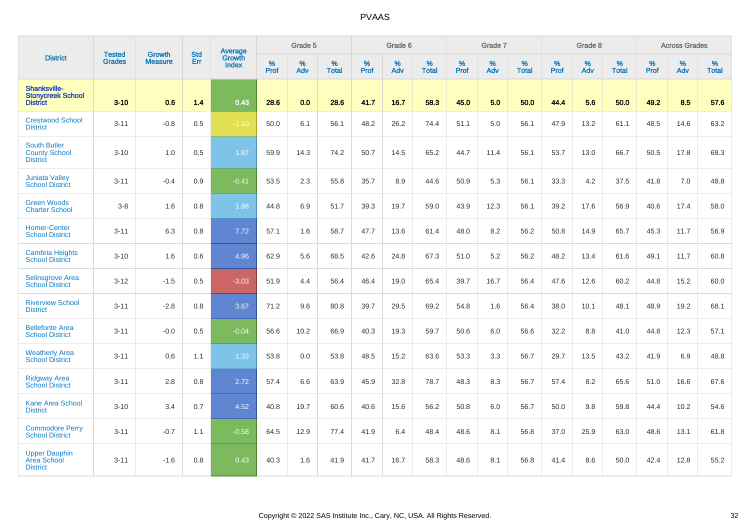# PVAAS

| District | Tested Grades | Growth Measure | Std Err | Average Growth Index | Grade 5 | | | Grade 6 | | | Grade 7 | | | Grade 8 | | | Across Grades | | |
|---|---|---|---|---|---|---|---|---|---|---|---|---|---|---|---|---|---|---|---|
| | | | | | % Prof | % Adv | % Total | % Prof | % Adv | % Total | % Prof | % Adv | % Total | % Prof | % Adv | % Total | % Prof | % Adv | % Total |
| **Shanksville-Stonycreek School District** | **3-10** | **0.6** | **1.4** | **0.43** | **28.6** | **0.0** | **28.6** | **41.7** | **16.7** | **58.3** | **45.0** | **5.0** | **50.0** | **44.4** | **5.6** | **50.0** | **49.2** | **8.5** | **57.6** |
| Crestwood School District | 3-11 | -0.8 | 0.5 | -1.10 | 50.0 | 6.1 | 56.1 | 48.2 | 26.2 | 74.4 | 51.1 | 5.0 | 56.1 | 47.9 | 13.2 | 61.1 | 48.5 | 14.6 | 63.2 |
| South Butler County School District | 3-10 | 1.0 | 0.5 | 1.87 | 59.9 | 14.3 | 74.2 | 50.7 | 14.5 | 65.2 | 44.7 | 11.4 | 56.1 | 53.7 | 13.0 | 66.7 | 50.5 | 17.8 | 68.3 |
| Juniata Valley School District | 3-11 | -0.4 | 0.9 | -0.41 | 53.5 | 2.3 | 55.8 | 35.7 | 8.9 | 44.6 | 50.9 | 5.3 | 56.1 | 33.3 | 4.2 | 37.5 | 41.8 | 7.0 | 48.8 |
| Green Woods Charter School | 3-8 | 1.6 | 0.8 | 1.88 | 44.8 | 6.9 | 51.7 | 39.3 | 19.7 | 59.0 | 43.9 | 12.3 | 56.1 | 39.2 | 17.6 | 56.9 | 40.6 | 17.4 | 58.0 |
| Homer-Center School District | 3-11 | 6.3 | 0.8 | 7.72 | 57.1 | 1.6 | 58.7 | 47.7 | 13.6 | 61.4 | 48.0 | 8.2 | 56.2 | 50.8 | 14.9 | 65.7 | 45.3 | 11.7 | 56.9 |
| Cambria Heights School District | 3-10 | 1.6 | 0.6 | 4.96 | 62.9 | 5.6 | 68.5 | 42.6 | 24.8 | 67.3 | 51.0 | 5.2 | 56.2 | 48.2 | 13.4 | 61.6 | 49.1 | 11.7 | 60.8 |
| Selinsgrove Area School District | 3-12 | -1.5 | 0.5 | -3.03 | 51.9 | 4.4 | 56.4 | 46.4 | 19.0 | 65.4 | 39.7 | 16.7 | 56.4 | 47.6 | 12.6 | 60.2 | 44.8 | 15.2 | 60.0 |
| Riverview School District | 3-11 | -2.8 | 0.8 | 3.67 | 71.2 | 9.6 | 80.8 | 39.7 | 29.5 | 69.2 | 54.8 | 1.6 | 56.4 | 38.0 | 10.1 | 48.1 | 48.9 | 19.2 | 68.1 |
| Bellefonte Area School District | 3-11 | -0.0 | 0.5 | -0.04 | 56.6 | 10.2 | 66.9 | 40.3 | 19.3 | 59.7 | 50.6 | 6.0 | 56.6 | 32.2 | 8.8 | 41.0 | 44.8 | 12.3 | 57.1 |
| Weatherly Area School District | 3-11 | 0.6 | 1.1 | 1.33 | 53.8 | 0.0 | 53.8 | 48.5 | 15.2 | 63.6 | 53.3 | 3.3 | 56.7 | 29.7 | 13.5 | 43.2 | 41.9 | 6.9 | 48.8 |
| Ridgway Area School District | 3-11 | 2.8 | 0.8 | 2.72 | 57.4 | 6.6 | 63.9 | 45.9 | 32.8 | 78.7 | 48.3 | 8.3 | 56.7 | 57.4 | 8.2 | 65.6 | 51.0 | 16.6 | 67.6 |
| Kane Area School District | 3-10 | 3.4 | 0.7 | 4.52 | 40.8 | 19.7 | 60.6 | 40.6 | 15.6 | 56.2 | 50.8 | 6.0 | 56.7 | 50.0 | 9.8 | 59.8 | 44.4 | 10.2 | 54.6 |
| Commodore Perry School District | 3-11 | -0.7 | 1.1 | -0.58 | 64.5 | 12.9 | 77.4 | 41.9 | 6.4 | 48.4 | 48.6 | 8.1 | 56.8 | 37.0 | 25.9 | 63.0 | 48.6 | 13.1 | 61.8 |
| Upper Dauphin Area School District | 3-11 | -1.6 | 0.8 | 0.43 | 40.3 | 1.6 | 41.9 | 41.7 | 16.7 | 58.3 | 48.6 | 8.1 | 56.8 | 41.4 | 8.6 | 50.0 | 42.4 | 12.8 | 55.2 |

Copyright © 2022 SAS Institute Inc., Cary, NC, USA. All Rights Reserved.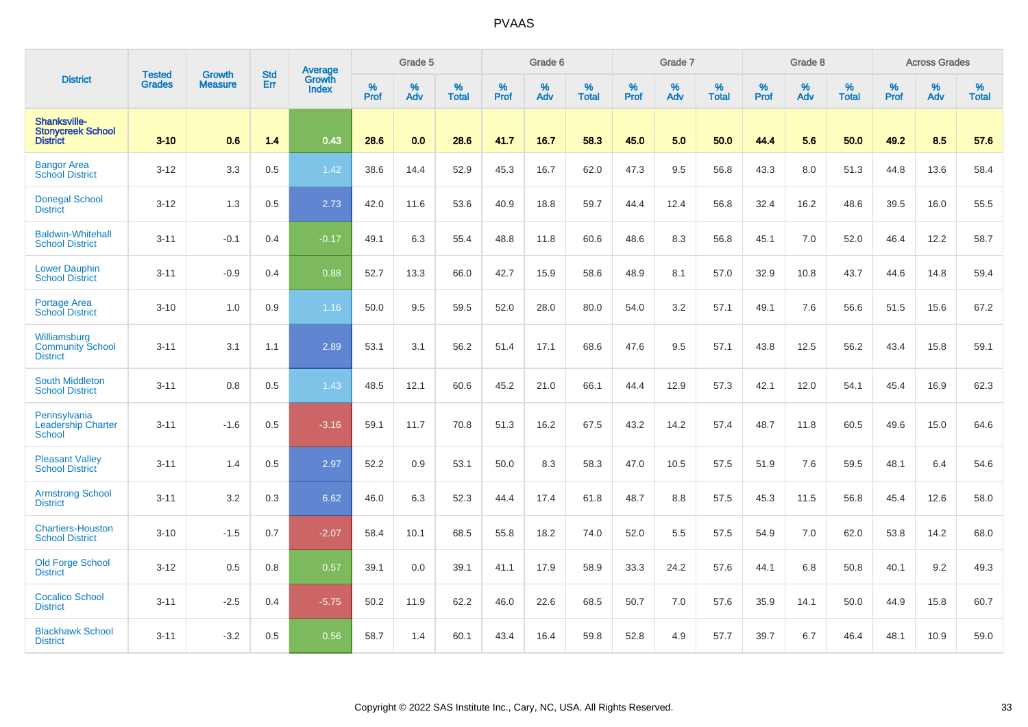# PVAAS

| District | Tested Grades | Growth Measure | Std Err | Average Growth Index | Grade 5 | | | Grade 6 | | | Grade 7 | | | Grade 8 | | | Across Grades | | |
|---|---|---|---|---|---|---|---|---|---|---|---|---|---|---|---|---|---|---|---|
| | | | | | % Prof | % Adv | % Total | % Prof | % Adv | % Total | % Prof | % Adv | % Total | % Prof | % Adv | % Total | % Prof | % Adv | % Total |
| **Shanksville-Stonycreek School District** | **3-10** | **0.6** | **1.4** | **0.43** | **28.6** | **0.0** | **28.6** | **41.7** | **16.7** | **58.3** | **45.0** | **5.0** | **50.0** | **44.4** | **5.6** | **50.0** | **49.2** | **8.5** | **57.6** |
| Bangor Area School District | 3-12 | 3.3 | 0.5 | 1.42 | 38.6 | 14.4 | 52.9 | 45.3 | 16.7 | 62.0 | 47.3 | 9.5 | 56.8 | 43.3 | 8.0 | 51.3 | 44.8 | 13.6 | 58.4 |
| Donegal School District | 3-12 | 1.3 | 0.5 | 2.73 | 42.0 | 11.6 | 53.6 | 40.9 | 18.8 | 59.7 | 44.4 | 12.4 | 56.8 | 32.4 | 16.2 | 48.6 | 39.5 | 16.0 | 55.5 |
| Baldwin-Whitehall School District | 3-11 | -0.1 | 0.4 | -0.17 | 49.1 | 6.3 | 55.4 | 48.8 | 11.8 | 60.6 | 48.6 | 8.3 | 56.8 | 45.1 | 7.0 | 52.0 | 46.4 | 12.2 | 58.7 |
| Lower Dauphin School District | 3-11 | -0.9 | 0.4 | 0.88 | 52.7 | 13.3 | 66.0 | 42.7 | 15.9 | 58.6 | 48.9 | 8.1 | 57.0 | 32.9 | 10.8 | 43.7 | 44.6 | 14.8 | 59.4 |
| Portage Area School District | 3-10 | 1.0 | 0.9 | 1.16 | 50.0 | 9.5 | 59.5 | 52.0 | 28.0 | 80.0 | 54.0 | 3.2 | 57.1 | 49.1 | 7.6 | 56.6 | 51.5 | 15.6 | 67.2 |
| Williamsburg Community School District | 3-11 | 3.1 | 1.1 | 2.89 | 53.1 | 3.1 | 56.2 | 51.4 | 17.1 | 68.6 | 47.6 | 9.5 | 57.1 | 43.8 | 12.5 | 56.2 | 43.4 | 15.8 | 59.1 |
| South Middleton School District | 3-11 | 0.8 | 0.5 | 1.43 | 48.5 | 12.1 | 60.6 | 45.2 | 21.0 | 66.1 | 44.4 | 12.9 | 57.3 | 42.1 | 12.0 | 54.1 | 45.4 | 16.9 | 62.3 |
| Pennsylvania Leadership Charter School | 3-11 | -1.6 | 0.5 | -3.16 | 59.1 | 11.7 | 70.8 | 51.3 | 16.2 | 67.5 | 43.2 | 14.2 | 57.4 | 48.7 | 11.8 | 60.5 | 49.6 | 15.0 | 64.6 |
| Pleasant Valley School District | 3-11 | 1.4 | 0.5 | 2.97 | 52.2 | 0.9 | 53.1 | 50.0 | 8.3 | 58.3 | 47.0 | 10.5 | 57.5 | 51.9 | 7.6 | 59.5 | 48.1 | 6.4 | 54.6 |
| Armstrong School District | 3-11 | 3.2 | 0.3 | 6.62 | 46.0 | 6.3 | 52.3 | 44.4 | 17.4 | 61.8 | 48.7 | 8.8 | 57.5 | 45.3 | 11.5 | 56.8 | 45.4 | 12.6 | 58.0 |
| Chartiers-Houston School District | 3-10 | -1.5 | 0.7 | -2.07 | 58.4 | 10.1 | 68.5 | 55.8 | 18.2 | 74.0 | 52.0 | 5.5 | 57.5 | 54.9 | 7.0 | 62.0 | 53.8 | 14.2 | 68.0 |
| Old Forge School District | 3-12 | 0.5 | 0.8 | 0.57 | 39.1 | 0.0 | 39.1 | 41.1 | 17.9 | 58.9 | 33.3 | 24.2 | 57.6 | 44.1 | 6.8 | 50.8 | 40.1 | 9.2 | 49.3 |
| Cocalico School District | 3-11 | -2.5 | 0.4 | -5.75 | 50.2 | 11.9 | 62.2 | 46.0 | 22.6 | 68.5 | 50.7 | 7.0 | 57.6 | 35.9 | 14.1 | 50.0 | 44.9 | 15.8 | 60.7 |
| Blackhawk School District | 3-11 | -3.2 | 0.5 | 0.56 | 58.7 | 1.4 | 60.1 | 43.4 | 16.4 | 59.8 | 52.8 | 4.9 | 57.7 | 39.7 | 6.7 | 46.4 | 48.1 | 10.9 | 59.0 |

Copyright © 2022 SAS Institute Inc., Cary, NC, USA. All Rights Reserved.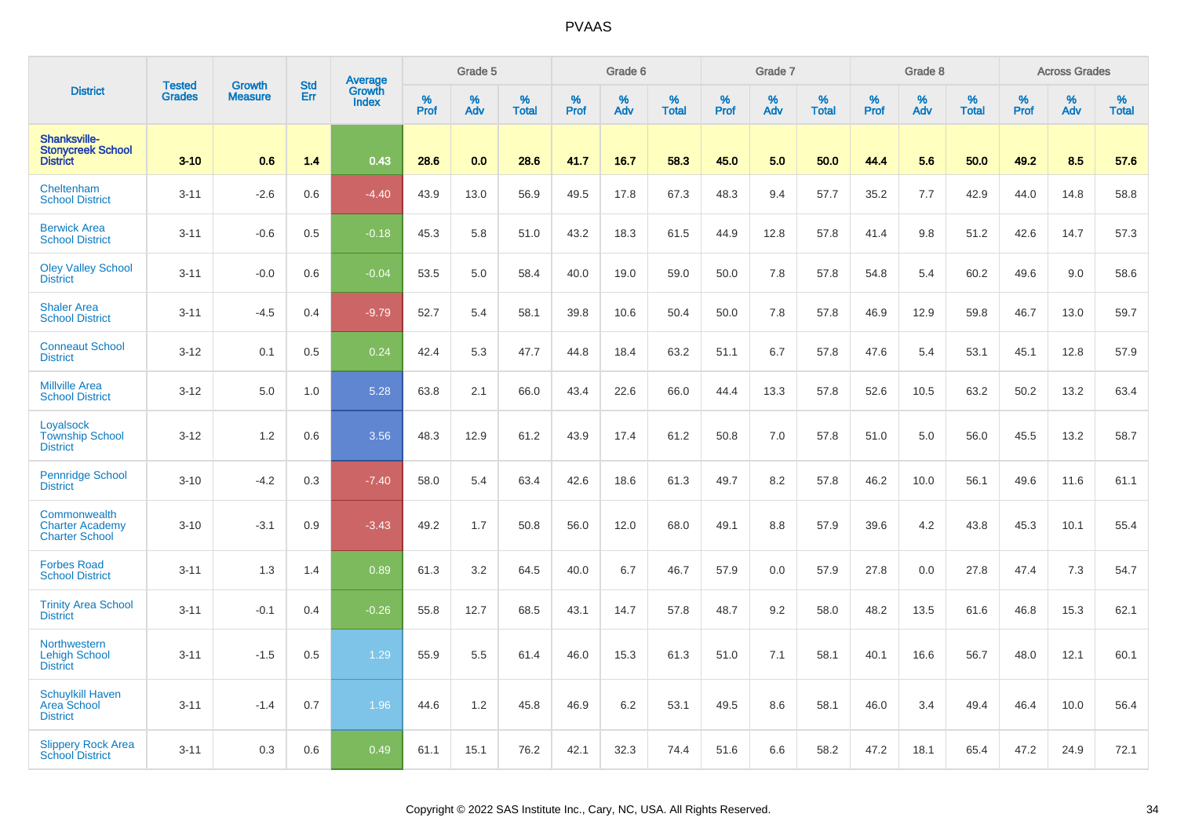# PVAAS

| District | Tested Grades | Growth Measure | Std Err | Average Growth Index | Grade 5 | | | Grade 6 | | | Grade 7 | | | Grade 8 | | | Across Grades | | |
|---|---|---|---|---|---|---|---|---|---|---|---|---|---|---|---|---|---|---|---|
| | | | | | % Prof | % Adv | % Total | % Prof | % Adv | % Total | % Prof | % Adv | % Total | % Prof | % Adv | % Total | % Prof | % Adv | % Total |
| **Shanksville-Stonycreek School District** | **3-10** | **0.6** | **1.4** | **0.43** | **28.6** | **0.0** | **28.6** | **41.7** | **16.7** | **58.3** | **45.0** | **5.0** | **50.0** | **44.4** | **5.6** | **50.0** | **49.2** | **8.5** | **57.6** |
| Cheltenham School District | 3-11 | -2.6 | 0.6 | -4.40 | 43.9 | 13.0 | 56.9 | 49.5 | 17.8 | 67.3 | 48.3 | 9.4 | 57.7 | 35.2 | 7.7 | 42.9 | 44.0 | 14.8 | 58.8 |
| Berwick Area School District | 3-11 | -0.6 | 0.5 | -0.18 | 45.3 | 5.8 | 51.0 | 43.2 | 18.3 | 61.5 | 44.9 | 12.8 | 57.8 | 41.4 | 9.8 | 51.2 | 42.6 | 14.7 | 57.3 |
| Oley Valley School District | 3-11 | -0.0 | 0.6 | -0.04 | 53.5 | 5.0 | 58.4 | 40.0 | 19.0 | 59.0 | 50.0 | 7.8 | 57.8 | 54.8 | 5.4 | 60.2 | 49.6 | 9.0 | 58.6 |
| Shaler Area School District | 3-11 | -4.5 | 0.4 | -9.79 | 52.7 | 5.4 | 58.1 | 39.8 | 10.6 | 50.4 | 50.0 | 7.8 | 57.8 | 46.9 | 12.9 | 59.8 | 46.7 | 13.0 | 59.7 |
| Conneaut School District | 3-12 | 0.1 | 0.5 | 0.24 | 42.4 | 5.3 | 47.7 | 44.8 | 18.4 | 63.2 | 51.1 | 6.7 | 57.8 | 47.6 | 5.4 | 53.1 | 45.1 | 12.8 | 57.9 |
| Millville Area School District | 3-12 | 5.0 | 1.0 | 5.28 | 63.8 | 2.1 | 66.0 | 43.4 | 22.6 | 66.0 | 44.4 | 13.3 | 57.8 | 52.6 | 10.5 | 63.2 | 50.2 | 13.2 | 63.4 |
| Loyalsock Township School District | 3-12 | 1.2 | 0.6 | 3.56 | 48.3 | 12.9 | 61.2 | 43.9 | 17.4 | 61.2 | 50.8 | 7.0 | 57.8 | 51.0 | 5.0 | 56.0 | 45.5 | 13.2 | 58.7 |
| Pennridge School District | 3-10 | -4.2 | 0.3 | -7.40 | 58.0 | 5.4 | 63.4 | 42.6 | 18.6 | 61.3 | 49.7 | 8.2 | 57.8 | 46.2 | 10.0 | 56.1 | 49.6 | 11.6 | 61.1 |
| Commonwealth Charter Academy Charter School | 3-10 | -3.1 | 0.9 | -3.43 | 49.2 | 1.7 | 50.8 | 56.0 | 12.0 | 68.0 | 49.1 | 8.8 | 57.9 | 39.6 | 4.2 | 43.8 | 45.3 | 10.1 | 55.4 |
| Forbes Road School District | 3-11 | 1.3 | 1.4 | 0.89 | 61.3 | 3.2 | 64.5 | 40.0 | 6.7 | 46.7 | 57.9 | 0.0 | 57.9 | 27.8 | 0.0 | 27.8 | 47.4 | 7.3 | 54.7 |
| Trinity Area School District | 3-11 | -0.1 | 0.4 | -0.26 | 55.8 | 12.7 | 68.5 | 43.1 | 14.7 | 57.8 | 48.7 | 9.2 | 58.0 | 48.2 | 13.5 | 61.6 | 46.8 | 15.3 | 62.1 |
| Northwestern Lehigh School District | 3-11 | -1.5 | 0.5 | 1.29 | 55.9 | 5.5 | 61.4 | 46.0 | 15.3 | 61.3 | 51.0 | 7.1 | 58.1 | 40.1 | 16.6 | 56.7 | 48.0 | 12.1 | 60.1 |
| Schuylkill Haven Area School District | 3-11 | -1.4 | 0.7 | 1.96 | 44.6 | 1.2 | 45.8 | 46.9 | 6.2 | 53.1 | 49.5 | 8.6 | 58.1 | 46.0 | 3.4 | 49.4 | 46.4 | 10.0 | 56.4 |
| Slippery Rock Area School District | 3-11 | 0.3 | 0.6 | 0.49 | 61.1 | 15.1 | 76.2 | 42.1 | 32.3 | 74.4 | 51.6 | 6.6 | 58.2 | 47.2 | 18.1 | 65.4 | 47.2 | 24.9 | 72.1 |

Copyright © 2022 SAS Institute Inc., Cary, NC, USA. All Rights Reserved.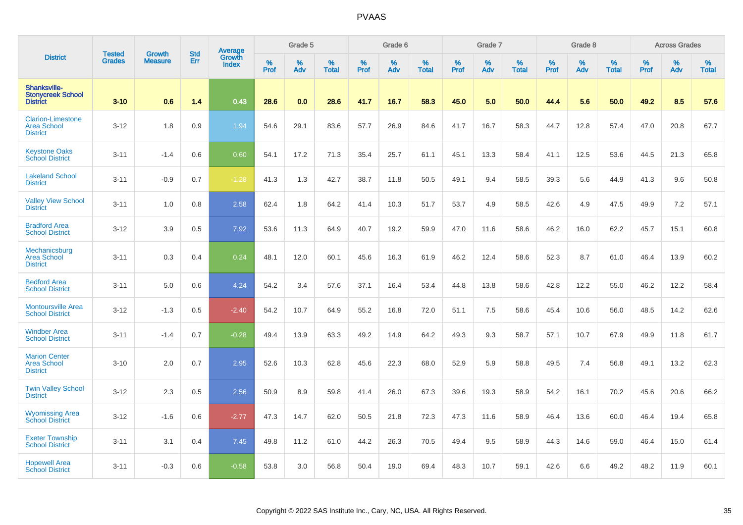# PVAAS

| District | Tested Grades | Growth Measure | Std Err | Average Growth Index | Grade 5 | | | Grade 6 | | | Grade 7 | | | Grade 8 | | | Across Grades | | |
|---|---|---|---|---|---|---|---|---|---|---|---|---|---|---|---|---|---|---|---|
| | | | | | % Prof | % Adv | % Total | % Prof | % Adv | % Total | % Prof | % Adv | % Total | % Prof | % Adv | % Total | % Prof | % Adv | % Total |
| **Shanksville-Stonycreek School District** | **3-10** | **0.6** | **1.4** | **0.43** | **28.6** | **0.0** | **28.6** | **41.7** | **16.7** | **58.3** | **45.0** | **5.0** | **50.0** | **44.4** | **5.6** | **50.0** | **49.2** | **8.5** | **57.6** |
| Clarion-Limestone Area School District | 3-12 | 1.8 | 0.9 | 1.94 | 54.6 | 29.1 | 83.6 | 57.7 | 26.9 | 84.6 | 41.7 | 16.7 | 58.3 | 44.7 | 12.8 | 57.4 | 47.0 | 20.8 | 67.7 |
| Keystone Oaks School District | 3-11 | -1.4 | 0.6 | 0.60 | 54.1 | 17.2 | 71.3 | 35.4 | 25.7 | 61.1 | 45.1 | 13.3 | 58.4 | 41.1 | 12.5 | 53.6 | 44.5 | 21.3 | 65.8 |
| Lakeland School District | 3-11 | -0.9 | 0.7 | -1.28 | 41.3 | 1.3 | 42.7 | 38.7 | 11.8 | 50.5 | 49.1 | 9.4 | 58.5 | 39.3 | 5.6 | 44.9 | 41.3 | 9.6 | 50.8 |
| Valley View School District | 3-11 | 1.0 | 0.8 | 2.58 | 62.4 | 1.8 | 64.2 | 41.4 | 10.3 | 51.7 | 53.7 | 4.9 | 58.5 | 42.6 | 4.9 | 47.5 | 49.9 | 7.2 | 57.1 |
| Bradford Area School District | 3-12 | 3.9 | 0.5 | 7.92 | 53.6 | 11.3 | 64.9 | 40.7 | 19.2 | 59.9 | 47.0 | 11.6 | 58.6 | 46.2 | 16.0 | 62.2 | 45.7 | 15.1 | 60.8 |
| Mechanicsburg Area School District | 3-11 | 0.3 | 0.4 | 0.24 | 48.1 | 12.0 | 60.1 | 45.6 | 16.3 | 61.9 | 46.2 | 12.4 | 58.6 | 52.3 | 8.7 | 61.0 | 46.4 | 13.9 | 60.2 |
| Bedford Area School District | 3-11 | 5.0 | 0.6 | 4.24 | 54.2 | 3.4 | 57.6 | 37.1 | 16.4 | 53.4 | 44.8 | 13.8 | 58.6 | 42.8 | 12.2 | 55.0 | 46.2 | 12.2 | 58.4 |
| Montoursville Area School District | 3-12 | -1.3 | 0.5 | -2.40 | 54.2 | 10.7 | 64.9 | 55.2 | 16.8 | 72.0 | 51.1 | 7.5 | 58.6 | 45.4 | 10.6 | 56.0 | 48.5 | 14.2 | 62.6 |
| Windber Area School District | 3-11 | -1.4 | 0.7 | -0.28 | 49.4 | 13.9 | 63.3 | 49.2 | 14.9 | 64.2 | 49.3 | 9.3 | 58.7 | 57.1 | 10.7 | 67.9 | 49.9 | 11.8 | 61.7 |
| Marion Center Area School District | 3-10 | 2.0 | 0.7 | 2.95 | 52.6 | 10.3 | 62.8 | 45.6 | 22.3 | 68.0 | 52.9 | 5.9 | 58.8 | 49.5 | 7.4 | 56.8 | 49.1 | 13.2 | 62.3 |
| Twin Valley School District | 3-12 | 2.3 | 0.5 | 2.56 | 50.9 | 8.9 | 59.8 | 41.4 | 26.0 | 67.3 | 39.6 | 19.3 | 58.9 | 54.2 | 16.1 | 70.2 | 45.6 | 20.6 | 66.2 |
| Wyomissing Area School District | 3-12 | -1.6 | 0.6 | -2.77 | 47.3 | 14.7 | 62.0 | 50.5 | 21.8 | 72.3 | 47.3 | 11.6 | 58.9 | 46.4 | 13.6 | 60.0 | 46.4 | 19.4 | 65.8 |
| Exeter Township School District | 3-11 | 3.1 | 0.4 | 7.45 | 49.8 | 11.2 | 61.0 | 44.2 | 26.3 | 70.5 | 49.4 | 9.5 | 58.9 | 44.3 | 14.6 | 59.0 | 46.4 | 15.0 | 61.4 |
| Hopewell Area School District | 3-11 | -0.3 | 0.6 | -0.58 | 53.8 | 3.0 | 56.8 | 50.4 | 19.0 | 69.4 | 48.3 | 10.7 | 59.1 | 42.6 | 6.6 | 49.2 | 48.2 | 11.9 | 60.1 |

Copyright © 2022 SAS Institute Inc., Cary, NC, USA. All Rights Reserved.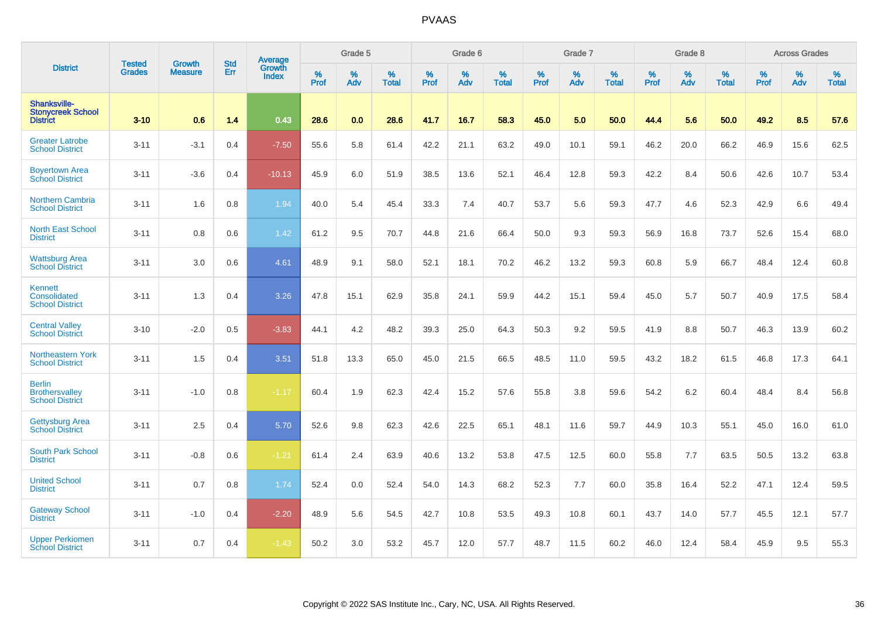# PVAAS

| District | Tested Grades | Growth Measure | Std Err | Average Growth Index | Grade 5 | | | Grade 6 | | | Grade 7 | | | Grade 8 | | | Across Grades | | |
|---|---|---|---|---|---|---|---|---|---|---|---|---|---|---|---|---|---|---|---|
| | | | | | % Prof | % Adv | % Total | % Prof | % Adv | % Total | % Prof | % Adv | % Total | % Prof | % Adv | % Total | % Prof | % Adv | % Total |
| **Shanksville-Stonycreek School District** | **3-10** | **0.6** | **1.4** | **0.43** | **28.6** | **0.0** | **28.6** | **41.7** | **16.7** | **58.3** | **45.0** | **5.0** | **50.0** | **44.4** | **5.6** | **50.0** | **49.2** | **8.5** | **57.6** |
| Greater Latrobe School District | 3-11 | -3.1 | 0.4 | -7.50 | 55.6 | 5.8 | 61.4 | 42.2 | 21.1 | 63.2 | 49.0 | 10.1 | 59.1 | 46.2 | 20.0 | 66.2 | 46.9 | 15.6 | 62.5 |
| Boyertown Area School District | 3-11 | -3.6 | 0.4 | -10.13 | 45.9 | 6.0 | 51.9 | 38.5 | 13.6 | 52.1 | 46.4 | 12.8 | 59.3 | 42.2 | 8.4 | 50.6 | 42.6 | 10.7 | 53.4 |
| Northern Cambria School District | 3-11 | 1.6 | 0.8 | 1.94 | 40.0 | 5.4 | 45.4 | 33.3 | 7.4 | 40.7 | 53.7 | 5.6 | 59.3 | 47.7 | 4.6 | 52.3 | 42.9 | 6.6 | 49.4 |
| North East School District | 3-11 | 0.8 | 0.6 | 1.42 | 61.2 | 9.5 | 70.7 | 44.8 | 21.6 | 66.4 | 50.0 | 9.3 | 59.3 | 56.9 | 16.8 | 73.7 | 52.6 | 15.4 | 68.0 |
| Wattsburg Area School District | 3-11 | 3.0 | 0.6 | 4.61 | 48.9 | 9.1 | 58.0 | 52.1 | 18.1 | 70.2 | 46.2 | 13.2 | 59.3 | 60.8 | 5.9 | 66.7 | 48.4 | 12.4 | 60.8 |
| Kennett Consolidated School District | 3-11 | 1.3 | 0.4 | 3.26 | 47.8 | 15.1 | 62.9 | 35.8 | 24.1 | 59.9 | 44.2 | 15.1 | 59.4 | 45.0 | 5.7 | 50.7 | 40.9 | 17.5 | 58.4 |
| Central Valley School District | 3-10 | -2.0 | 0.5 | -3.83 | 44.1 | 4.2 | 48.2 | 39.3 | 25.0 | 64.3 | 50.3 | 9.2 | 59.5 | 41.9 | 8.8 | 50.7 | 46.3 | 13.9 | 60.2 |
| Northeastern York School District | 3-11 | 1.5 | 0.4 | 3.51 | 51.8 | 13.3 | 65.0 | 45.0 | 21.5 | 66.5 | 48.5 | 11.0 | 59.5 | 43.2 | 18.2 | 61.5 | 46.8 | 17.3 | 64.1 |
| Berlin Brothersvalley School District | 3-11 | -1.0 | 0.8 | -1.17 | 60.4 | 1.9 | 62.3 | 42.4 | 15.2 | 57.6 | 55.8 | 3.8 | 59.6 | 54.2 | 6.2 | 60.4 | 48.4 | 8.4 | 56.8 |
| Gettysburg Area School District | 3-11 | 2.5 | 0.4 | 5.70 | 52.6 | 9.8 | 62.3 | 42.6 | 22.5 | 65.1 | 48.1 | 11.6 | 59.7 | 44.9 | 10.3 | 55.1 | 45.0 | 16.0 | 61.0 |
| South Park School District | 3-11 | -0.8 | 0.6 | -1.21 | 61.4 | 2.4 | 63.9 | 40.6 | 13.2 | 53.8 | 47.5 | 12.5 | 60.0 | 55.8 | 7.7 | 63.5 | 50.5 | 13.2 | 63.8 |
| United School District | 3-11 | 0.7 | 0.8 | 1.74 | 52.4 | 0.0 | 52.4 | 54.0 | 14.3 | 68.2 | 52.3 | 7.7 | 60.0 | 35.8 | 16.4 | 52.2 | 47.1 | 12.4 | 59.5 |
| Gateway School District | 3-11 | -1.0 | 0.4 | -2.20 | 48.9 | 5.6 | 54.5 | 42.7 | 10.8 | 53.5 | 49.3 | 10.8 | 60.1 | 43.7 | 14.0 | 57.7 | 45.5 | 12.1 | 57.7 |
| Upper Perkiomen School District | 3-11 | 0.7 | 0.4 | -1.43 | 50.2 | 3.0 | 53.2 | 45.7 | 12.0 | 57.7 | 48.7 | 11.5 | 60.2 | 46.0 | 12.4 | 58.4 | 45.9 | 9.5 | 55.3 |

Copyright © 2022 SAS Institute Inc., Cary, NC, USA. All Rights Reserved.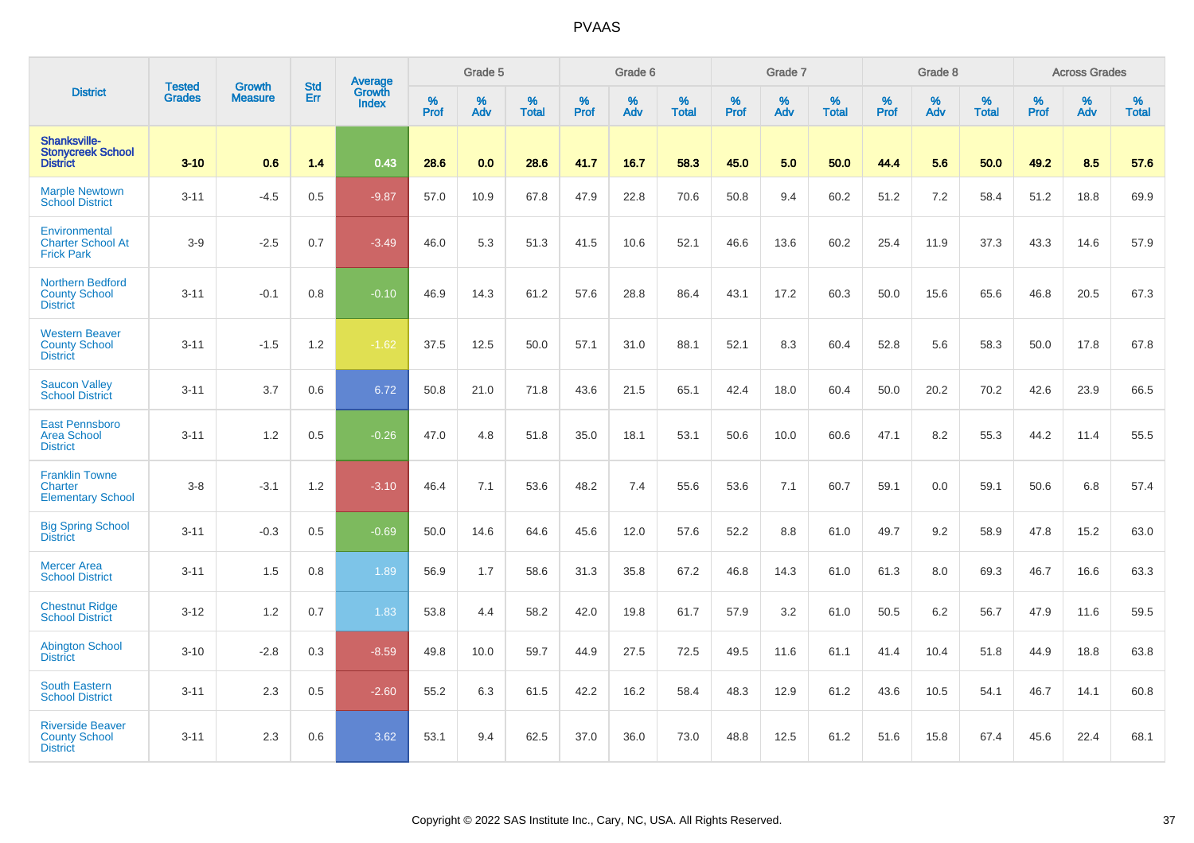# PVAAS

| District | Tested Grades | Growth Measure | Std Err | Average Growth Index | Grade 5 | | | Grade 6 | | | Grade 7 | | | Grade 8 | | | Across Grades | | |
|---|---|---|---|---|---|---|---|---|---|---|---|---|---|---|---|---|---|---|---|
| | | | | | % Prof | % Adv | % Total | % Prof | % Adv | % Total | % Prof | % Adv | % Total | % Prof | % Adv | % Total | % Prof | % Adv | % Total |
| **Shanksville-Stonycreek School District** | **3-10** | **0.6** | **1.4** | **0.43** | **28.6** | **0.0** | **28.6** | **41.7** | **16.7** | **58.3** | **45.0** | **5.0** | **50.0** | **44.4** | **5.6** | **50.0** | **49.2** | **8.5** | **57.6** |
| Marple Newtown School District | 3-11 | -4.5 | 0.5 | -9.87 | 57.0 | 10.9 | 67.8 | 47.9 | 22.8 | 70.6 | 50.8 | 9.4 | 60.2 | 51.2 | 7.2 | 58.4 | 51.2 | 18.8 | 69.9 |
| Environmental Charter School At Frick Park | 3-9 | -2.5 | 0.7 | -3.49 | 46.0 | 5.3 | 51.3 | 41.5 | 10.6 | 52.1 | 46.6 | 13.6 | 60.2 | 25.4 | 11.9 | 37.3 | 43.3 | 14.6 | 57.9 |
| Northern Bedford County School District | 3-11 | -0.1 | 0.8 | -0.10 | 46.9 | 14.3 | 61.2 | 57.6 | 28.8 | 86.4 | 43.1 | 17.2 | 60.3 | 50.0 | 15.6 | 65.6 | 46.8 | 20.5 | 67.3 |
| Western Beaver County School District | 3-11 | -1.5 | 1.2 | -1.62 | 37.5 | 12.5 | 50.0 | 57.1 | 31.0 | 88.1 | 52.1 | 8.3 | 60.4 | 52.8 | 5.6 | 58.3 | 50.0 | 17.8 | 67.8 |
| Saucon Valley School District | 3-11 | 3.7 | 0.6 | 6.72 | 50.8 | 21.0 | 71.8 | 43.6 | 21.5 | 65.1 | 42.4 | 18.0 | 60.4 | 50.0 | 20.2 | 70.2 | 42.6 | 23.9 | 66.5 |
| East Pennsboro Area School District | 3-11 | 1.2 | 0.5 | -0.26 | 47.0 | 4.8 | 51.8 | 35.0 | 18.1 | 53.1 | 50.6 | 10.0 | 60.6 | 47.1 | 8.2 | 55.3 | 44.2 | 11.4 | 55.5 |
| Franklin Towne Charter Elementary School | 3-8 | -3.1 | 1.2 | -3.10 | 46.4 | 7.1 | 53.6 | 48.2 | 7.4 | 55.6 | 53.6 | 7.1 | 60.7 | 59.1 | 0.0 | 59.1 | 50.6 | 6.8 | 57.4 |
| Big Spring School District | 3-11 | -0.3 | 0.5 | -0.69 | 50.0 | 14.6 | 64.6 | 45.6 | 12.0 | 57.6 | 52.2 | 8.8 | 61.0 | 49.7 | 9.2 | 58.9 | 47.8 | 15.2 | 63.0 |
| Mercer Area School District | 3-11 | 1.5 | 0.8 | 1.89 | 56.9 | 1.7 | 58.6 | 31.3 | 35.8 | 67.2 | 46.8 | 14.3 | 61.0 | 61.3 | 8.0 | 69.3 | 46.7 | 16.6 | 63.3 |
| Chestnut Ridge School District | 3-12 | 1.2 | 0.7 | 1.83 | 53.8 | 4.4 | 58.2 | 42.0 | 19.8 | 61.7 | 57.9 | 3.2 | 61.0 | 50.5 | 6.2 | 56.7 | 47.9 | 11.6 | 59.5 |
| Abington School District | 3-10 | -2.8 | 0.3 | -8.59 | 49.8 | 10.0 | 59.7 | 44.9 | 27.5 | 72.5 | 49.5 | 11.6 | 61.1 | 41.4 | 10.4 | 51.8 | 44.9 | 18.8 | 63.8 |
| South Eastern School District | 3-11 | 2.3 | 0.5 | -2.60 | 55.2 | 6.3 | 61.5 | 42.2 | 16.2 | 58.4 | 48.3 | 12.9 | 61.2 | 43.6 | 10.5 | 54.1 | 46.7 | 14.1 | 60.8 |
| Riverside Beaver County School District | 3-11 | 2.3 | 0.6 | 3.62 | 53.1 | 9.4 | 62.5 | 37.0 | 36.0 | 73.0 | 48.8 | 12.5 | 61.2 | 51.6 | 15.8 | 67.4 | 45.6 | 22.4 | 68.1 |

Copyright © 2022 SAS Institute Inc., Cary, NC, USA. All Rights Reserved.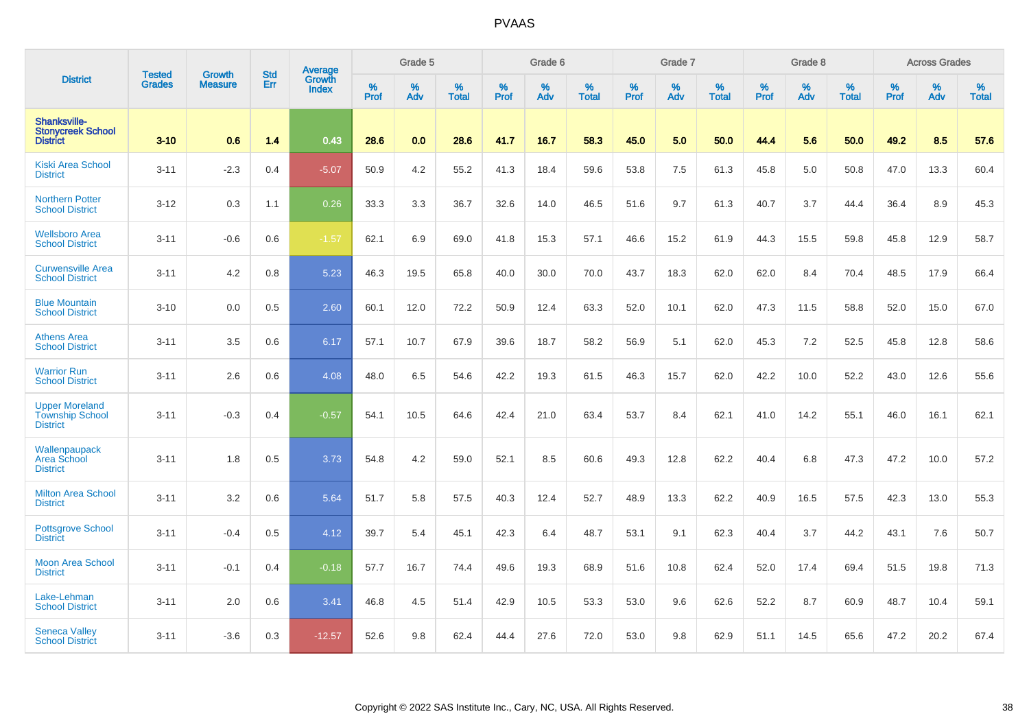# PVAAS

| District | Tested Grades | Growth Measure | Std Err | Average Growth Index | Grade 5 | | | Grade 6 | | | Grade 7 | | | Grade 8 | | | Across Grades | | |
|---|---|---|---|---|---|---|---|---|---|---|---|---|---|---|---|---|---|---|---|
| | | | | | % Prof | % Adv | % Total | % Prof | % Adv | % Total | % Prof | % Adv | % Total | % Prof | % Adv | % Total | % Prof | % Adv | % Total |
| **Shanksville-Stonycreek School District** | **3-10** | **0.6** | **1.4** | **0.43** | **28.6** | **0.0** | **28.6** | **41.7** | **16.7** | **58.3** | **45.0** | **5.0** | **50.0** | **44.4** | **5.6** | **50.0** | **49.2** | **8.5** | **57.6** |
| Kiski Area School District | 3-11 | -2.3 | 0.4 | -5.07 | 50.9 | 4.2 | 55.2 | 41.3 | 18.4 | 59.6 | 53.8 | 7.5 | 61.3 | 45.8 | 5.0 | 50.8 | 47.0 | 13.3 | 60.4 |
| Northern Potter School District | 3-12 | 0.3 | 1.1 | 0.26 | 33.3 | 3.3 | 36.7 | 32.6 | 14.0 | 46.5 | 51.6 | 9.7 | 61.3 | 40.7 | 3.7 | 44.4 | 36.4 | 8.9 | 45.3 |
| Wellsboro Area School District | 3-11 | -0.6 | 0.6 | -1.57 | 62.1 | 6.9 | 69.0 | 41.8 | 15.3 | 57.1 | 46.6 | 15.2 | 61.9 | 44.3 | 15.5 | 59.8 | 45.8 | 12.9 | 58.7 |
| Curwensville Area School District | 3-11 | 4.2 | 0.8 | 5.23 | 46.3 | 19.5 | 65.8 | 40.0 | 30.0 | 70.0 | 43.7 | 18.3 | 62.0 | 62.0 | 8.4 | 70.4 | 48.5 | 17.9 | 66.4 |
| Blue Mountain School District | 3-10 | 0.0 | 0.5 | 2.60 | 60.1 | 12.0 | 72.2 | 50.9 | 12.4 | 63.3 | 52.0 | 10.1 | 62.0 | 47.3 | 11.5 | 58.8 | 52.0 | 15.0 | 67.0 |
| Athens Area School District | 3-11 | 3.5 | 0.6 | 6.17 | 57.1 | 10.7 | 67.9 | 39.6 | 18.7 | 58.2 | 56.9 | 5.1 | 62.0 | 45.3 | 7.2 | 52.5 | 45.8 | 12.8 | 58.6 |
| Warrior Run School District | 3-11 | 2.6 | 0.6 | 4.08 | 48.0 | 6.5 | 54.6 | 42.2 | 19.3 | 61.5 | 46.3 | 15.7 | 62.0 | 42.2 | 10.0 | 52.2 | 43.0 | 12.6 | 55.6 |
| Upper Moreland Township School District | 3-11 | -0.3 | 0.4 | -0.57 | 54.1 | 10.5 | 64.6 | 42.4 | 21.0 | 63.4 | 53.7 | 8.4 | 62.1 | 41.0 | 14.2 | 55.1 | 46.0 | 16.1 | 62.1 |
| Wallenpaupack Area School District | 3-11 | 1.8 | 0.5 | 3.73 | 54.8 | 4.2 | 59.0 | 52.1 | 8.5 | 60.6 | 49.3 | 12.8 | 62.2 | 40.4 | 6.8 | 47.3 | 47.2 | 10.0 | 57.2 |
| Milton Area School District | 3-11 | 3.2 | 0.6 | 5.64 | 51.7 | 5.8 | 57.5 | 40.3 | 12.4 | 52.7 | 48.9 | 13.3 | 62.2 | 40.9 | 16.5 | 57.5 | 42.3 | 13.0 | 55.3 |
| Pottsgrove School District | 3-11 | -0.4 | 0.5 | 4.12 | 39.7 | 5.4 | 45.1 | 42.3 | 6.4 | 48.7 | 53.1 | 9.1 | 62.3 | 40.4 | 3.7 | 44.2 | 43.1 | 7.6 | 50.7 |
| Moon Area School District | 3-11 | -0.1 | 0.4 | -0.18 | 57.7 | 16.7 | 74.4 | 49.6 | 19.3 | 68.9 | 51.6 | 10.8 | 62.4 | 52.0 | 17.4 | 69.4 | 51.5 | 19.8 | 71.3 |
| Lake-Lehman School District | 3-11 | 2.0 | 0.6 | 3.41 | 46.8 | 4.5 | 51.4 | 42.9 | 10.5 | 53.3 | 53.0 | 9.6 | 62.6 | 52.2 | 8.7 | 60.9 | 48.7 | 10.4 | 59.1 |
| Seneca Valley School District | 3-11 | -3.6 | 0.3 | -12.57 | 52.6 | 9.8 | 62.4 | 44.4 | 27.6 | 72.0 | 53.0 | 9.8 | 62.9 | 51.1 | 14.5 | 65.6 | 47.2 | 20.2 | 67.4 |

Copyright © 2022 SAS Institute Inc., Cary, NC, USA. All Rights Reserved.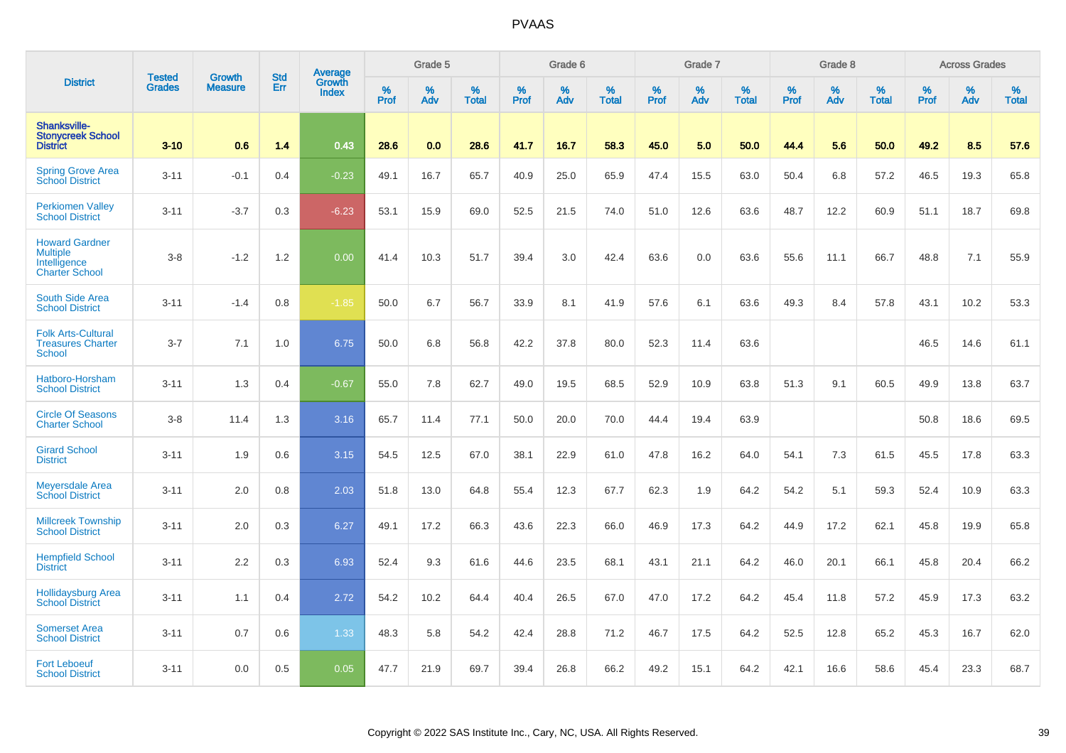# PVAAS

| District | Tested Grades | Growth Measure | Std Err | Average Growth Index | Grade 5 | | | Grade 6 | | | Grade 7 | | | Grade 8 | | | Across Grades | | |
|---|---|---|---|---|---|---|---|---|---|---|---|---|---|---|---|---|---|---|---|
| | | | | | % Prof | % Adv | % Total | % Prof | % Adv | % Total | % Prof | % Adv | % Total | % Prof | % Adv | % Total | % Prof | % Adv | % Total |
| **Shanksville-Stonycreek School District** | **3-10** | **0.6** | **1.4** | **0.43** | **28.6** | **0.0** | **28.6** | **41.7** | **16.7** | **58.3** | **45.0** | **5.0** | **50.0** | **44.4** | **5.6** | **50.0** | **49.2** | **8.5** | **57.6** |
| Spring Grove Area School District | 3-11 | -0.1 | 0.4 | -0.23 | 49.1 | 16.7 | 65.7 | 40.9 | 25.0 | 65.9 | 47.4 | 15.5 | 63.0 | 50.4 | 6.8 | 57.2 | 46.5 | 19.3 | 65.8 |
| Perkiomen Valley School District | 3-11 | -3.7 | 0.3 | -6.23 | 53.1 | 15.9 | 69.0 | 52.5 | 21.5 | 74.0 | 51.0 | 12.6 | 63.6 | 48.7 | 12.2 | 60.9 | 51.1 | 18.7 | 69.8 |
| Howard Gardner Multiple Intelligence Charter School | 3-8 | -1.2 | 1.2 | 0.00 | 41.4 | 10.3 | 51.7 | 39.4 | 3.0 | 42.4 | 63.6 | 0.0 | 63.6 | 55.6 | 11.1 | 66.7 | 48.8 | 7.1 | 55.9 |
| South Side Area School District | 3-11 | -1.4 | 0.8 | -1.85 | 50.0 | 6.7 | 56.7 | 33.9 | 8.1 | 41.9 | 57.6 | 6.1 | 63.6 | 49.3 | 8.4 | 57.8 | 43.1 | 10.2 | 53.3 |
| Folk Arts-Cultural Treasures Charter School | 3-7 | 7.1 | 1.0 | 6.75 | 50.0 | 6.8 | 56.8 | 42.2 | 37.8 | 80.0 | 52.3 | 11.4 | 63.6 | | | | 46.5 | 14.6 | 61.1 |
| Hatboro-Horsham School District | 3-11 | 1.3 | 0.4 | -0.67 | 55.0 | 7.8 | 62.7 | 49.0 | 19.5 | 68.5 | 52.9 | 10.9 | 63.8 | 51.3 | 9.1 | 60.5 | 49.9 | 13.8 | 63.7 |
| Circle Of Seasons Charter School | 3-8 | 11.4 | 1.3 | 3.16 | 65.7 | 11.4 | 77.1 | 50.0 | 20.0 | 70.0 | 44.4 | 19.4 | 63.9 | | | | 50.8 | 18.6 | 69.5 |
| Girard School District | 3-11 | 1.9 | 0.6 | 3.15 | 54.5 | 12.5 | 67.0 | 38.1 | 22.9 | 61.0 | 47.8 | 16.2 | 64.0 | 54.1 | 7.3 | 61.5 | 45.5 | 17.8 | 63.3 |
| Meyersdale Area School District | 3-11 | 2.0 | 0.8 | 2.03 | 51.8 | 13.0 | 64.8 | 55.4 | 12.3 | 67.7 | 62.3 | 1.9 | 64.2 | 54.2 | 5.1 | 59.3 | 52.4 | 10.9 | 63.3 |
| Millcreek Township School District | 3-11 | 2.0 | 0.3 | 6.27 | 49.1 | 17.2 | 66.3 | 43.6 | 22.3 | 66.0 | 46.9 | 17.3 | 64.2 | 44.9 | 17.2 | 62.1 | 45.8 | 19.9 | 65.8 |
| Hempfield School District | 3-11 | 2.2 | 0.3 | 6.93 | 52.4 | 9.3 | 61.6 | 44.6 | 23.5 | 68.1 | 43.1 | 21.1 | 64.2 | 46.0 | 20.1 | 66.1 | 45.8 | 20.4 | 66.2 |
| Hollidaysburg Area School District | 3-11 | 1.1 | 0.4 | 2.72 | 54.2 | 10.2 | 64.4 | 40.4 | 26.5 | 67.0 | 47.0 | 17.2 | 64.2 | 45.4 | 11.8 | 57.2 | 45.9 | 17.3 | 63.2 |
| Somerset Area School District | 3-11 | 0.7 | 0.6 | 1.33 | 48.3 | 5.8 | 54.2 | 42.4 | 28.8 | 71.2 | 46.7 | 17.5 | 64.2 | 52.5 | 12.8 | 65.2 | 45.3 | 16.7 | 62.0 |
| Fort Leboeuf School District | 3-11 | 0.0 | 0.5 | 0.05 | 47.7 | 21.9 | 69.7 | 39.4 | 26.8 | 66.2 | 49.2 | 15.1 | 64.2 | 42.1 | 16.6 | 58.6 | 45.4 | 23.3 | 68.7 |

Copyright © 2022 SAS Institute Inc., Cary, NC, USA. All Rights Reserved.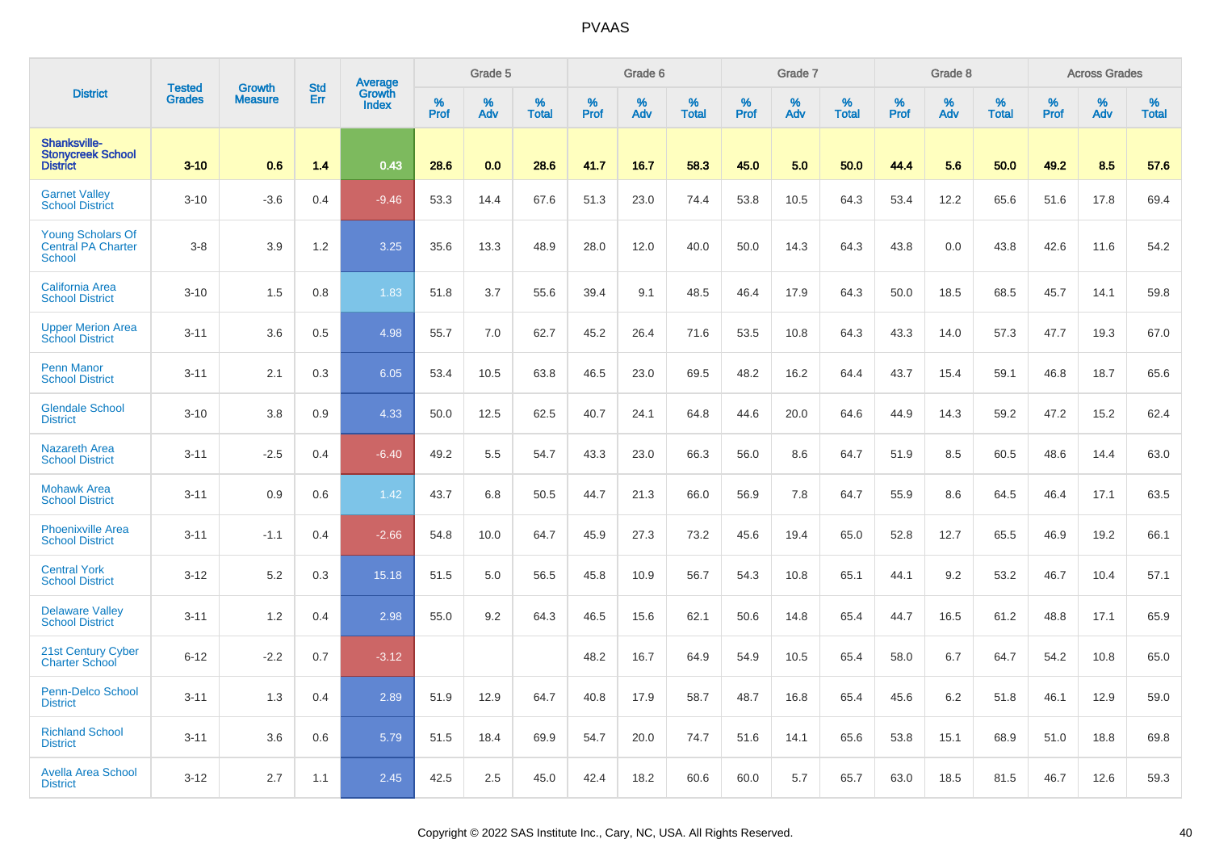# PVAAS

| District | Tested Grades | Growth Measure | Std Err | Average Growth Index | Grade 5 | | | Grade 6 | | | Grade 7 | | | Grade 8 | | | Across Grades | | |
|---|---|---|---|---|---|---|---|---|---|---|---|---|---|---|---|---|---|---|---|
| | | | | | % Prof | % Adv | % Total | % Prof | % Adv | % Total | % Prof | % Adv | % Total | % Prof | % Adv | % Total | % Prof | % Adv | % Total |
| **Shanksville-Stonycreek School District** | **3-10** | **0.6** | **1.4** | **0.43** | **28.6** | **0.0** | **28.6** | **41.7** | **16.7** | **58.3** | **45.0** | **5.0** | **50.0** | **44.4** | **5.6** | **50.0** | **49.2** | **8.5** | **57.6** |
| Garnet Valley School District | 3-10 | -3.6 | 0.4 | -9.46 | 53.3 | 14.4 | 67.6 | 51.3 | 23.0 | 74.4 | 53.8 | 10.5 | 64.3 | 53.4 | 12.2 | 65.6 | 51.6 | 17.8 | 69.4 |
| Young Scholars Of Central PA Charter School | 3-8 | 3.9 | 1.2 | 3.25 | 35.6 | 13.3 | 48.9 | 28.0 | 12.0 | 40.0 | 50.0 | 14.3 | 64.3 | 43.8 | 0.0 | 43.8 | 42.6 | 11.6 | 54.2 |
| California Area School District | 3-10 | 1.5 | 0.8 | 1.83 | 51.8 | 3.7 | 55.6 | 39.4 | 9.1 | 48.5 | 46.4 | 17.9 | 64.3 | 50.0 | 18.5 | 68.5 | 45.7 | 14.1 | 59.8 |
| Upper Merion Area School District | 3-11 | 3.6 | 0.5 | 4.98 | 55.7 | 7.0 | 62.7 | 45.2 | 26.4 | 71.6 | 53.5 | 10.8 | 64.3 | 43.3 | 14.0 | 57.3 | 47.7 | 19.3 | 67.0 |
| Penn Manor School District | 3-11 | 2.1 | 0.3 | 6.05 | 53.4 | 10.5 | 63.8 | 46.5 | 23.0 | 69.5 | 48.2 | 16.2 | 64.4 | 43.7 | 15.4 | 59.1 | 46.8 | 18.7 | 65.6 |
| Glendale School District | 3-10 | 3.8 | 0.9 | 4.33 | 50.0 | 12.5 | 62.5 | 40.7 | 24.1 | 64.8 | 44.6 | 20.0 | 64.6 | 44.9 | 14.3 | 59.2 | 47.2 | 15.2 | 62.4 |
| Nazareth Area School District | 3-11 | -2.5 | 0.4 | -6.40 | 49.2 | 5.5 | 54.7 | 43.3 | 23.0 | 66.3 | 56.0 | 8.6 | 64.7 | 51.9 | 8.5 | 60.5 | 48.6 | 14.4 | 63.0 |
| Mohawk Area School District | 3-11 | 0.9 | 0.6 | 1.42 | 43.7 | 6.8 | 50.5 | 44.7 | 21.3 | 66.0 | 56.9 | 7.8 | 64.7 | 55.9 | 8.6 | 64.5 | 46.4 | 17.1 | 63.5 |
| Phoenixville Area School District | 3-11 | -1.1 | 0.4 | -2.66 | 54.8 | 10.0 | 64.7 | 45.9 | 27.3 | 73.2 | 45.6 | 19.4 | 65.0 | 52.8 | 12.7 | 65.5 | 46.9 | 19.2 | 66.1 |
| Central York School District | 3-12 | 5.2 | 0.3 | 15.18 | 51.5 | 5.0 | 56.5 | 45.8 | 10.9 | 56.7 | 54.3 | 10.8 | 65.1 | 44.1 | 9.2 | 53.2 | 46.7 | 10.4 | 57.1 |
| Delaware Valley School District | 3-11 | 1.2 | 0.4 | 2.98 | 55.0 | 9.2 | 64.3 | 46.5 | 15.6 | 62.1 | 50.6 | 14.8 | 65.4 | 44.7 | 16.5 | 61.2 | 48.8 | 17.1 | 65.9 |
| 21st Century Cyber Charter School | 6-12 | -2.2 | 0.7 | -3.12 | | | | 48.2 | 16.7 | 64.9 | 54.9 | 10.5 | 65.4 | 58.0 | 6.7 | 64.7 | 54.2 | 10.8 | 65.0 |
| Penn-Delco School District | 3-11 | 1.3 | 0.4 | 2.89 | 51.9 | 12.9 | 64.7 | 40.8 | 17.9 | 58.7 | 48.7 | 16.8 | 65.4 | 45.6 | 6.2 | 51.8 | 46.1 | 12.9 | 59.0 |
| Richland School District | 3-11 | 3.6 | 0.6 | 5.79 | 51.5 | 18.4 | 69.9 | 54.7 | 20.0 | 74.7 | 51.6 | 14.1 | 65.6 | 53.8 | 15.1 | 68.9 | 51.0 | 18.8 | 69.8 |
| Avella Area School District | 3-12 | 2.7 | 1.1 | 2.45 | 42.5 | 2.5 | 45.0 | 42.4 | 18.2 | 60.6 | 60.0 | 5.7 | 65.7 | 63.0 | 18.5 | 81.5 | 46.7 | 12.6 | 59.3 |

Copyright © 2022 SAS Institute Inc., Cary, NC, USA. All Rights Reserved.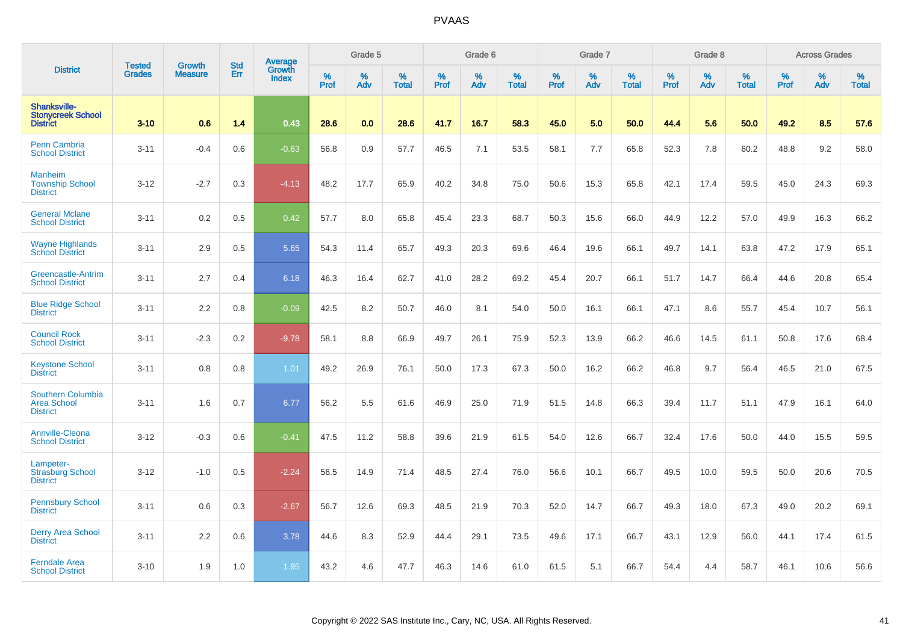# PVAAS

| District | Tested Grades | Growth Measure | Std Err | Average Growth Index | Grade 5 | | | Grade 6 | | | Grade 7 | | | Grade 8 | | | Across Grades | | |
|---|---|---|---|---|---|---|---|---|---|---|---|---|---|---|---|---|---|---|---|
| | | | | | % Prof | % Adv | % Total | % Prof | % Adv | % Total | % Prof | % Adv | % Total | % Prof | % Adv | % Total | % Prof | % Adv | % Total |
| **Shanksville-Stonycreek School District** | **3-10** | **0.6** | **1.4** | **0.43** | **28.6** | **0.0** | **28.6** | **41.7** | **16.7** | **58.3** | **45.0** | **5.0** | **50.0** | **44.4** | **5.6** | **50.0** | **49.2** | **8.5** | **57.6** |
| Penn Cambria School District | 3-11 | -0.4 | 0.6 | -0.63 | 56.8 | 0.9 | 57.7 | 46.5 | 7.1 | 53.5 | 58.1 | 7.7 | 65.8 | 52.3 | 7.8 | 60.2 | 48.8 | 9.2 | 58.0 |
| Manheim Township School District | 3-12 | -2.7 | 0.3 | -4.13 | 48.2 | 17.7 | 65.9 | 40.2 | 34.8 | 75.0 | 50.6 | 15.3 | 65.8 | 42.1 | 17.4 | 59.5 | 45.0 | 24.3 | 69.3 |
| General Mclane School District | 3-11 | 0.2 | 0.5 | 0.42 | 57.7 | 8.0 | 65.8 | 45.4 | 23.3 | 68.7 | 50.3 | 15.6 | 66.0 | 44.9 | 12.2 | 57.0 | 49.9 | 16.3 | 66.2 |
| Wayne Highlands School District | 3-11 | 2.9 | 0.5 | 5.65 | 54.3 | 11.4 | 65.7 | 49.3 | 20.3 | 69.6 | 46.4 | 19.6 | 66.1 | 49.7 | 14.1 | 63.8 | 47.2 | 17.9 | 65.1 |
| Greencastle-Antrim School District | 3-11 | 2.7 | 0.4 | 6.18 | 46.3 | 16.4 | 62.7 | 41.0 | 28.2 | 69.2 | 45.4 | 20.7 | 66.1 | 51.7 | 14.7 | 66.4 | 44.6 | 20.8 | 65.4 |
| Blue Ridge School District | 3-11 | 2.2 | 0.8 | -0.09 | 42.5 | 8.2 | 50.7 | 46.0 | 8.1 | 54.0 | 50.0 | 16.1 | 66.1 | 47.1 | 8.6 | 55.7 | 45.4 | 10.7 | 56.1 |
| Council Rock School District | 3-11 | -2.3 | 0.2 | -9.78 | 58.1 | 8.8 | 66.9 | 49.7 | 26.1 | 75.9 | 52.3 | 13.9 | 66.2 | 46.6 | 14.5 | 61.1 | 50.8 | 17.6 | 68.4 |
| Keystone School District | 3-11 | 0.8 | 0.8 | 1.01 | 49.2 | 26.9 | 76.1 | 50.0 | 17.3 | 67.3 | 50.0 | 16.2 | 66.2 | 46.8 | 9.7 | 56.4 | 46.5 | 21.0 | 67.5 |
| Southern Columbia Area School District | 3-11 | 1.6 | 0.7 | 6.77 | 56.2 | 5.5 | 61.6 | 46.9 | 25.0 | 71.9 | 51.5 | 14.8 | 66.3 | 39.4 | 11.7 | 51.1 | 47.9 | 16.1 | 64.0 |
| Annville-Cleona School District | 3-12 | -0.3 | 0.6 | -0.41 | 47.5 | 11.2 | 58.8 | 39.6 | 21.9 | 61.5 | 54.0 | 12.6 | 66.7 | 32.4 | 17.6 | 50.0 | 44.0 | 15.5 | 59.5 |
| Lampeter-Strasburg School District | 3-12 | -1.0 | 0.5 | -2.24 | 56.5 | 14.9 | 71.4 | 48.5 | 27.4 | 76.0 | 56.6 | 10.1 | 66.7 | 49.5 | 10.0 | 59.5 | 50.0 | 20.6 | 70.5 |
| Pennsbury School District | 3-11 | 0.6 | 0.3 | -2.67 | 56.7 | 12.6 | 69.3 | 48.5 | 21.9 | 70.3 | 52.0 | 14.7 | 66.7 | 49.3 | 18.0 | 67.3 | 49.0 | 20.2 | 69.1 |
| Derry Area School District | 3-11 | 2.2 | 0.6 | 3.78 | 44.6 | 8.3 | 52.9 | 44.4 | 29.1 | 73.5 | 49.6 | 17.1 | 66.7 | 43.1 | 12.9 | 56.0 | 44.1 | 17.4 | 61.5 |
| Ferndale Area School District | 3-10 | 1.9 | 1.0 | 1.95 | 43.2 | 4.6 | 47.7 | 46.3 | 14.6 | 61.0 | 61.5 | 5.1 | 66.7 | 54.4 | 4.4 | 58.7 | 46.1 | 10.6 | 56.6 |

Copyright © 2022 SAS Institute Inc., Cary, NC, USA. All Rights Reserved.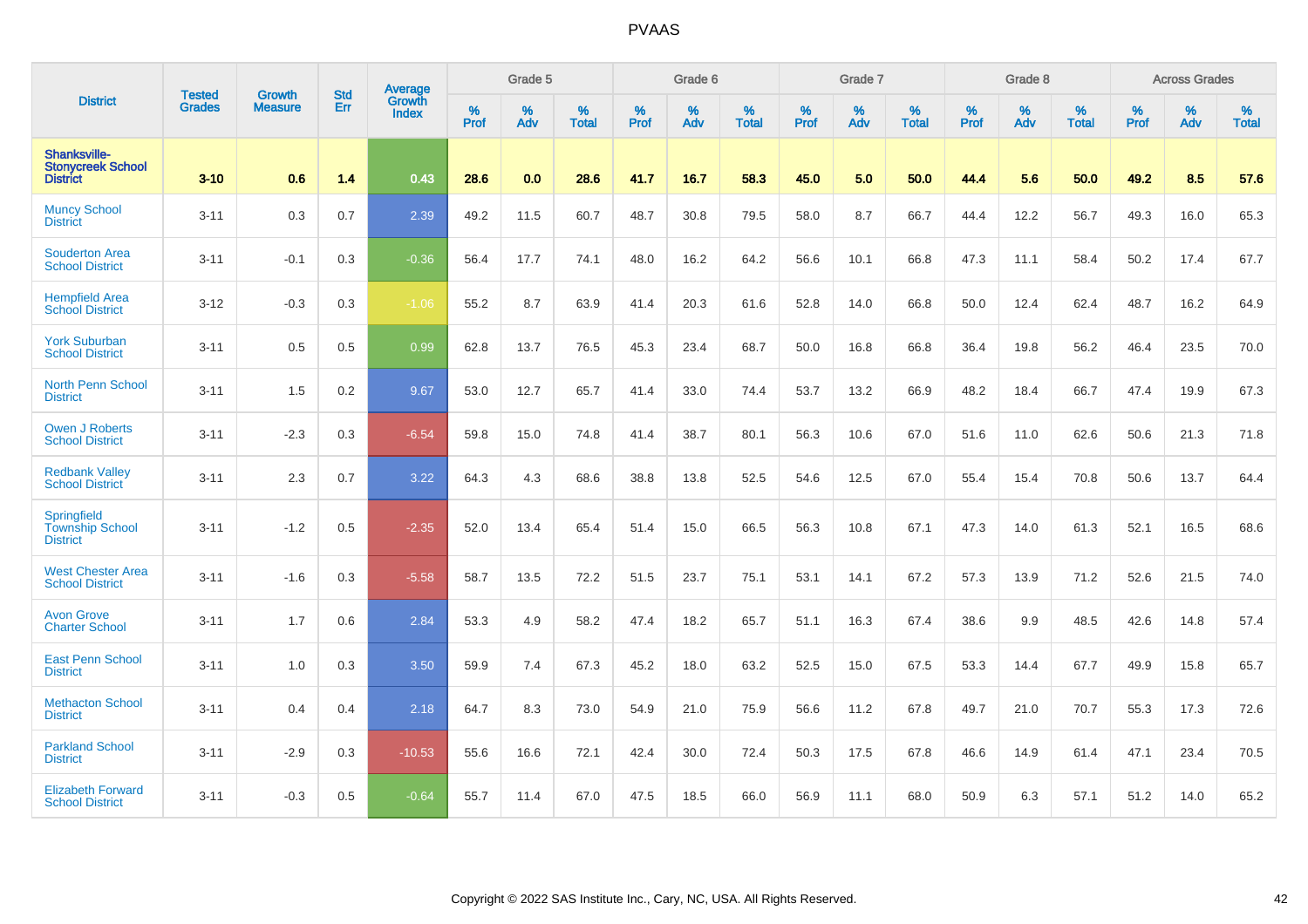# PVAAS

| District | Tested Grades | Growth Measure | Std Err | Average Growth Index | Grade 5 | | | Grade 6 | | | Grade 7 | | | Grade 8 | | | Across Grades | | |
|---|---|---|---|---|---|---|---|---|---|---|---|---|---|---|---|---|---|---|---|
| | | | | | % Prof | % Adv | % Total | % Prof | % Adv | % Total | % Prof | % Adv | % Total | % Prof | % Adv | % Total | % Prof | % Adv | % Total |
| **Shanksville-Stonycreek School District** | **3-10** | **0.6** | **1.4** | **0.43** | **28.6** | **0.0** | **28.6** | **41.7** | **16.7** | **58.3** | **45.0** | **5.0** | **50.0** | **44.4** | **5.6** | **50.0** | **49.2** | **8.5** | **57.6** |
| Muncy School District | 3-11 | 0.3 | 0.7 | 2.39 | 49.2 | 11.5 | 60.7 | 48.7 | 30.8 | 79.5 | 58.0 | 8.7 | 66.7 | 44.4 | 12.2 | 56.7 | 49.3 | 16.0 | 65.3 |
| Souderton Area School District | 3-11 | -0.1 | 0.3 | -0.36 | 56.4 | 17.7 | 74.1 | 48.0 | 16.2 | 64.2 | 56.6 | 10.1 | 66.8 | 47.3 | 11.1 | 58.4 | 50.2 | 17.4 | 67.7 |
| Hempfield Area School District | 3-12 | -0.3 | 0.3 | -1.06 | 55.2 | 8.7 | 63.9 | 41.4 | 20.3 | 61.6 | 52.8 | 14.0 | 66.8 | 50.0 | 12.4 | 62.4 | 48.7 | 16.2 | 64.9 |
| York Suburban School District | 3-11 | 0.5 | 0.5 | 0.99 | 62.8 | 13.7 | 76.5 | 45.3 | 23.4 | 68.7 | 50.0 | 16.8 | 66.8 | 36.4 | 19.8 | 56.2 | 46.4 | 23.5 | 70.0 |
| North Penn School District | 3-11 | 1.5 | 0.2 | 9.67 | 53.0 | 12.7 | 65.7 | 41.4 | 33.0 | 74.4 | 53.7 | 13.2 | 66.9 | 48.2 | 18.4 | 66.7 | 47.4 | 19.9 | 67.3 |
| Owen J Roberts School District | 3-11 | -2.3 | 0.3 | -6.54 | 59.8 | 15.0 | 74.8 | 41.4 | 38.7 | 80.1 | 56.3 | 10.6 | 67.0 | 51.6 | 11.0 | 62.6 | 50.6 | 21.3 | 71.8 |
| Redbank Valley School District | 3-11 | 2.3 | 0.7 | 3.22 | 64.3 | 4.3 | 68.6 | 38.8 | 13.8 | 52.5 | 54.6 | 12.5 | 67.0 | 55.4 | 15.4 | 70.8 | 50.6 | 13.7 | 64.4 |
| Springfield Township School District | 3-11 | -1.2 | 0.5 | -2.35 | 52.0 | 13.4 | 65.4 | 51.4 | 15.0 | 66.5 | 56.3 | 10.8 | 67.1 | 47.3 | 14.0 | 61.3 | 52.1 | 16.5 | 68.6 |
| West Chester Area School District | 3-11 | -1.6 | 0.3 | -5.58 | 58.7 | 13.5 | 72.2 | 51.5 | 23.7 | 75.1 | 53.1 | 14.1 | 67.2 | 57.3 | 13.9 | 71.2 | 52.6 | 21.5 | 74.0 |
| Avon Grove Charter School | 3-11 | 1.7 | 0.6 | 2.84 | 53.3 | 4.9 | 58.2 | 47.4 | 18.2 | 65.7 | 51.1 | 16.3 | 67.4 | 38.6 | 9.9 | 48.5 | 42.6 | 14.8 | 57.4 |
| East Penn School District | 3-11 | 1.0 | 0.3 | 3.50 | 59.9 | 7.4 | 67.3 | 45.2 | 18.0 | 63.2 | 52.5 | 15.0 | 67.5 | 53.3 | 14.4 | 67.7 | 49.9 | 15.8 | 65.7 |
| Methacton School District | 3-11 | 0.4 | 0.4 | 2.18 | 64.7 | 8.3 | 73.0 | 54.9 | 21.0 | 75.9 | 56.6 | 11.2 | 67.8 | 49.7 | 21.0 | 70.7 | 55.3 | 17.3 | 72.6 |
| Parkland School District | 3-11 | -2.9 | 0.3 | -10.53 | 55.6 | 16.6 | 72.1 | 42.4 | 30.0 | 72.4 | 50.3 | 17.5 | 67.8 | 46.6 | 14.9 | 61.4 | 47.1 | 23.4 | 70.5 |
| Elizabeth Forward School District | 3-11 | -0.3 | 0.5 | -0.64 | 55.7 | 11.4 | 67.0 | 47.5 | 18.5 | 66.0 | 56.9 | 11.1 | 68.0 | 50.9 | 6.3 | 57.1 | 51.2 | 14.0 | 65.2 |

Copyright © 2022 SAS Institute Inc., Cary, NC, USA. All Rights Reserved.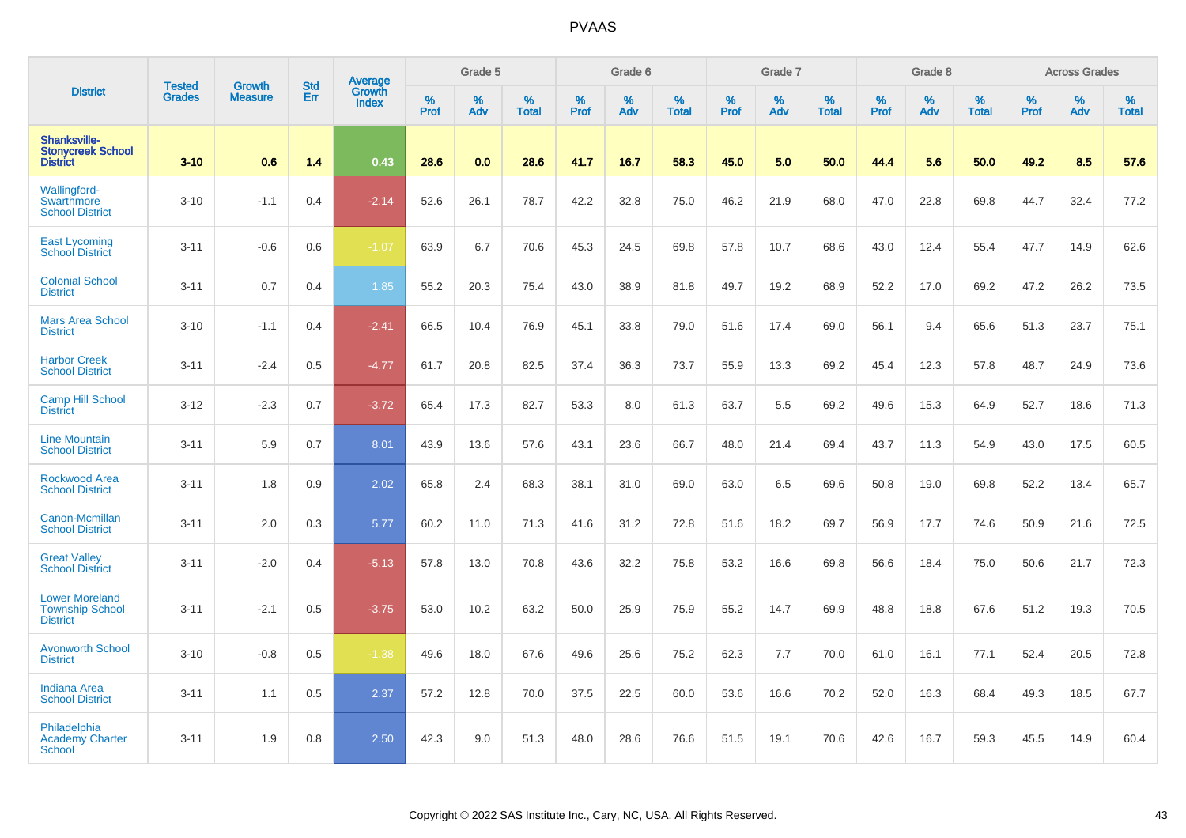# PVAAS

| District | Tested Grades | Growth Measure | Std Err | Average Growth Index | Grade 5 | | | Grade 6 | | | Grade 7 | | | Grade 8 | | | Across Grades | | |
|---|---|---|---|---|---|---|---|---|---|---|---|---|---|---|---|---|---|---|---|
| | | | | | % Prof | % Adv | % Total | % Prof | % Adv | % Total | % Prof | % Adv | % Total | % Prof | % Adv | % Total | % Prof | % Adv | % Total |
| **Shanksville-Stonycreek School District** | **3-10** | **0.6** | **1.4** | **0.43** | **28.6** | **0.0** | **28.6** | **41.7** | **16.7** | **58.3** | **45.0** | **5.0** | **50.0** | **44.4** | **5.6** | **50.0** | **49.2** | **8.5** | **57.6** |
| Wallingford-Swarthmore School District | 3-10 | -1.1 | 0.4 | -2.14 | 52.6 | 26.1 | 78.7 | 42.2 | 32.8 | 75.0 | 46.2 | 21.9 | 68.0 | 47.0 | 22.8 | 69.8 | 44.7 | 32.4 | 77.2 |
| East Lycoming School District | 3-11 | -0.6 | 0.6 | -1.07 | 63.9 | 6.7 | 70.6 | 45.3 | 24.5 | 69.8 | 57.8 | 10.7 | 68.6 | 43.0 | 12.4 | 55.4 | 47.7 | 14.9 | 62.6 |
| Colonial School District | 3-11 | 0.7 | 0.4 | 1.85 | 55.2 | 20.3 | 75.4 | 43.0 | 38.9 | 81.8 | 49.7 | 19.2 | 68.9 | 52.2 | 17.0 | 69.2 | 47.2 | 26.2 | 73.5 |
| Mars Area School District | 3-10 | -1.1 | 0.4 | -2.41 | 66.5 | 10.4 | 76.9 | 45.1 | 33.8 | 79.0 | 51.6 | 17.4 | 69.0 | 56.1 | 9.4 | 65.6 | 51.3 | 23.7 | 75.1 |
| Harbor Creek School District | 3-11 | -2.4 | 0.5 | -4.77 | 61.7 | 20.8 | 82.5 | 37.4 | 36.3 | 73.7 | 55.9 | 13.3 | 69.2 | 45.4 | 12.3 | 57.8 | 48.7 | 24.9 | 73.6 |
| Camp Hill School District | 3-12 | -2.3 | 0.7 | -3.72 | 65.4 | 17.3 | 82.7 | 53.3 | 8.0 | 61.3 | 63.7 | 5.5 | 69.2 | 49.6 | 15.3 | 64.9 | 52.7 | 18.6 | 71.3 |
| Line Mountain School District | 3-11 | 5.9 | 0.7 | 8.01 | 43.9 | 13.6 | 57.6 | 43.1 | 23.6 | 66.7 | 48.0 | 21.4 | 69.4 | 43.7 | 11.3 | 54.9 | 43.0 | 17.5 | 60.5 |
| Rockwood Area School District | 3-11 | 1.8 | 0.9 | 2.02 | 65.8 | 2.4 | 68.3 | 38.1 | 31.0 | 69.0 | 63.0 | 6.5 | 69.6 | 50.8 | 19.0 | 69.8 | 52.2 | 13.4 | 65.7 |
| Canon-Mcmillan School District | 3-11 | 2.0 | 0.3 | 5.77 | 60.2 | 11.0 | 71.3 | 41.6 | 31.2 | 72.8 | 51.6 | 18.2 | 69.7 | 56.9 | 17.7 | 74.6 | 50.9 | 21.6 | 72.5 |
| Great Valley School District | 3-11 | -2.0 | 0.4 | -5.13 | 57.8 | 13.0 | 70.8 | 43.6 | 32.2 | 75.8 | 53.2 | 16.6 | 69.8 | 56.6 | 18.4 | 75.0 | 50.6 | 21.7 | 72.3 |
| Lower Moreland Township School District | 3-11 | -2.1 | 0.5 | -3.75 | 53.0 | 10.2 | 63.2 | 50.0 | 25.9 | 75.9 | 55.2 | 14.7 | 69.9 | 48.8 | 18.8 | 67.6 | 51.2 | 19.3 | 70.5 |
| Avonworth School District | 3-10 | -0.8 | 0.5 | -1.38 | 49.6 | 18.0 | 67.6 | 49.6 | 25.6 | 75.2 | 62.3 | 7.7 | 70.0 | 61.0 | 16.1 | 77.1 | 52.4 | 20.5 | 72.8 |
| Indiana Area School District | 3-11 | 1.1 | 0.5 | 2.37 | 57.2 | 12.8 | 70.0 | 37.5 | 22.5 | 60.0 | 53.6 | 16.6 | 70.2 | 52.0 | 16.3 | 68.4 | 49.3 | 18.5 | 67.7 |
| Philadelphia Academy Charter School | 3-11 | 1.9 | 0.8 | 2.50 | 42.3 | 9.0 | 51.3 | 48.0 | 28.6 | 76.6 | 51.5 | 19.1 | 70.6 | 42.6 | 16.7 | 59.3 | 45.5 | 14.9 | 60.4 |

Copyright © 2022 SAS Institute Inc., Cary, NC, USA. All Rights Reserved.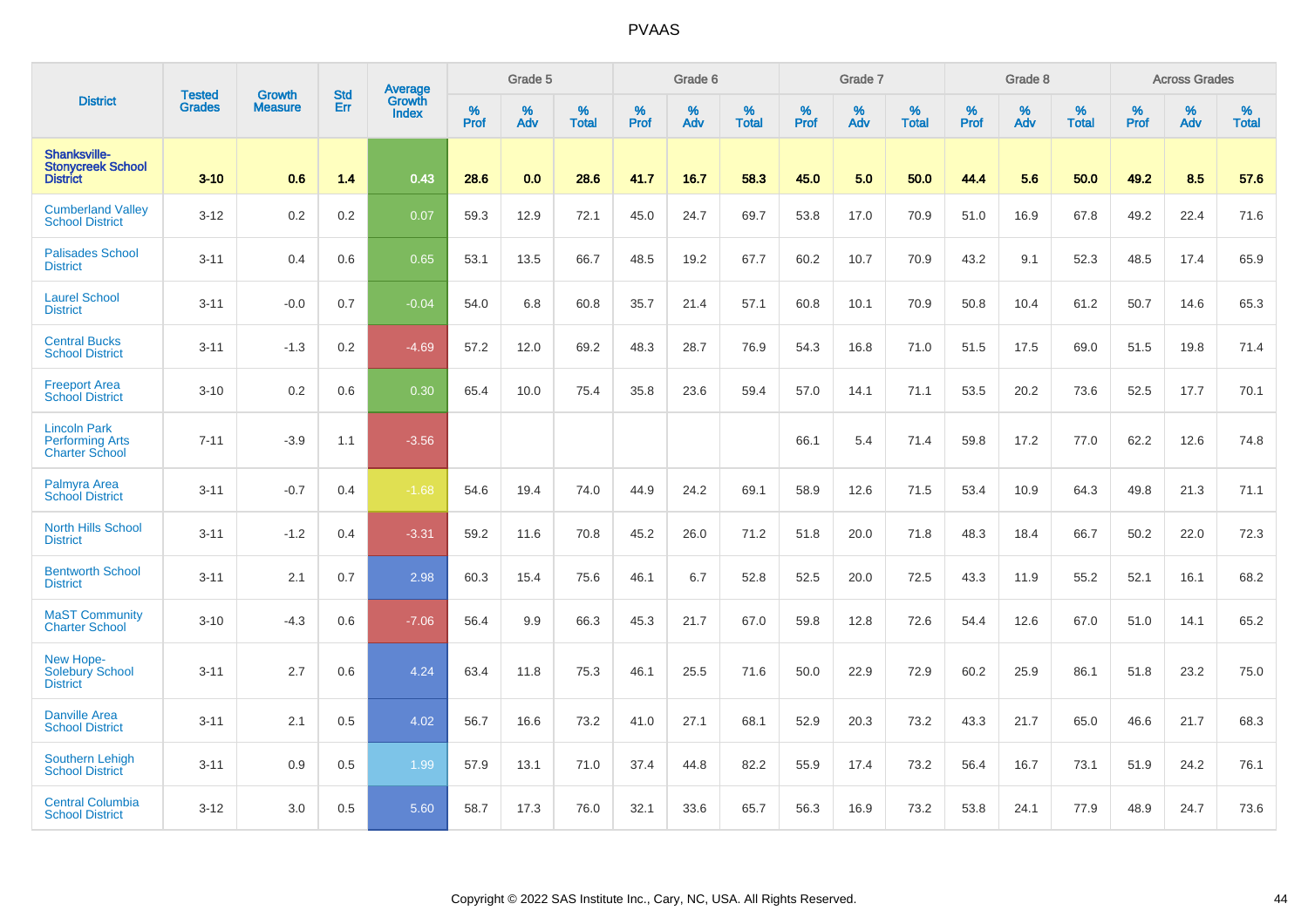# PVAAS

| District | Tested Grades | Growth Measure | Std Err | Average Growth Index | Grade 5 | | | Grade 6 | | | Grade 7 | | | Grade 8 | | | Across Grades | | |
|---|---|---|---|---|---|---|---|---|---|---|---|---|---|---|---|---|---|---|---|
| | | | | | % Prof | % Adv | % Total | % Prof | % Adv | % Total | % Prof | % Adv | % Total | % Prof | % Adv | % Total | % Prof | % Adv | % Total |
| **Shanksville-Stonycreek School District** | **3-10** | **0.6** | **1.4** | **0.43** | **28.6** | **0.0** | **28.6** | **41.7** | **16.7** | **58.3** | **45.0** | **5.0** | **50.0** | **44.4** | **5.6** | **50.0** | **49.2** | **8.5** | **57.6** |
| Cumberland Valley School District | 3-12 | 0.2 | 0.2 | 0.07 | 59.3 | 12.9 | 72.1 | 45.0 | 24.7 | 69.7 | 53.8 | 17.0 | 70.9 | 51.0 | 16.9 | 67.8 | 49.2 | 22.4 | 71.6 |
| Palisades School District | 3-11 | 0.4 | 0.6 | 0.65 | 53.1 | 13.5 | 66.7 | 48.5 | 19.2 | 67.7 | 60.2 | 10.7 | 70.9 | 43.2 | 9.1 | 52.3 | 48.5 | 17.4 | 65.9 |
| Laurel School District | 3-11 | -0.0 | 0.7 | -0.04 | 54.0 | 6.8 | 60.8 | 35.7 | 21.4 | 57.1 | 60.8 | 10.1 | 70.9 | 50.8 | 10.4 | 61.2 | 50.7 | 14.6 | 65.3 |
| Central Bucks School District | 3-11 | -1.3 | 0.2 | -4.69 | 57.2 | 12.0 | 69.2 | 48.3 | 28.7 | 76.9 | 54.3 | 16.8 | 71.0 | 51.5 | 17.5 | 69.0 | 51.5 | 19.8 | 71.4 |
| Freeport Area School District | 3-10 | 0.2 | 0.6 | 0.30 | 65.4 | 10.0 | 75.4 | 35.8 | 23.6 | 59.4 | 57.0 | 14.1 | 71.1 | 53.5 | 20.2 | 73.6 | 52.5 | 17.7 | 70.1 |
| Lincoln Park Performing Arts Charter School | 7-11 | -3.9 | 1.1 | -3.56 | | | | | | | 66.1 | 5.4 | 71.4 | 59.8 | 17.2 | 77.0 | 62.2 | 12.6 | 74.8 |
| Palmyra Area School District | 3-11 | -0.7 | 0.4 | -1.68 | 54.6 | 19.4 | 74.0 | 44.9 | 24.2 | 69.1 | 58.9 | 12.6 | 71.5 | 53.4 | 10.9 | 64.3 | 49.8 | 21.3 | 71.1 |
| North Hills School District | 3-11 | -1.2 | 0.4 | -3.31 | 59.2 | 11.6 | 70.8 | 45.2 | 26.0 | 71.2 | 51.8 | 20.0 | 71.8 | 48.3 | 18.4 | 66.7 | 50.2 | 22.0 | 72.3 |
| Bentworth School District | 3-11 | 2.1 | 0.7 | 2.98 | 60.3 | 15.4 | 75.6 | 46.1 | 6.7 | 52.8 | 52.5 | 20.0 | 72.5 | 43.3 | 11.9 | 55.2 | 52.1 | 16.1 | 68.2 |
| MaST Community Charter School | 3-10 | -4.3 | 0.6 | -7.06 | 56.4 | 9.9 | 66.3 | 45.3 | 21.7 | 67.0 | 59.8 | 12.8 | 72.6 | 54.4 | 12.6 | 67.0 | 51.0 | 14.1 | 65.2 |
| New Hope-Solebury School District | 3-11 | 2.7 | 0.6 | 4.24 | 63.4 | 11.8 | 75.3 | 46.1 | 25.5 | 71.6 | 50.0 | 22.9 | 72.9 | 60.2 | 25.9 | 86.1 | 51.8 | 23.2 | 75.0 |
| Danville Area School District | 3-11 | 2.1 | 0.5 | 4.02 | 56.7 | 16.6 | 73.2 | 41.0 | 27.1 | 68.1 | 52.9 | 20.3 | 73.2 | 43.3 | 21.7 | 65.0 | 46.6 | 21.7 | 68.3 |
| Southern Lehigh School District | 3-11 | 0.9 | 0.5 | 1.99 | 57.9 | 13.1 | 71.0 | 37.4 | 44.8 | 82.2 | 55.9 | 17.4 | 73.2 | 56.4 | 16.7 | 73.1 | 51.9 | 24.2 | 76.1 |
| Central Columbia School District | 3-12 | 3.0 | 0.5 | 5.60 | 58.7 | 17.3 | 76.0 | 32.1 | 33.6 | 65.7 | 56.3 | 16.9 | 73.2 | 53.8 | 24.1 | 77.9 | 48.9 | 24.7 | 73.6 |

Copyright © 2022 SAS Institute Inc., Cary, NC, USA. All Rights Reserved.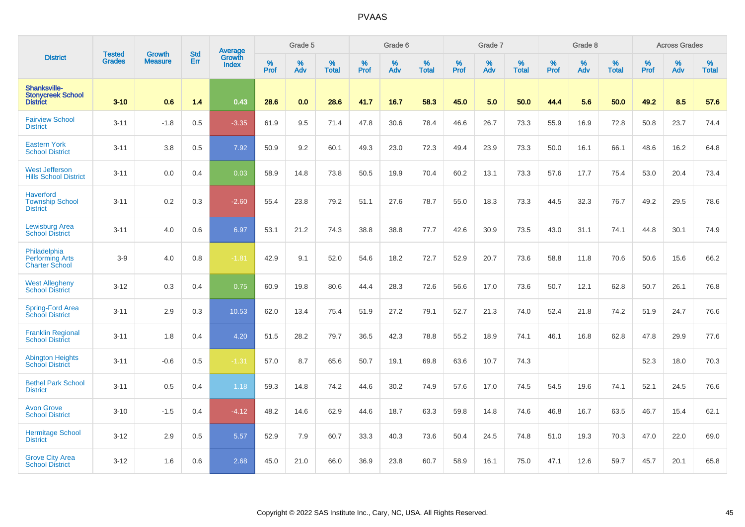# PVAAS

| District | Tested Grades | Growth Measure | Std Err | Average Growth Index | Grade 5 | | | Grade 6 | | | Grade 7 | | | Grade 8 | | | Across Grades | | |
|---|---|---|---|---|---|---|---|---|---|---|---|---|---|---|---|---|---|---|---|
| | | | | | % Prof | % Adv | % Total | % Prof | % Adv | % Total | % Prof | % Adv | % Total | % Prof | % Adv | % Total | % Prof | % Adv | % Total |
| **Shanksville-Stonycreek School District** | **3-10** | **0.6** | **1.4** | **0.43** | **28.6** | **0.0** | **28.6** | **41.7** | **16.7** | **58.3** | **45.0** | **5.0** | **50.0** | **44.4** | **5.6** | **50.0** | **49.2** | **8.5** | **57.6** |
| Fairview School District | 3-11 | -1.8 | 0.5 | -3.35 | 61.9 | 9.5 | 71.4 | 47.8 | 30.6 | 78.4 | 46.6 | 26.7 | 73.3 | 55.9 | 16.9 | 72.8 | 50.8 | 23.7 | 74.4 |
| Eastern York School District | 3-11 | 3.8 | 0.5 | 7.92 | 50.9 | 9.2 | 60.1 | 49.3 | 23.0 | 72.3 | 49.4 | 23.9 | 73.3 | 50.0 | 16.1 | 66.1 | 48.6 | 16.2 | 64.8 |
| West Jefferson Hills School District | 3-11 | 0.0 | 0.4 | 0.03 | 58.9 | 14.8 | 73.8 | 50.5 | 19.9 | 70.4 | 60.2 | 13.1 | 73.3 | 57.6 | 17.7 | 75.4 | 53.0 | 20.4 | 73.4 |
| Haverford Township School District | 3-11 | 0.2 | 0.3 | -2.60 | 55.4 | 23.8 | 79.2 | 51.1 | 27.6 | 78.7 | 55.0 | 18.3 | 73.3 | 44.5 | 32.3 | 76.7 | 49.2 | 29.5 | 78.6 |
| Lewisburg Area School District | 3-11 | 4.0 | 0.6 | 6.97 | 53.1 | 21.2 | 74.3 | 38.8 | 38.8 | 77.7 | 42.6 | 30.9 | 73.5 | 43.0 | 31.1 | 74.1 | 44.8 | 30.1 | 74.9 |
| Philadelphia Performing Arts Charter School | 3-9 | 4.0 | 0.8 | -1.81 | 42.9 | 9.1 | 52.0 | 54.6 | 18.2 | 72.7 | 52.9 | 20.7 | 73.6 | 58.8 | 11.8 | 70.6 | 50.6 | 15.6 | 66.2 |
| West Allegheny School District | 3-12 | 0.3 | 0.4 | 0.75 | 60.9 | 19.8 | 80.6 | 44.4 | 28.3 | 72.6 | 56.6 | 17.0 | 73.6 | 50.7 | 12.1 | 62.8 | 50.7 | 26.1 | 76.8 |
| Spring-Ford Area School District | 3-11 | 2.9 | 0.3 | 10.53 | 62.0 | 13.4 | 75.4 | 51.9 | 27.2 | 79.1 | 52.7 | 21.3 | 74.0 | 52.4 | 21.8 | 74.2 | 51.9 | 24.7 | 76.6 |
| Franklin Regional School District | 3-11 | 1.8 | 0.4 | 4.20 | 51.5 | 28.2 | 79.7 | 36.5 | 42.3 | 78.8 | 55.2 | 18.9 | 74.1 | 46.1 | 16.8 | 62.8 | 47.8 | 29.9 | 77.6 |
| Abington Heights School District | 3-11 | -0.6 | 0.5 | -1.31 | 57.0 | 8.7 | 65.6 | 50.7 | 19.1 | 69.8 | 63.6 | 10.7 | 74.3 | | | | 52.3 | 18.0 | 70.3 |
| Bethel Park School District | 3-11 | 0.5 | 0.4 | 1.18 | 59.3 | 14.8 | 74.2 | 44.6 | 30.2 | 74.9 | 57.6 | 17.0 | 74.5 | 54.5 | 19.6 | 74.1 | 52.1 | 24.5 | 76.6 |
| Avon Grove School District | 3-10 | -1.5 | 0.4 | -4.12 | 48.2 | 14.6 | 62.9 | 44.6 | 18.7 | 63.3 | 59.8 | 14.8 | 74.6 | 46.8 | 16.7 | 63.5 | 46.7 | 15.4 | 62.1 |
| Hermitage School District | 3-12 | 2.9 | 0.5 | 5.57 | 52.9 | 7.9 | 60.7 | 33.3 | 40.3 | 73.6 | 50.4 | 24.5 | 74.8 | 51.0 | 19.3 | 70.3 | 47.0 | 22.0 | 69.0 |
| Grove City Area School District | 3-12 | 1.6 | 0.6 | 2.68 | 45.0 | 21.0 | 66.0 | 36.9 | 23.8 | 60.7 | 58.9 | 16.1 | 75.0 | 47.1 | 12.6 | 59.7 | 45.7 | 20.1 | 65.8 |

Copyright © 2022 SAS Institute Inc., Cary, NC, USA. All Rights Reserved.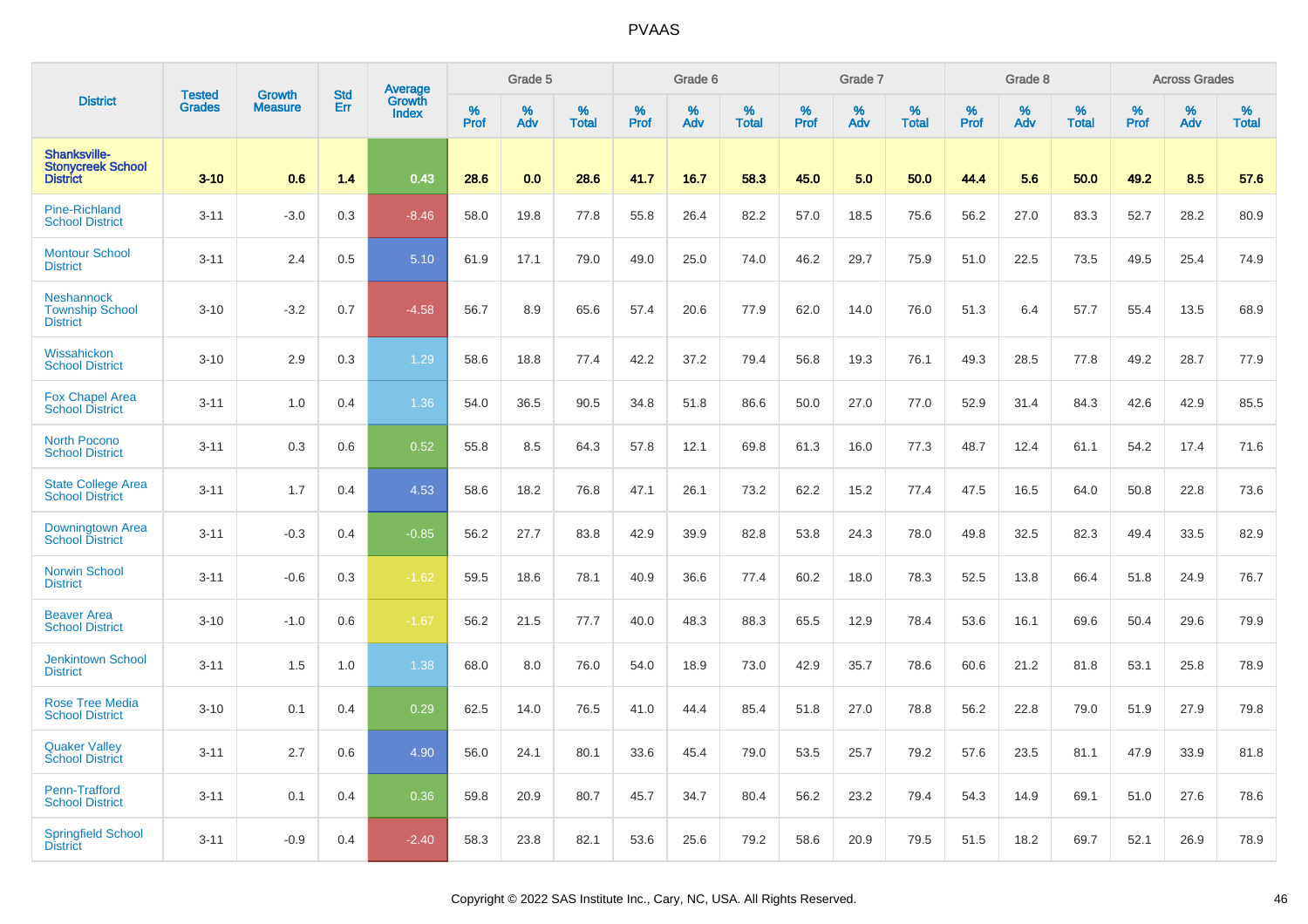# PVAAS

| District | Tested Grades | Growth Measure | Std Err | Average Growth Index | Grade 5 | | | Grade 6 | | | Grade 7 | | | Grade 8 | | | Across Grades | | |
|---|---|---|---|---|---|---|---|---|---|---|---|---|---|---|---|---|---|---|---|
| | | | | | % Prof | % Adv | % Total | % Prof | % Adv | % Total | % Prof | % Adv | % Total | % Prof | % Adv | % Total | % Prof | % Adv | % Total |
| **Shanksville-Stonycreek School District** | **3-10** | **0.6** | **1.4** | **0.43** | **28.6** | **0.0** | **28.6** | **41.7** | **16.7** | **58.3** | **45.0** | **5.0** | **50.0** | **44.4** | **5.6** | **50.0** | **49.2** | **8.5** | **57.6** |
| Pine-Richland School District | 3-11 | -3.0 | 0.3 | -8.46 | 58.0 | 19.8 | 77.8 | 55.8 | 26.4 | 82.2 | 57.0 | 18.5 | 75.6 | 56.2 | 27.0 | 83.3 | 52.7 | 28.2 | 80.9 |
| Montour School District | 3-11 | 2.4 | 0.5 | 5.10 | 61.9 | 17.1 | 79.0 | 49.0 | 25.0 | 74.0 | 46.2 | 29.7 | 75.9 | 51.0 | 22.5 | 73.5 | 49.5 | 25.4 | 74.9 |
| Neshannock Township School District | 3-10 | -3.2 | 0.7 | -4.58 | 56.7 | 8.9 | 65.6 | 57.4 | 20.6 | 77.9 | 62.0 | 14.0 | 76.0 | 51.3 | 6.4 | 57.7 | 55.4 | 13.5 | 68.9 |
| Wissahickon School District | 3-10 | 2.9 | 0.3 | 1.29 | 58.6 | 18.8 | 77.4 | 42.2 | 37.2 | 79.4 | 56.8 | 19.3 | 76.1 | 49.3 | 28.5 | 77.8 | 49.2 | 28.7 | 77.9 |
| Fox Chapel Area School District | 3-11 | 1.0 | 0.4 | 1.36 | 54.0 | 36.5 | 90.5 | 34.8 | 51.8 | 86.6 | 50.0 | 27.0 | 77.0 | 52.9 | 31.4 | 84.3 | 42.6 | 42.9 | 85.5 |
| North Pocono School District | 3-11 | 0.3 | 0.6 | 0.52 | 55.8 | 8.5 | 64.3 | 57.8 | 12.1 | 69.8 | 61.3 | 16.0 | 77.3 | 48.7 | 12.4 | 61.1 | 54.2 | 17.4 | 71.6 |
| State College Area School District | 3-11 | 1.7 | 0.4 | 4.53 | 58.6 | 18.2 | 76.8 | 47.1 | 26.1 | 73.2 | 62.2 | 15.2 | 77.4 | 47.5 | 16.5 | 64.0 | 50.8 | 22.8 | 73.6 |
| Downingtown Area School District | 3-11 | -0.3 | 0.4 | -0.85 | 56.2 | 27.7 | 83.8 | 42.9 | 39.9 | 82.8 | 53.8 | 24.3 | 78.0 | 49.8 | 32.5 | 82.3 | 49.4 | 33.5 | 82.9 |
| Norwin School District | 3-11 | -0.6 | 0.3 | -1.62 | 59.5 | 18.6 | 78.1 | 40.9 | 36.6 | 77.4 | 60.2 | 18.0 | 78.3 | 52.5 | 13.8 | 66.4 | 51.8 | 24.9 | 76.7 |
| Beaver Area School District | 3-10 | -1.0 | 0.6 | -1.67 | 56.2 | 21.5 | 77.7 | 40.0 | 48.3 | 88.3 | 65.5 | 12.9 | 78.4 | 53.6 | 16.1 | 69.6 | 50.4 | 29.6 | 79.9 |
| Jenkintown School District | 3-11 | 1.5 | 1.0 | 1.38 | 68.0 | 8.0 | 76.0 | 54.0 | 18.9 | 73.0 | 42.9 | 35.7 | 78.6 | 60.6 | 21.2 | 81.8 | 53.1 | 25.8 | 78.9 |
| Rose Tree Media School District | 3-10 | 0.1 | 0.4 | 0.29 | 62.5 | 14.0 | 76.5 | 41.0 | 44.4 | 85.4 | 51.8 | 27.0 | 78.8 | 56.2 | 22.8 | 79.0 | 51.9 | 27.9 | 79.8 |
| Quaker Valley School District | 3-11 | 2.7 | 0.6 | 4.90 | 56.0 | 24.1 | 80.1 | 33.6 | 45.4 | 79.0 | 53.5 | 25.7 | 79.2 | 57.6 | 23.5 | 81.1 | 47.9 | 33.9 | 81.8 |
| Penn-Trafford School District | 3-11 | 0.1 | 0.4 | 0.36 | 59.8 | 20.9 | 80.7 | 45.7 | 34.7 | 80.4 | 56.2 | 23.2 | 79.4 | 54.3 | 14.9 | 69.1 | 51.0 | 27.6 | 78.6 |
| Springfield School District | 3-11 | -0.9 | 0.4 | -2.40 | 58.3 | 23.8 | 82.1 | 53.6 | 25.6 | 79.2 | 58.6 | 20.9 | 79.5 | 51.5 | 18.2 | 69.7 | 52.1 | 26.9 | 78.9 |

Copyright © 2022 SAS Institute Inc., Cary, NC, USA. All Rights Reserved.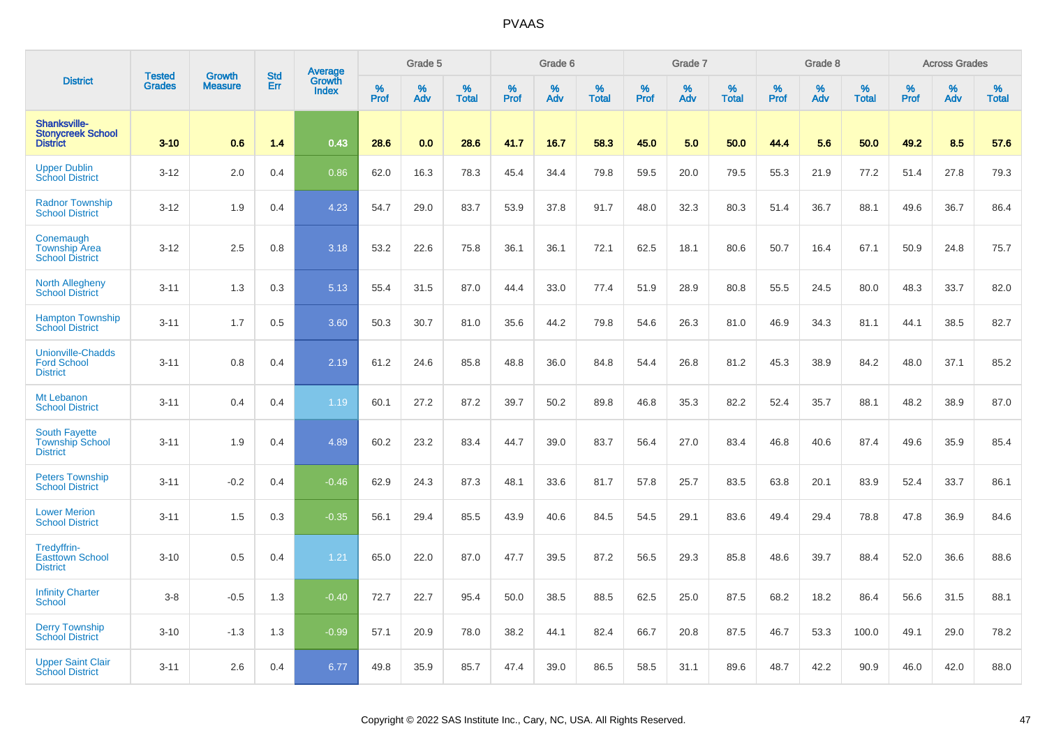# PVAAS

| District | Tested Grades | Growth Measure | Std Err | Average Growth Index | Grade 5 | | | Grade 6 | | | Grade 7 | | | Grade 8 | | | Across Grades | | |
|---|---|---|---|---|---|---|---|---|---|---|---|---|---|---|---|---|---|---|---|
| | | | | | % Prof | % Adv | % Total | % Prof | % Adv | % Total | % Prof | % Adv | % Total | % Prof | % Adv | % Total | % Prof | % Adv | % Total |
| **Shanksville-Stonycreek School District** | **3-10** | **0.6** | **1.4** | **0.43** | **28.6** | **0.0** | **28.6** | **41.7** | **16.7** | **58.3** | **45.0** | **5.0** | **50.0** | **44.4** | **5.6** | **50.0** | **49.2** | **8.5** | **57.6** |
| Upper Dublin School District | 3-12 | 2.0 | 0.4 | 0.86 | 62.0 | 16.3 | 78.3 | 45.4 | 34.4 | 79.8 | 59.5 | 20.0 | 79.5 | 55.3 | 21.9 | 77.2 | 51.4 | 27.8 | 79.3 |
| Radnor Township School District | 3-12 | 1.9 | 0.4 | 4.23 | 54.7 | 29.0 | 83.7 | 53.9 | 37.8 | 91.7 | 48.0 | 32.3 | 80.3 | 51.4 | 36.7 | 88.1 | 49.6 | 36.7 | 86.4 |
| Conemaugh Township Area School District | 3-12 | 2.5 | 0.8 | 3.18 | 53.2 | 22.6 | 75.8 | 36.1 | 36.1 | 72.1 | 62.5 | 18.1 | 80.6 | 50.7 | 16.4 | 67.1 | 50.9 | 24.8 | 75.7 |
| North Allegheny School District | 3-11 | 1.3 | 0.3 | 5.13 | 55.4 | 31.5 | 87.0 | 44.4 | 33.0 | 77.4 | 51.9 | 28.9 | 80.8 | 55.5 | 24.5 | 80.0 | 48.3 | 33.7 | 82.0 |
| Hampton Township School District | 3-11 | 1.7 | 0.5 | 3.60 | 50.3 | 30.7 | 81.0 | 35.6 | 44.2 | 79.8 | 54.6 | 26.3 | 81.0 | 46.9 | 34.3 | 81.1 | 44.1 | 38.5 | 82.7 |
| Unionville-Chadds Ford School District | 3-11 | 0.8 | 0.4 | 2.19 | 61.2 | 24.6 | 85.8 | 48.8 | 36.0 | 84.8 | 54.4 | 26.8 | 81.2 | 45.3 | 38.9 | 84.2 | 48.0 | 37.1 | 85.2 |
| Mt Lebanon School District | 3-11 | 0.4 | 0.4 | 1.19 | 60.1 | 27.2 | 87.2 | 39.7 | 50.2 | 89.8 | 46.8 | 35.3 | 82.2 | 52.4 | 35.7 | 88.1 | 48.2 | 38.9 | 87.0 |
| South Fayette Township School District | 3-11 | 1.9 | 0.4 | 4.89 | 60.2 | 23.2 | 83.4 | 44.7 | 39.0 | 83.7 | 56.4 | 27.0 | 83.4 | 46.8 | 40.6 | 87.4 | 49.6 | 35.9 | 85.4 |
| Peters Township School District | 3-11 | -0.2 | 0.4 | -0.46 | 62.9 | 24.3 | 87.3 | 48.1 | 33.6 | 81.7 | 57.8 | 25.7 | 83.5 | 63.8 | 20.1 | 83.9 | 52.4 | 33.7 | 86.1 |
| Lower Merion School District | 3-11 | 1.5 | 0.3 | -0.35 | 56.1 | 29.4 | 85.5 | 43.9 | 40.6 | 84.5 | 54.5 | 29.1 | 83.6 | 49.4 | 29.4 | 78.8 | 47.8 | 36.9 | 84.6 |
| Tredyffrin-Easttown School District | 3-10 | 0.5 | 0.4 | 1.21 | 65.0 | 22.0 | 87.0 | 47.7 | 39.5 | 87.2 | 56.5 | 29.3 | 85.8 | 48.6 | 39.7 | 88.4 | 52.0 | 36.6 | 88.6 |
| Infinity Charter School | 3-8 | -0.5 | 1.3 | -0.40 | 72.7 | 22.7 | 95.4 | 50.0 | 38.5 | 88.5 | 62.5 | 25.0 | 87.5 | 68.2 | 18.2 | 86.4 | 56.6 | 31.5 | 88.1 |
| Derry Township School District | 3-10 | -1.3 | 1.3 | -0.99 | 57.1 | 20.9 | 78.0 | 38.2 | 44.1 | 82.4 | 66.7 | 20.8 | 87.5 | 46.7 | 53.3 | 100.0 | 49.1 | 29.0 | 78.2 |
| Upper Saint Clair School District | 3-11 | 2.6 | 0.4 | 6.77 | 49.8 | 35.9 | 85.7 | 47.4 | 39.0 | 86.5 | 58.5 | 31.1 | 89.6 | 48.7 | 42.2 | 90.9 | 46.0 | 42.0 | 88.0 |

Copyright © 2022 SAS Institute Inc., Cary, NC, USA. All Rights Reserved.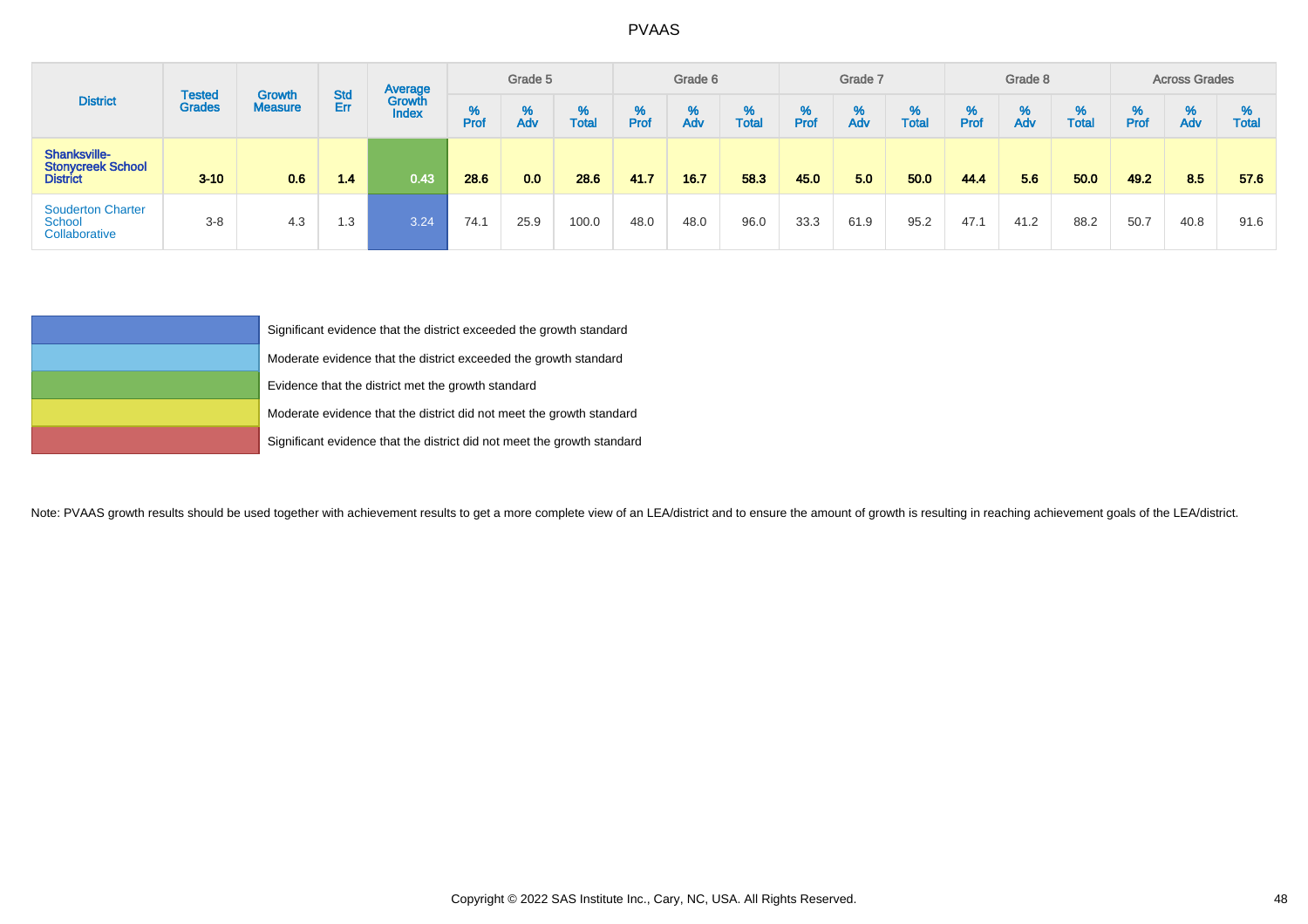# PVAAS

| District | Tested Grades | Growth Measure | Std Err | Average Growth Index | Grade 5 | | | Grade 6 | | | Grade 7 | | | Grade 8 | | | Across Grades | | |
|---|---|---|---|---|---|---|---|---|---|---|---|---|---|---|---|---|---|---|---|
| | | | | | % Prof | % Adv | % Total | % Prof | % Adv | % Total | % Prof | % Adv | % Total | % Prof | % Adv | % Total | % Prof | % Adv | % Total |
| **Shanksville-Stonycreek School District** | **3-10** | **0.6** | **1.4** | **0.43** | **28.6** | **0.0** | **28.6** | **41.7** | **16.7** | **58.3** | **45.0** | **5.0** | **50.0** | **44.4** | **5.6** | **50.0** | **49.2** | **8.5** | **57.6** |
| Souderton Charter School Collaborative | 3-8 | 4.3 | 1.3 | 3.24 | 74.1 | 25.9 | 100.0 | 48.0 | 48.0 | 96.0 | 33.3 | 61.9 | 95.2 | 47.1 | 41.2 | 88.2 | 50.7 | 40.8 | 91.6 |

Significant evidence that the district exceeded the growth standard

Moderate evidence that the district exceeded the growth standard

Evidence that the district met the growth standard

Moderate evidence that the district did not meet the growth standard

Significant evidence that the district did not meet the growth standard

Note: PVAAS growth results should be used together with achievement results to get a more complete view of an LEA/district and to ensure the amount of growth is resulting in reaching achievement goals of the LEA/district.

Copyright © 2022 SAS Institute Inc., Cary, NC, USA. All Rights Reserved.